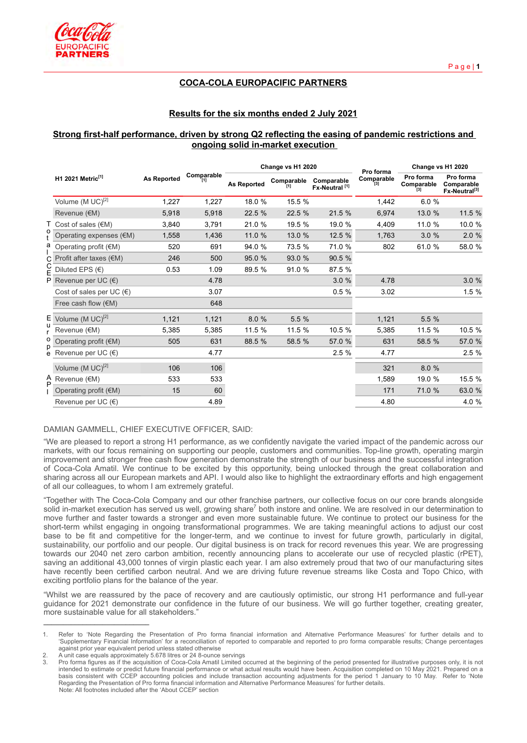# COCA-COLA EUROPACIFIC PARTNERS

## Results for the six months ended 2 July 2021

## Strong first-half performance, driven by strong Q2 reflecting the easing of pandemic restrictions and ongoing solid in-market execution

| | H1 2021 Metric[1] | As Reported | Comparable [1] | Change vs H1 2020 | | | Pro forma Comparable [3] | Change vs H1 2020 | |
|---|---|---|---|---|---|---|---|---|---|
| | | | | As Reported | Comparable [1] | Comparable Fx-Neutral [1] | | Pro forma Comparable [3] | Pro forma Comparable Fx-Neutral[3] |
| Total CCEP | Volume (M UC)[2] | 1,227 | 1,227 | 18.0 % | 15.5 % | | 1,442 | 6.0 % | |
| | Revenue (€M) | 5,918 | 5,918 | 22.5 % | 22.5 % | 21.5 % | 6,974 | 13.0 % | 11.5 % |
| | Cost of sales (€M) | 3,840 | 3,791 | 21.0 % | 19.5 % | 19.0 % | 4,409 | 11.0 % | 10.0 % |
| | Operating expenses (€M) | 1,558 | 1,436 | 11.0 % | 13.0 % | 12.5 % | 1,763 | 3.0 % | 2.0 % |
| | Operating profit (€M) | 520 | 691 | 94.0 % | 73.5 % | 71.0 % | 802 | 61.0 % | 58.0 % |
| | Profit after taxes (€M) | 246 | 500 | 95.0 % | 93.0 % | 90.5 % | | | |
| | Diluted EPS (€) | 0.53 | 1.09 | 89.5 % | 91.0 % | 87.5 % | | | |
| | Revenue per UC (€) | | 4.78 | | | 3.0 % | 4.78 | | 3.0 % |
| | Cost of sales per UC (€) | | 3.07 | | | 0.5 % | 3.02 | | 1.5 % |
| | Free cash flow (€M) | | 648 | | | | | | |
| Europe | Volume (M UC)[2] | 1,121 | 1,121 | 8.0 % | 5.5 % | | 1,121 | 5.5 % | |
| | Revenue (€M) | 5,385 | 5,385 | 11.5 % | 11.5 % | 10.5 % | 5,385 | 11.5 % | 10.5 % |
| | Operating profit (€M) | 505 | 631 | 88.5 % | 58.5 % | 57.0 % | 631 | 58.5 % | 57.0 % |
| | Revenue per UC (€) | | 4.77 | | | 2.5 % | 4.77 | | 2.5 % |
| API | Volume (M UC)[2] | 106 | 106 | | | | 321 | 8.0 % | |
| | Revenue (€M) | 533 | 533 | | | | 1,589 | 19.0 % | 15.5 % |
| | Operating profit (€M) | 15 | 60 | | | | 171 | 71.0 % | 63.0 % |
| | Revenue per UC (€) | | 4.89 | | | | 4.80 | | 4.0 % |

DAMIAN GAMMELL, CHIEF EXECUTIVE OFFICER, SAID:

"We are pleased to report a strong H1 performance, as we confidently navigate the varied impact of the pandemic across our markets, with our focus remaining on supporting our people, customers and communities. Top-line growth, operating margin improvement and stronger free cash flow generation demonstrate the strength of our business and the successful integration of Coca-Cola Amatil. We continue to be excited by this opportunity, being unlocked through the great collaboration and sharing across all our European markets and API. I would also like to highlight the extraordinary efforts and high engagement of all our colleagues, to whom I am extremely grateful.

"Together with The Coca-Cola Company and our other franchise partners, our collective focus on our core brands alongside solid in-market execution has served us well, growing share[7] both instore and online. We are resolved in our determination to move further and faster towards a stronger and even more sustainable future. We continue to protect our business for the short-term whilst engaging in ongoing transformational programmes. We are taking meaningful actions to adjust our cost base to be fit and competitive for the longer-term, and we continue to invest for future growth, particularly in digital, sustainability, our portfolio and our people. Our digital business is on track for record revenues this year. We are progressing towards our 2040 net zero carbon ambition, recently announcing plans to accelerate our use of recycled plastic (rPET), saving an additional 43,000 tonnes of virgin plastic each year. I am also extremely proud that two of our manufacturing sites have recently been certified carbon neutral. And we are driving future revenue streams like Costa and Topo Chico, with exciting portfolio plans for the balance of the year.

"Whilst we are reassured by the pace of recovery and are cautiously optimistic, our strong H1 performance and full-year guidance for 2021 demonstrate our confidence in the future of our business. We will go further together, creating greater, more sustainable value for all stakeholders."

---

1. Refer to 'Note Regarding the Presentation of Pro forma financial information and Alternative Performance Measures' for further details and to 'Supplementary Financial Information' for a reconciliation of reported to comparable and reported to pro forma comparable results; Change percentages against prior year equivalent period unless stated otherwise
2. A unit case equals approximately 5.678 litres or 24 8-ounce servings
3. Pro forma figures as if the acquisition of Coca-Cola Amatil Limited occurred at the beginning of the period presented for illustrative purposes only, it is not intended to estimate or predict future financial performance or what actual results would have been. Acquisition completed on 10 May 2021. Prepared on a basis consistent with CCEP accounting policies and include transaction accounting adjustments for the period 1 January to 10 May. Refer to 'Note Regarding the Presentation of Pro forma financial information and Alternative Performance Measures' for further details.

Note: All footnotes included after the 'About CCEP' section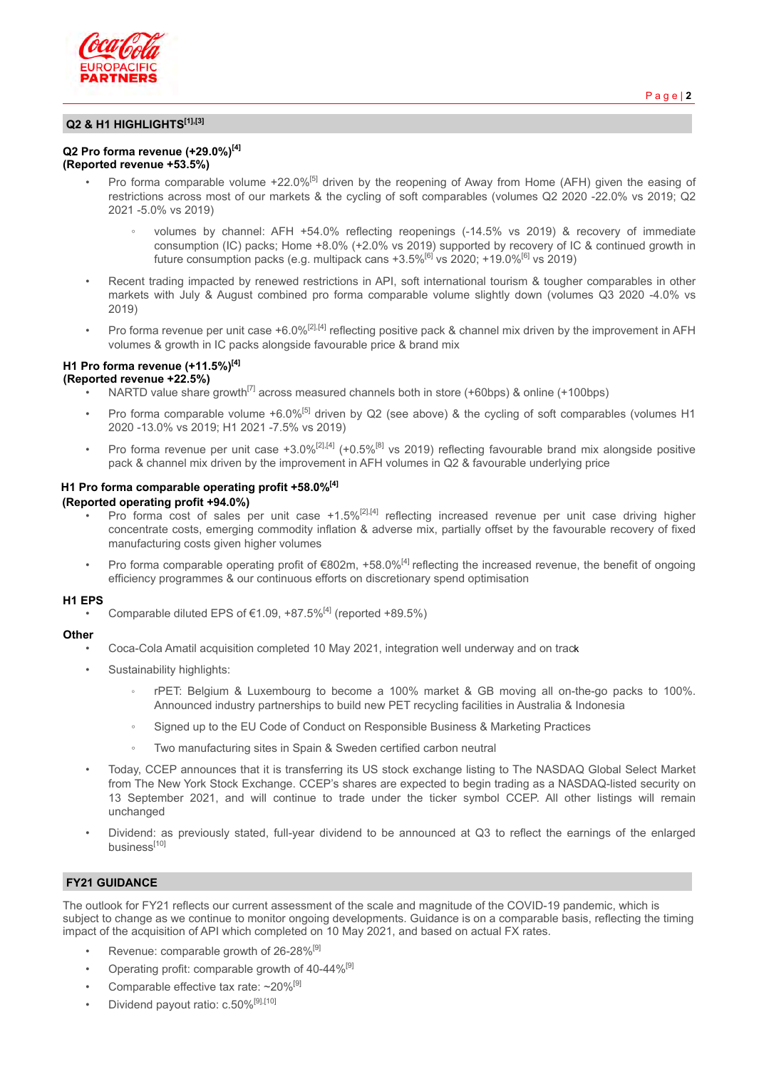## Q2 & H1 HIGHLIGHTS[1],[3]

**Q2 Pro forma revenue (+29.0%)[4]**
**(Reported revenue +53.5%)**

- Pro forma comparable volume +22.0%[5] driven by the reopening of Away from Home (AFH) given the easing of restrictions across most of our markets & the cycling of soft comparables (volumes Q2 2020 -22.0% vs 2019; Q2 2021 -5.0% vs 2019)
  - volumes by channel: AFH +54.0% reflecting reopenings (-14.5% vs 2019) & recovery of immediate consumption (IC) packs; Home +8.0% (+2.0% vs 2019) supported by recovery of IC & continued growth in future consumption packs (e.g. multipack cans +3.5%[6] vs 2020; +19.0%[6] vs 2019)
- Recent trading impacted by renewed restrictions in API, soft international tourism & tougher comparables in other markets with July & August combined pro forma comparable volume slightly down (volumes Q3 2020 -4.0% vs 2019)
- Pro forma revenue per unit case +6.0%[2],[4] reflecting positive pack & channel mix driven by the improvement in AFH volumes & growth in IC packs alongside favourable price & brand mix

**H1 Pro forma revenue (+11.5%)[4]**
**(Reported revenue +22.5%)**

- NARTD value share growth[7] across measured channels both in store (+60bps) & online (+100bps)
- Pro forma comparable volume +6.0%[5] driven by Q2 (see above) & the cycling of soft comparables (volumes H1 2020 -13.0% vs 2019; H1 2021 -7.5% vs 2019)
- Pro forma revenue per unit case +3.0%[2],[4] (+0.5%[8] vs 2019) reflecting favourable brand mix alongside positive pack & channel mix driven by the improvement in AFH volumes in Q2 & favourable underlying price

**H1 Pro forma comparable operating profit +58.0%[4]**
**(Reported operating profit +94.0%)**

- Pro forma cost of sales per unit case +1.5%[2],[4] reflecting increased revenue per unit case driving higher concentrate costs, emerging commodity inflation & adverse mix, partially offset by the favourable recovery of fixed manufacturing costs given higher volumes
- Pro forma comparable operating profit of €802m, +58.0%[4] reflecting the increased revenue, the benefit of ongoing efficiency programmes & our continuous efforts on discretionary spend optimisation

**H1 EPS**

- Comparable diluted EPS of €1.09, +87.5%[4] (reported +89.5%)

**Other**

- Coca-Cola Amatil acquisition completed 10 May 2021, integration well underway and on track
- Sustainability highlights:
  - rPET: Belgium & Luxembourg to become a 100% market & GB moving all on-the-go packs to 100%. Announced industry partnerships to build new PET recycling facilities in Australia & Indonesia
  - Signed up to the EU Code of Conduct on Responsible Business & Marketing Practices
  - Two manufacturing sites in Spain & Sweden certified carbon neutral
- Today, CCEP announces that it is transferring its US stock exchange listing to The NASDAQ Global Select Market from The New York Stock Exchange. CCEP's shares are expected to begin trading as a NASDAQ-listed security on 13 September 2021, and will continue to trade under the ticker symbol CCEP. All other listings will remain unchanged
- Dividend: as previously stated, full-year dividend to be announced at Q3 to reflect the earnings of the enlarged business[10]

## FY21 GUIDANCE

The outlook for FY21 reflects our current assessment of the scale and magnitude of the COVID-19 pandemic, which is subject to change as we continue to monitor ongoing developments. Guidance is on a comparable basis, reflecting the timing impact of the acquisition of API which completed on 10 May 2021, and based on actual FX rates.

- Revenue: comparable growth of 26-28%[9]
- Operating profit: comparable growth of 40-44%[9]
- Comparable effective tax rate: ~20%[9]
- Dividend payout ratio: c.50%[9],[10]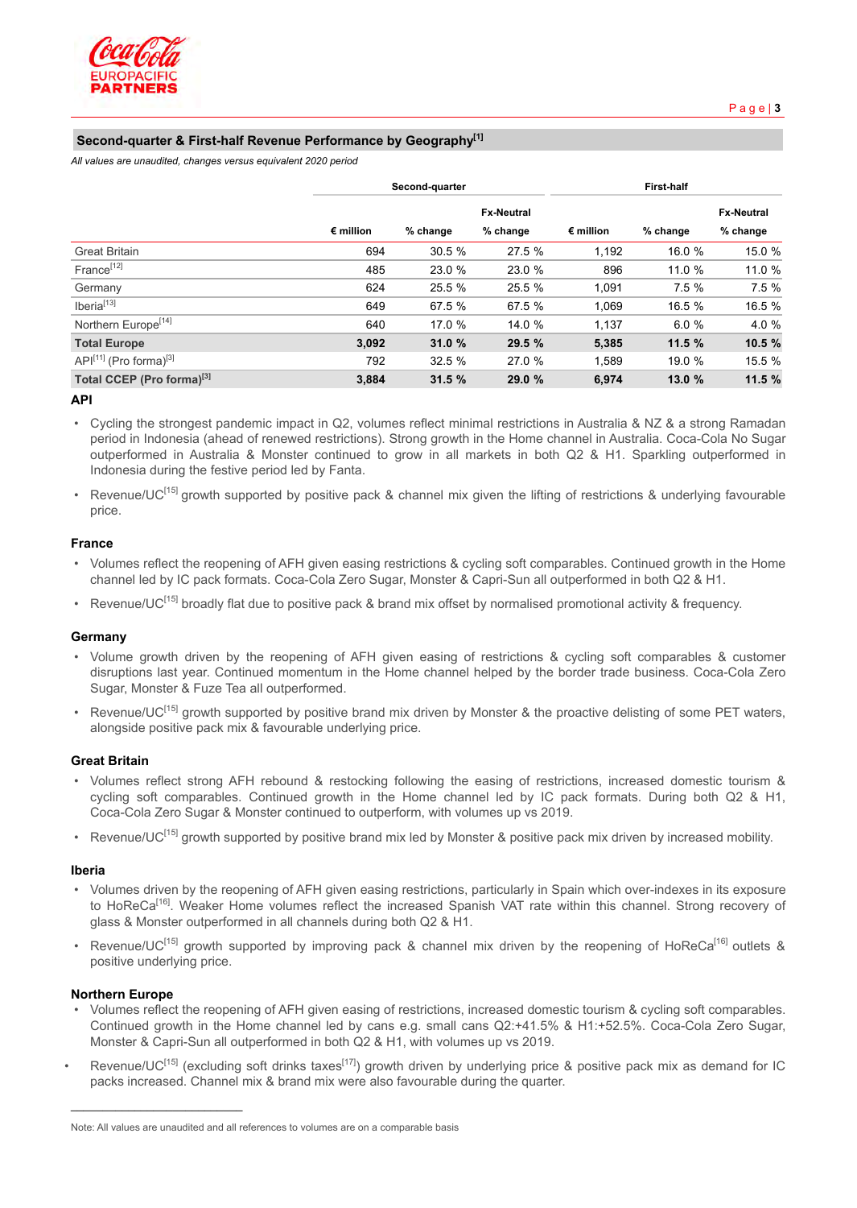## Second-quarter & First-half Revenue Performance by Geography[1]

*All values are unaudited, changes versus equivalent 2020 period*

| | Second-quarter | | | First-half | | |
|---|---|---|---|---|---|---|
| | € million | % change | Fx-Neutral % change | € million | % change | Fx-Neutral % change |
| Great Britain | 694 | 30.5 % | 27.5 % | 1,192 | 16.0 % | 15.0 % |
| France[12] | 485 | 23.0 % | 23.0 % | 896 | 11.0 % | 11.0 % |
| Germany | 624 | 25.5 % | 25.5 % | 1,091 | 7.5 % | 7.5 % |
| Iberia[13] | 649 | 67.5 % | 67.5 % | 1,069 | 16.5 % | 16.5 % |
| Northern Europe[14] | 640 | 17.0 % | 14.0 % | 1,137 | 6.0 % | 4.0 % |
| **Total Europe** | **3,092** | **31.0 %** | **29.5 %** | **5,385** | **11.5 %** | **10.5 %** |
| API[11] (Pro forma)[3] | 792 | 32.5 % | 27.0 % | 1,589 | 19.0 % | 15.5 % |
| **Total CCEP (Pro forma)[3]** | **3,884** | **31.5 %** | **29.0 %** | **6,974** | **13.0 %** | **11.5 %** |

### API

- Cycling the strongest pandemic impact in Q2, volumes reflect minimal restrictions in Australia & NZ & a strong Ramadan period in Indonesia (ahead of renewed restrictions). Strong growth in the Home channel in Australia. Coca-Cola No Sugar outperformed in Australia & Monster continued to grow in all markets in both Q2 & H1. Sparkling outperformed in Indonesia during the festive period led by Fanta.
- Revenue/UC[15] growth supported by positive pack & channel mix given the lifting of restrictions & underlying favourable price.

### France

- Volumes reflect the reopening of AFH given easing restrictions & cycling soft comparables. Continued growth in the Home channel led by IC pack formats. Coca-Cola Zero Sugar, Monster & Capri-Sun all outperformed in both Q2 & H1.
- Revenue/UC[15] broadly flat due to positive pack & brand mix offset by normalised promotional activity & frequency.

### Germany

- Volume growth driven by the reopening of AFH given easing of restrictions & cycling soft comparables & customer disruptions last year. Continued momentum in the Home channel helped by the border trade business. Coca-Cola Zero Sugar, Monster & Fuze Tea all outperformed.
- Revenue/UC[15] growth supported by positive brand mix driven by Monster & the proactive delisting of some PET waters, alongside positive pack mix & favourable underlying price.

### Great Britain

- Volumes reflect strong AFH rebound & restocking following the easing of restrictions, increased domestic tourism & cycling soft comparables. Continued growth in the Home channel led by IC pack formats. During both Q2 & H1, Coca-Cola Zero Sugar & Monster continued to outperform, with volumes up vs 2019.
- Revenue/UC[15] growth supported by positive brand mix led by Monster & positive pack mix driven by increased mobility.

### Iberia

- Volumes driven by the reopening of AFH given easing restrictions, particularly in Spain which over-indexes in its exposure to HoReCa[16]. Weaker Home volumes reflect the increased Spanish VAT rate within this channel. Strong recovery of glass & Monster outperformed in all channels during both Q2 & H1.
- Revenue/UC[15] growth supported by improving pack & channel mix driven by the reopening of HoReCa[16] outlets & positive underlying price.

### Northern Europe

- Volumes reflect the reopening of AFH given easing of restrictions, increased domestic tourism & cycling soft comparables. Continued growth in the Home channel led by cans e.g. small cans Q2:+41.5% & H1:+52.5%. Coca-Cola Zero Sugar, Monster & Capri-Sun all outperformed in both Q2 & H1, with volumes up vs 2019.
- Revenue/UC[15] (excluding soft drinks taxes[17]) growth driven by underlying price & positive pack mix as demand for IC packs increased. Channel mix & brand mix were also favourable during the quarter.

Note: All values are unaudited and all references to volumes are on a comparable basis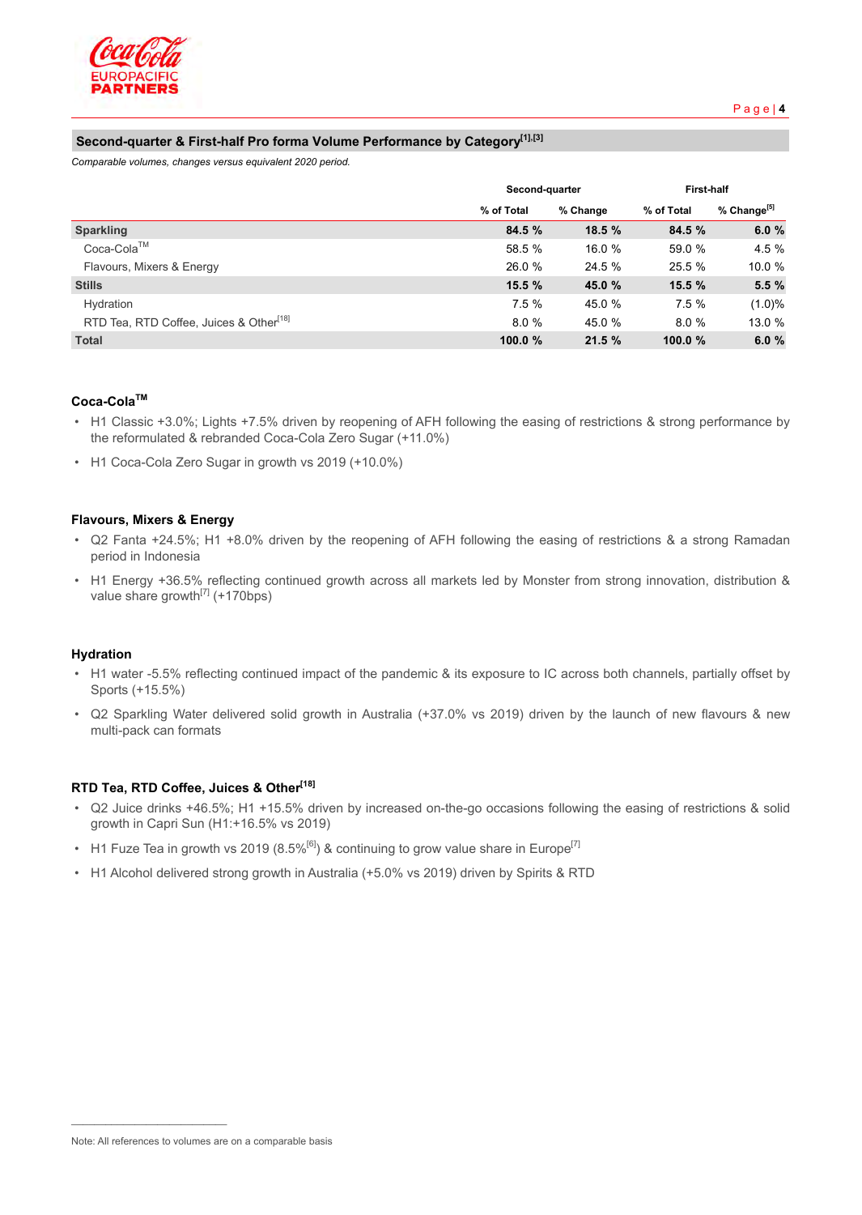## Second-quarter & First-half Pro forma Volume Performance by Category[1],[3]

*Comparable volumes, changes versus equivalent 2020 period.*

| | Second-quarter | | First-half | |
|---|---|---|---|---|
| | % of Total | % Change | % of Total | % Change[5] |
| **Sparkling** | **84.5 %** | **18.5 %** | **84.5 %** | **6.0 %** |
| Coca-Cola™ | 58.5 % | 16.0 % | 59.0 % | 4.5 % |
| Flavours, Mixers & Energy | 26.0 % | 24.5 % | 25.5 % | 10.0 % |
| **Stills** | **15.5 %** | **45.0 %** | **15.5 %** | **5.5 %** |
| Hydration | 7.5 % | 45.0 % | 7.5 % | (1.0)% |
| RTD Tea, RTD Coffee, Juices & Other[18] | 8.0 % | 45.0 % | 8.0 % | 13.0 % |
| **Total** | **100.0 %** | **21.5 %** | **100.0 %** | **6.0 %** |

### Coca-Cola™

- H1 Classic +3.0%; Lights +7.5% driven by reopening of AFH following the easing of restrictions & strong performance by the reformulated & rebranded Coca-Cola Zero Sugar (+11.0%)
- H1 Coca-Cola Zero Sugar in growth vs 2019 (+10.0%)

### Flavours, Mixers & Energy

- Q2 Fanta +24.5%; H1 +8.0% driven by the reopening of AFH following the easing of restrictions & a strong Ramadan period in Indonesia
- H1 Energy +36.5% reflecting continued growth across all markets led by Monster from strong innovation, distribution & value share growth[7] (+170bps)

### Hydration

- H1 water -5.5% reflecting continued impact of the pandemic & its exposure to IC across both channels, partially offset by Sports (+15.5%)
- Q2 Sparkling Water delivered solid growth in Australia (+37.0% vs 2019) driven by the launch of new flavours & new multi-pack can formats

### RTD Tea, RTD Coffee, Juices & Other[18]

- Q2 Juice drinks +46.5%; H1 +15.5% driven by increased on-the-go occasions following the easing of restrictions & solid growth in Capri Sun (H1:+16.5% vs 2019)
- H1 Fuze Tea in growth vs 2019 (8.5%[6]) & continuing to grow value share in Europe[7]
- H1 Alcohol delivered strong growth in Australia (+5.0% vs 2019) driven by Spirits & RTD

Note: All references to volumes are on a comparable basis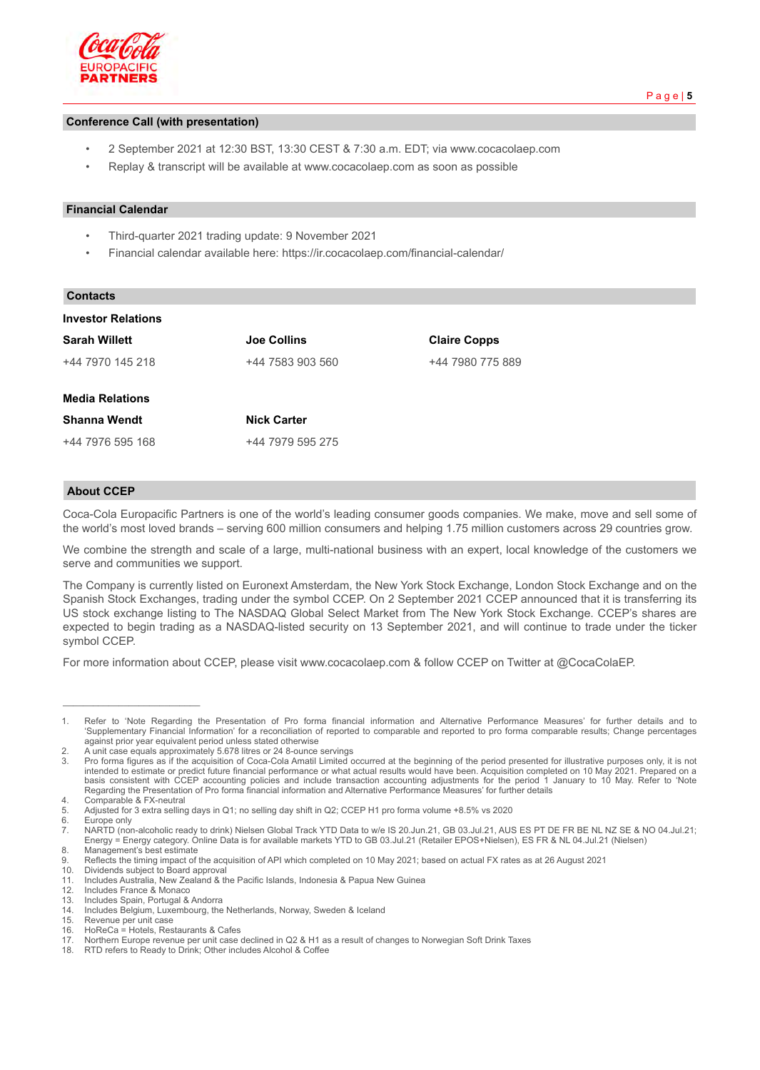## Conference Call (with presentation)

- 2 September 2021 at 12:30 BST, 13:30 CEST & 7:30 a.m. EDT; via www.cocacolaep.com
- Replay & transcript will be available at www.cocacolaep.com as soon as possible

## Financial Calendar

- Third-quarter 2021 trading update: 9 November 2021
- Financial calendar available here: https://ir.cocacolaep.com/financial-calendar/

## Contacts

**Investor Relations**

| **Sarah Willett** | **Joe Collins** | **Claire Copps** |
|---|---|---|
| +44 7970 145 218 | +44 7583 903 560 | +44 7980 775 889 |

**Media Relations**

| **Shanna Wendt** | **Nick Carter** |
|---|---|
| +44 7976 595 168 | +44 7979 595 275 |

## About CCEP

Coca-Cola Europacific Partners is one of the world's leading consumer goods companies. We make, move and sell some of the world's most loved brands – serving 600 million consumers and helping 1.75 million customers across 29 countries grow.

We combine the strength and scale of a large, multi-national business with an expert, local knowledge of the customers we serve and communities we support.

The Company is currently listed on Euronext Amsterdam, the New York Stock Exchange, London Stock Exchange and on the Spanish Stock Exchanges, trading under the symbol CCEP. On 2 September 2021 CCEP announced that it is transferring its US stock exchange listing to The NASDAQ Global Select Market from The New York Stock Exchange. CCEP's shares are expected to begin trading as a NASDAQ-listed security on 13 September 2021, and will continue to trade under the ticker symbol CCEP.

For more information about CCEP, please visit www.cocacolaep.com & follow CCEP on Twitter at @CocaColaEP.

---

1. Refer to 'Note Regarding the Presentation of Pro forma financial information and Alternative Performance Measures' for further details and to 'Supplementary Financial Information' for a reconciliation of reported to comparable and reported to pro forma comparable results; Change percentages against prior year equivalent period unless stated otherwise
2. A unit case equals approximately 5.678 litres or 24 8-ounce servings
3. Pro forma figures as if the acquisition of Coca-Cola Amatil Limited occurred at the beginning of the period presented for illustrative purposes only, it is not intended to estimate or predict future financial performance or what actual results would have been. Acquisition completed on 10 May 2021. Prepared on a basis consistent with CCEP accounting policies and include transaction accounting adjustments for the period 1 January to 10 May. Refer to 'Note Regarding the Presentation of Pro forma financial information and Alternative Performance Measures' for further details
4. Comparable & FX-neutral
5. Adjusted for 3 extra selling days in Q1; no selling day shift in Q2; CCEP H1 pro forma volume +8.5% vs 2020
6. Europe only
7. NARTD (non-alcoholic ready to drink) Nielsen Global Track YTD Data to w/e IS 20.Jun.21, GB 03.Jul.21, AUS ES PT DE FR BE NL NZ SE & NO 04.Jul.21; Energy = Energy category. Online Data is for available markets YTD to GB 03.Jul.21 (Retailer EPOS+Nielsen), ES FR & NL 04.Jul.21 (Nielsen)
8. Management's best estimate
9. Reflects the timing impact of the acquisition of API which completed on 10 May 2021; based on actual FX rates as at 26 August 2021
10. Dividends subject to Board approval
11. Includes Australia, New Zealand & the Pacific Islands, Indonesia & Papua New Guinea
12. Includes France & Monaco
13. Includes Spain, Portugal & Andorra
14. Includes Belgium, Luxembourg, the Netherlands, Norway, Sweden & Iceland
15. Revenue per unit case
16. HoReCa = Hotels, Restaurants & Cafes
17. Northern Europe revenue per unit case declined in Q2 & H1 as a result of changes to Norwegian Soft Drink Taxes
18. RTD refers to Ready to Drink; Other includes Alcohol & Coffee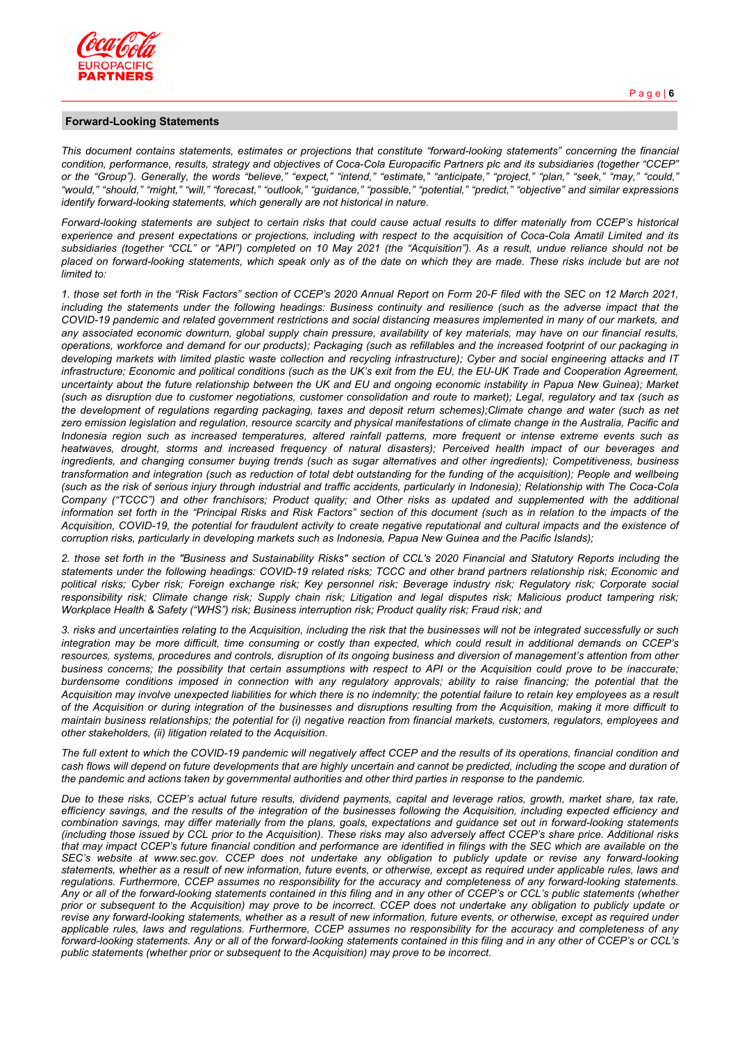## Forward-Looking Statements

*This document contains statements, estimates or projections that constitute "forward-looking statements" concerning the financial condition, performance, results, strategy and objectives of Coca-Cola Europacific Partners plc and its subsidiaries (together "CCEP" or the "Group"). Generally, the words "believe," "expect," "intend," "estimate," "anticipate," "project," "plan," "seek," "may," "could," "would," "should," "might," "will," "forecast," "outlook," "guidance," "possible," "potential," "predict," "objective" and similar expressions identify forward-looking statements, which generally are not historical in nature.*

*Forward-looking statements are subject to certain risks that could cause actual results to differ materially from CCEP's historical experience and present expectations or projections, including with respect to the acquisition of Coca-Cola Amatil Limited and its subsidiaries (together "CCL" or "API") completed on 10 May 2021 (the "Acquisition"). As a result, undue reliance should not be placed on forward-looking statements, which speak only as of the date on which they are made. These risks include but are not limited to:*

*1. those set forth in the "Risk Factors" section of CCEP's 2020 Annual Report on Form 20-F filed with the SEC on 12 March 2021, including the statements under the following headings: Business continuity and resilience (such as the adverse impact that the COVID-19 pandemic and related government restrictions and social distancing measures implemented in many of our markets, and any associated economic downturn, global supply chain pressure, availability of key materials, may have on our financial results, operations, workforce and demand for our products); Packaging (such as refillables and the increased footprint of our packaging in developing markets with limited plastic waste collection and recycling infrastructure); Cyber and social engineering attacks and IT infrastructure; Economic and political conditions (such as the UK's exit from the EU, the EU-UK Trade and Cooperation Agreement, uncertainty about the future relationship between the UK and EU and ongoing economic instability in Papua New Guinea); Market (such as disruption due to customer negotiations, customer consolidation and route to market); Legal, regulatory and tax (such as the development of regulations regarding packaging, taxes and deposit return schemes);Climate change and water (such as net zero emission legislation and regulation, resource scarcity and physical manifestations of climate change in the Australia, Pacific and Indonesia region such as increased temperatures, altered rainfall patterns, more frequent or intense extreme events such as heatwaves, drought, storms and increased frequency of natural disasters); Perceived health impact of our beverages and ingredients, and changing consumer buying trends (such as sugar alternatives and other ingredients); Competitiveness, business transformation and integration (such as reduction of total debt outstanding for the funding of the acquisition); People and wellbeing (such as the risk of serious injury through industrial and traffic accidents, particularly in Indonesia); Relationship with The Coca-Cola Company ("TCCC") and other franchisors; Product quality; and Other risks as updated and supplemented with the additional information set forth in the "Principal Risks and Risk Factors" section of this document (such as in relation to the impacts of the Acquisition, COVID-19, the potential for fraudulent activity to create negative reputational and cultural impacts and the existence of corruption risks, particularly in developing markets such as Indonesia, Papua New Guinea and the Pacific Islands);*

*2. those set forth in the "Business and Sustainability Risks" section of CCL's 2020 Financial and Statutory Reports including the statements under the following headings: COVID-19 related risks; TCCC and other brand partners relationship risk; Economic and political risks; Cyber risk; Foreign exchange risk; Key personnel risk; Beverage industry risk; Regulatory risk; Corporate social responsibility risk; Climate change risk; Supply chain risk; Litigation and legal disputes risk; Malicious product tampering risk; Workplace Health & Safety ("WHS") risk; Business interruption risk; Product quality risk; Fraud risk; and*

*3. risks and uncertainties relating to the Acquisition, including the risk that the businesses will not be integrated successfully or such integration may be more difficult, time consuming or costly than expected, which could result in additional demands on CCEP's resources, systems, procedures and controls, disruption of its ongoing business and diversion of management's attention from other business concerns; the possibility that certain assumptions with respect to API or the Acquisition could prove to be inaccurate; burdensome conditions imposed in connection with any regulatory approvals; ability to raise financing; the potential that the Acquisition may involve unexpected liabilities for which there is no indemnity; the potential failure to retain key employees as a result of the Acquisition or during integration of the businesses and disruptions resulting from the Acquisition, making it more difficult to maintain business relationships; the potential for (i) negative reaction from financial markets, customers, regulators, employees and other stakeholders, (ii) litigation related to the Acquisition.*

*The full extent to which the COVID-19 pandemic will negatively affect CCEP and the results of its operations, financial condition and cash flows will depend on future developments that are highly uncertain and cannot be predicted, including the scope and duration of the pandemic and actions taken by governmental authorities and other third parties in response to the pandemic.*

*Due to these risks, CCEP's actual future results, dividend payments, capital and leverage ratios, growth, market share, tax rate, efficiency savings, and the results of the integration of the businesses following the Acquisition, including expected efficiency and combination savings, may differ materially from the plans, goals, expectations and guidance set out in forward-looking statements (including those issued by CCL prior to the Acquisition). These risks may also adversely affect CCEP's share price. Additional risks that may impact CCEP's future financial condition and performance are identified in filings with the SEC which are available on the SEC's website at www.sec.gov. CCEP does not undertake any obligation to publicly update or revise any forward-looking statements, whether as a result of new information, future events, or otherwise, except as required under applicable rules, laws and regulations. Furthermore, CCEP assumes no responsibility for the accuracy and completeness of any forward-looking statements. Any or all of the forward-looking statements contained in this filing and in any other of CCEP's or CCL's public statements (whether prior or subsequent to the Acquisition) may prove to be incorrect. CCEP does not undertake any obligation to publicly update or revise any forward-looking statements, whether as a result of new information, future events, or otherwise, except as required under applicable rules, laws and regulations. Furthermore, CCEP assumes no responsibility for the accuracy and completeness of any forward-looking statements. Any or all of the forward-looking statements contained in this filing and in any other of CCEP's or CCL's public statements (whether prior or subsequent to the Acquisition) may prove to be incorrect.*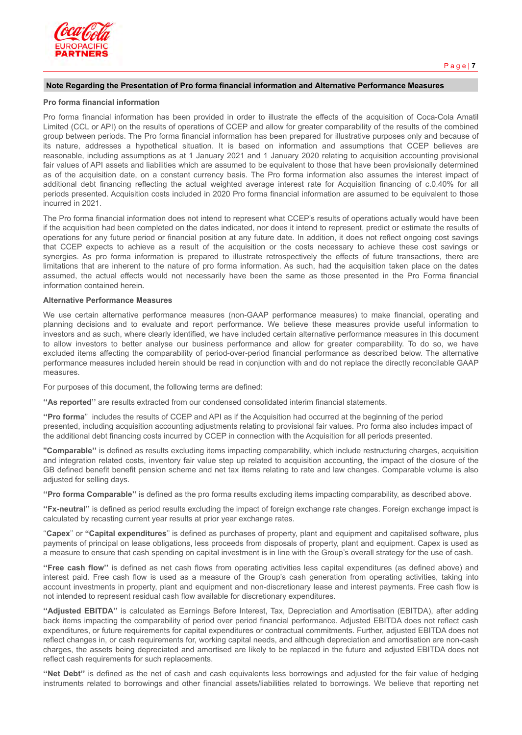## Note Regarding the Presentation of Pro forma financial information and Alternative Performance Measures

### Pro forma financial information

Pro forma financial information has been provided in order to illustrate the effects of the acquisition of Coca-Cola Amatil Limited (CCL or API) on the results of operations of CCEP and allow for greater comparability of the results of the combined group between periods. The Pro forma financial information has been prepared for illustrative purposes only and because of its nature, addresses a hypothetical situation. It is based on information and assumptions that CCEP believes are reasonable, including assumptions as at 1 January 2021 and 1 January 2020 relating to acquisition accounting provisional fair values of API assets and liabilities which are assumed to be equivalent to those that have been provisionally determined as of the acquisition date, on a constant currency basis. The Pro forma information also assumes the interest impact of additional debt financing reflecting the actual weighted average interest rate for Acquisition financing of c.0.40% for all periods presented. Acquisition costs included in 2020 Pro forma financial information are assumed to be equivalent to those incurred in 2021.

The Pro forma financial information does not intend to represent what CCEP's results of operations actually would have been if the acquisition had been completed on the dates indicated, nor does it intend to represent, predict or estimate the results of operations for any future period or financial position at any future date. In addition, it does not reflect ongoing cost savings that CCEP expects to achieve as a result of the acquisition or the costs necessary to achieve these cost savings or synergies. As pro forma information is prepared to illustrate retrospectively the effects of future transactions, there are limitations that are inherent to the nature of pro forma information. As such, had the acquisition taken place on the dates assumed, the actual effects would not necessarily have been the same as those presented in the Pro Forma financial information contained herein.

### Alternative Performance Measures

We use certain alternative performance measures (non-GAAP performance measures) to make financial, operating and planning decisions and to evaluate and report performance. We believe these measures provide useful information to investors and as such, where clearly identified, we have included certain alternative performance measures in this document to allow investors to better analyse our business performance and allow for greater comparability. To do so, we have excluded items affecting the comparability of period-over-period financial performance as described below. The alternative performance measures included herein should be read in conjunction with and do not replace the directly reconcilable GAAP measures.

For purposes of this document, the following terms are defined:

**''As reported''** are results extracted from our condensed consolidated interim financial statements.

**''Pro forma**'' includes the results of CCEP and API as if the Acquisition had occurred at the beginning of the period presented, including acquisition accounting adjustments relating to provisional fair values. Pro forma also includes impact of the additional debt financing costs incurred by CCEP in connection with the Acquisition for all periods presented.

**"Comparable''** is defined as results excluding items impacting comparability, which include restructuring charges, acquisition and integration related costs, inventory fair value step up related to acquisition accounting, the impact of the closure of the GB defined benefit pension scheme and net tax items relating to rate and law changes. Comparable volume is also adjusted for selling days.

**''Pro forma Comparable''** is defined as the pro forma results excluding items impacting comparability, as described above.

**''Fx-neutral''** is defined as period results excluding the impact of foreign exchange rate changes. Foreign exchange impact is calculated by recasting current year results at prior year exchange rates.

''**Capex**'' or **''Capital expenditures**'' is defined as purchases of property, plant and equipment and capitalised software, plus payments of principal on lease obligations, less proceeds from disposals of property, plant and equipment. Capex is used as a measure to ensure that cash spending on capital investment is in line with the Group's overall strategy for the use of cash.

**''Free cash flow''** is defined as net cash flows from operating activities less capital expenditures (as defined above) and interest paid. Free cash flow is used as a measure of the Group's cash generation from operating activities, taking into account investments in property, plant and equipment and non-discretionary lease and interest payments. Free cash flow is not intended to represent residual cash flow available for discretionary expenditures.

**''Adjusted EBITDA''** is calculated as Earnings Before Interest, Tax, Depreciation and Amortisation (EBITDA), after adding back items impacting the comparability of period over period financial performance. Adjusted EBITDA does not reflect cash expenditures, or future requirements for capital expenditures or contractual commitments. Further, adjusted EBITDA does not reflect changes in, or cash requirements for, working capital needs, and although depreciation and amortisation are non-cash charges, the assets being depreciated and amortised are likely to be replaced in the future and adjusted EBITDA does not reflect cash requirements for such replacements.

**''Net Debt''** is defined as the net of cash and cash equivalents less borrowings and adjusted for the fair value of hedging instruments related to borrowings and other financial assets/liabilities related to borrowings. We believe that reporting net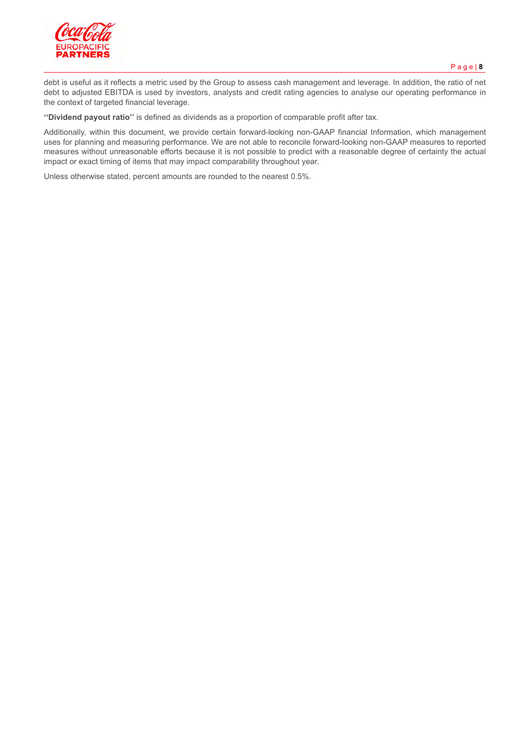debt is useful as it reflects a metric used by the Group to assess cash management and leverage. In addition, the ratio of net debt to adjusted EBITDA is used by investors, analysts and credit rating agencies to analyse our operating performance in the context of targeted financial leverage.

**''Dividend payout ratio''** is defined as dividends as a proportion of comparable profit after tax.

Additionally, within this document, we provide certain forward-looking non-GAAP financial Information, which management uses for planning and measuring performance. We are not able to reconcile forward-looking non-GAAP measures to reported measures without unreasonable efforts because it is not possible to predict with a reasonable degree of certainty the actual impact or exact timing of items that may impact comparability throughout year.

Unless otherwise stated, percent amounts are rounded to the nearest 0.5%.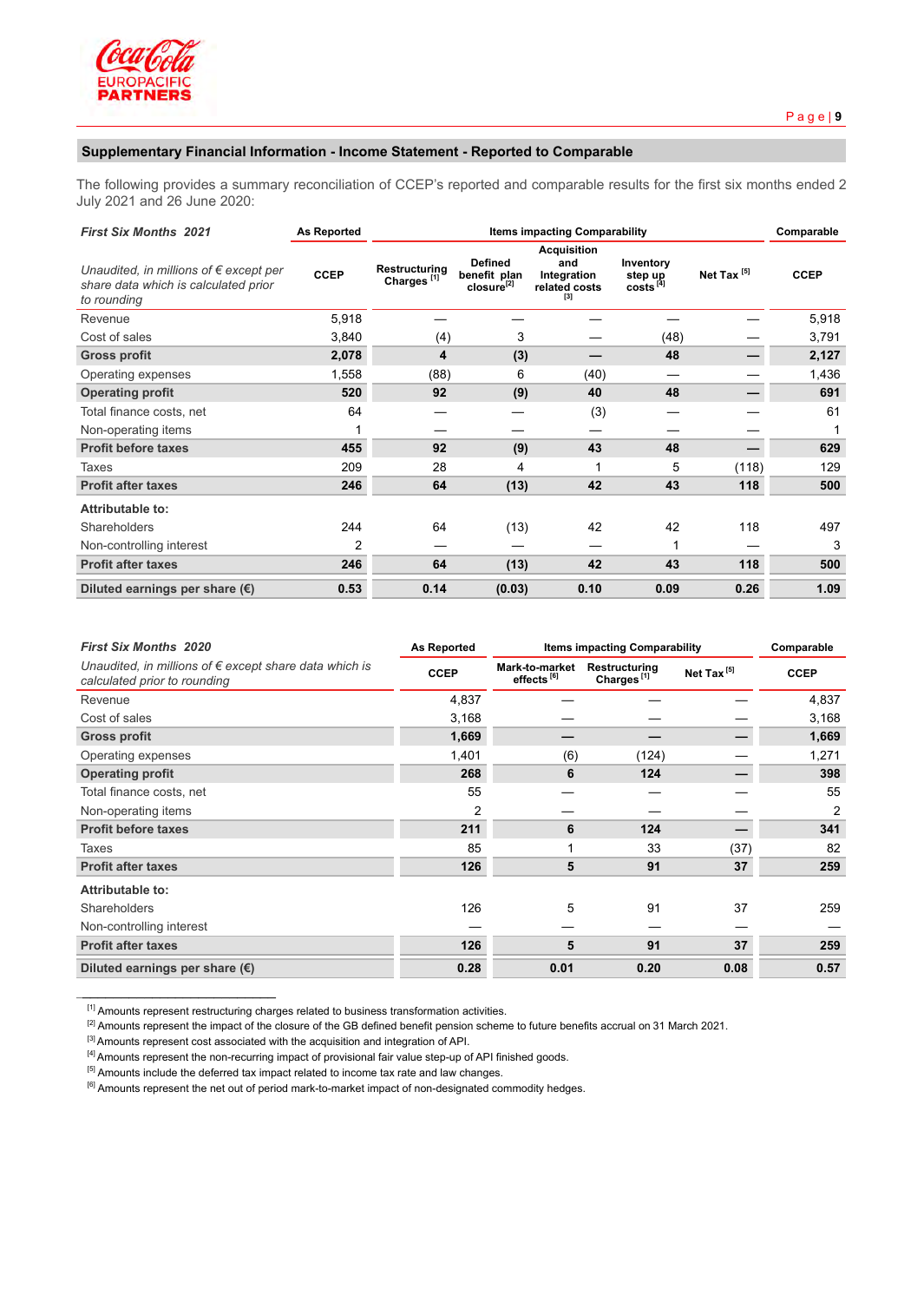## Supplementary Financial Information - Income Statement - Reported to Comparable

The following provides a summary reconciliation of CCEP's reported and comparable results for the first six months ended 2 July 2021 and 26 June 2020:

| ***First Six Months 2021*** | **As Reported** | **Items impacting Comparability** | | | | | **Comparable** |
|---|---|---|---|---|---|---|---|
| *Unaudited, in millions of € except per share data which is calculated prior to rounding* | **CCEP** | **Restructuring Charges [1]** | **Defined benefit plan closure[2]** | **Acquisition and Integration related costs [3]** | **Inventory step up costs [4]** | **Net Tax [5]** | **CCEP** |
| Revenue | 5,918 | — | — | — | — | — | 5,918 |
| Cost of sales | 3,840 | (4) | 3 | — | (48) | — | 3,791 |
| **Gross profit** | **2,078** | **4** | **(3)** | **—** | **48** | **—** | **2,127** |
| Operating expenses | 1,558 | (88) | 6 | (40) | — | — | 1,436 |
| **Operating profit** | **520** | **92** | **(9)** | **40** | **48** | **—** | **691** |
| Total finance costs, net | 64 | — | — | (3) | — | — | 61 |
| Non-operating items | 1 | — | — | — | — | — | 1 |
| **Profit before taxes** | **455** | **92** | **(9)** | **43** | **48** | **—** | **629** |
| Taxes | 209 | 28 | 4 | 1 | 5 | (118) | 129 |
| **Profit after taxes** | **246** | **64** | **(13)** | **42** | **43** | **118** | **500** |
| **Attributable to:** | | | | | | | |
| Shareholders | 244 | 64 | (13) | 42 | 42 | 118 | 497 |
| Non-controlling interest | 2 | — | — | — | 1 | — | 3 |
| **Profit after taxes** | **246** | **64** | **(13)** | **42** | **43** | **118** | **500** |
| **Diluted earnings per share (€)** | **0.53** | **0.14** | **(0.03)** | **0.10** | **0.09** | **0.26** | **1.09** |

| ***First Six Months 2020*** | **As Reported** | **Items impacting Comparability** | | | **Comparable** |
|---|---|---|---|---|---|
| *Unaudited, in millions of € except share data which is calculated prior to rounding* | **CCEP** | **Mark-to-market effects [6]** | **Restructuring Charges [1]** | **Net Tax [5]** | **CCEP** |
| Revenue | 4,837 | — | — | — | 4,837 |
| Cost of sales | 3,168 | — | — | — | 3,168 |
| **Gross profit** | **1,669** | **—** | **—** | **—** | **1,669** |
| Operating expenses | 1,401 | (6) | (124) | — | 1,271 |
| **Operating profit** | **268** | **6** | **124** | **—** | **398** |
| Total finance costs, net | 55 | — | — | — | 55 |
| Non-operating items | 2 | — | — | — | 2 |
| **Profit before taxes** | **211** | **6** | **124** | **—** | **341** |
| Taxes | 85 | 1 | 33 | (37) | 82 |
| **Profit after taxes** | **126** | **5** | **91** | **37** | **259** |
| **Attributable to:** | | | | | |
| Shareholders | 126 | 5 | 91 | 37 | 259 |
| Non-controlling interest | — | — | — | — | — |
| **Profit after taxes** | **126** | **5** | **91** | **37** | **259** |
| **Diluted earnings per share (€)** | **0.28** | **0.01** | **0.20** | **0.08** | **0.57** |

[1] Amounts represent restructuring charges related to business transformation activities.
[2] Amounts represent the impact of the closure of the GB defined benefit pension scheme to future benefits accrual on 31 March 2021.
[3] Amounts represent cost associated with the acquisition and integration of API.
[4] Amounts represent the non-recurring impact of provisional fair value step-up of API finished goods.
[5] Amounts include the deferred tax impact related to income tax rate and law changes.
[6] Amounts represent the net out of period mark-to-market impact of non-designated commodity hedges.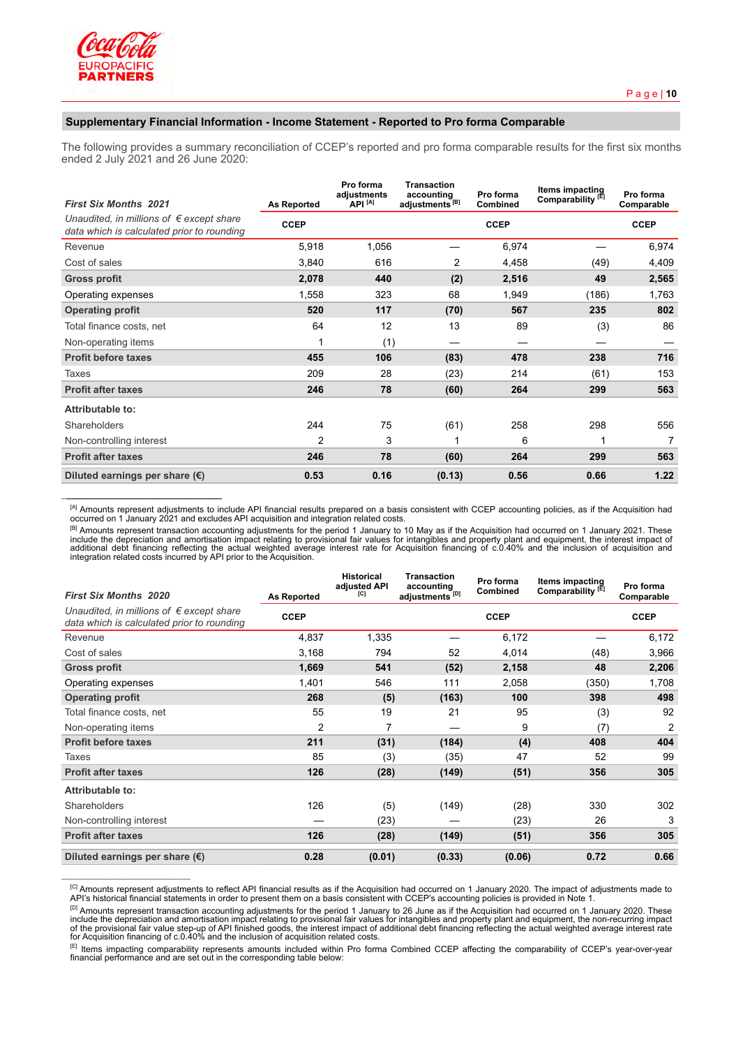## Supplementary Financial Information - Income Statement - Reported to Pro forma Comparable

The following provides a summary reconciliation of CCEP's reported and pro forma comparable results for the first six months ended 2 July 2021 and 26 June 2020:

| ***First Six Months 2021*** | **As Reported** | **Pro forma adjustments API [A]** | **Transaction accounting adjustments [B]** | **Pro forma Combined** | **Items impacting Comparability [E]** | **Pro forma Comparable** |
|---|---|---|---|---|---|---|
| *Unaudited, in millions of € except share data which is calculated prior to rounding* | **CCEP** | | | **CCEP** | | **CCEP** |
| Revenue | 5,918 | 1,056 | — | 6,974 | — | 6,974 |
| Cost of sales | 3,840 | 616 | 2 | 4,458 | (49) | 4,409 |
| **Gross profit** | **2,078** | **440** | **(2)** | **2,516** | **49** | **2,565** |
| Operating expenses | 1,558 | 323 | 68 | 1,949 | (186) | 1,763 |
| **Operating profit** | **520** | **117** | **(70)** | **567** | **235** | **802** |
| Total finance costs, net | 64 | 12 | 13 | 89 | (3) | 86 |
| Non-operating items | 1 | (1) | — | — | — | — |
| **Profit before taxes** | **455** | **106** | **(83)** | **478** | **238** | **716** |
| Taxes | 209 | 28 | (23) | 214 | (61) | 153 |
| **Profit after taxes** | **246** | **78** | **(60)** | **264** | **299** | **563** |
| **Attributable to:** | | | | | | |
| Shareholders | 244 | 75 | (61) | 258 | 298 | 556 |
| Non-controlling interest | 2 | 3 | 1 | 6 | 1 | 7 |
| **Profit after taxes** | **246** | **78** | **(60)** | **264** | **299** | **563** |
| **Diluted earnings per share (€)** | **0.53** | **0.16** | **(0.13)** | **0.56** | **0.66** | **1.22** |

[A] Amounts represent adjustments to include API financial results prepared on a basis consistent with CCEP accounting policies, as if the Acquisition had occurred on 1 January 2021 and excludes API acquisition and integration related costs.

[B] Amounts represent transaction accounting adjustments for the period 1 January to 10 May as if the Acquisition had occurred on 1 January 2021. These include the depreciation and amortisation impact relating to provisional fair values for intangibles and property plant and equipment, the interest impact of additional debt financing reflecting the actual weighted average interest rate for Acquisition financing of c.0.40% and the inclusion of acquisition and integration related costs incurred by API prior to the Acquisition.

| ***First Six Months 2020*** | **As Reported** | **Historical adjusted API [C]** | **Transaction accounting adjustments [D]** | **Pro forma Combined** | **Items impacting Comparability [E]** | **Pro forma Comparable** |
|---|---|---|---|---|---|---|
| *Unaudited, in millions of € except share data which is calculated prior to rounding* | **CCEP** | | | **CCEP** | | **CCEP** |
| Revenue | 4,837 | 1,335 | — | 6,172 | — | 6,172 |
| Cost of sales | 3,168 | 794 | 52 | 4,014 | (48) | 3,966 |
| **Gross profit** | **1,669** | **541** | **(52)** | **2,158** | **48** | **2,206** |
| Operating expenses | 1,401 | 546 | 111 | 2,058 | (350) | 1,708 |
| **Operating profit** | **268** | **(5)** | **(163)** | **100** | **398** | **498** |
| Total finance costs, net | 55 | 19 | 21 | 95 | (3) | 92 |
| Non-operating items | 2 | 7 | — | 9 | (7) | 2 |
| **Profit before taxes** | **211** | **(31)** | **(184)** | **(4)** | **408** | **404** |
| Taxes | 85 | (3) | (35) | 47 | 52 | 99 |
| **Profit after taxes** | **126** | **(28)** | **(149)** | **(51)** | **356** | **305** |
| **Attributable to:** | | | | | | |
| Shareholders | 126 | (5) | (149) | (28) | 330 | 302 |
| Non-controlling interest | — | (23) | — | (23) | 26 | 3 |
| **Profit after taxes** | **126** | **(28)** | **(149)** | **(51)** | **356** | **305** |
| **Diluted earnings per share (€)** | **0.28** | **(0.01)** | **(0.33)** | **(0.06)** | **0.72** | **0.66** |

[C] Amounts represent adjustments to reflect API financial results as if the Acquisition had occurred on 1 January 2020. The impact of adjustments made to API's historical financial statements in order to present them on a basis consistent with CCEP's accounting policies is provided in Note 1.

[D] Amounts represent transaction accounting adjustments for the period 1 January to 26 June as if the Acquisition had occurred on 1 January 2020. These include the depreciation and amortisation impact relating to provisional fair values for intangibles and property plant and equipment, the non-recurring impact of the provisional fair value step-up of API finished goods, the interest impact of additional debt financing reflecting the actual weighted average interest rate for Acquisition financing of c.0.40% and the inclusion of acquisition related costs.

[E] Items impacting comparability represents amounts included within Pro forma Combined CCEP affecting the comparability of CCEP's year-over-year financial performance and are set out in the corresponding table below: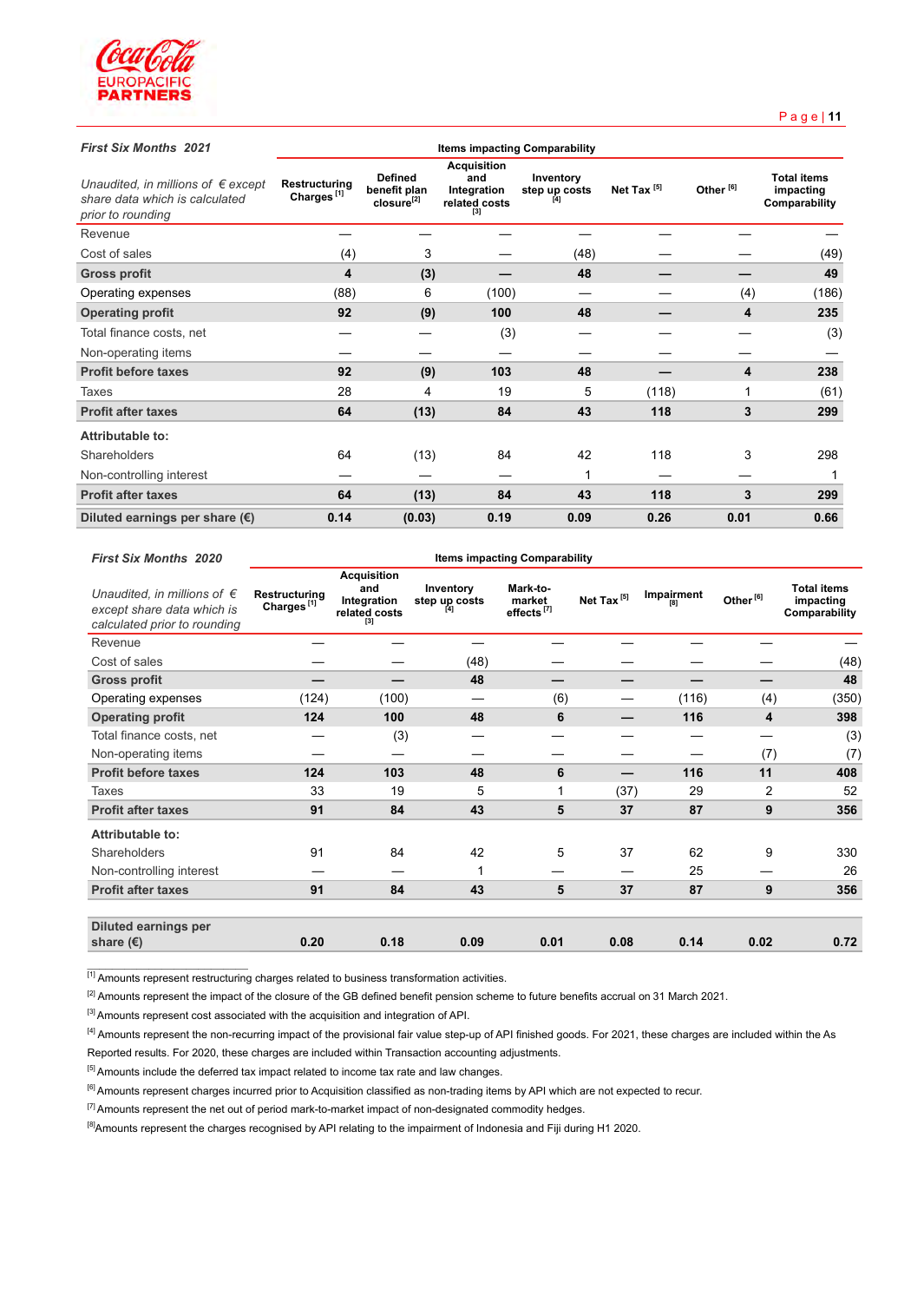| First Six Months 2021 | Items impacting Comparability | | | | | | |
|---|---|---|---|---|---|---|---|
| *Unaudited, in millions of € except share data which is calculated prior to rounding* | Restructuring Charges [1] | Defined benefit plan closure[2] | Acquisition and Integration related costs [3] | Inventory step up costs [4] | Net Tax [5] | Other [6] | Total items impacting Comparability |
| Revenue | — | — | — | — | — | — | — |
| Cost of sales | (4) | 3 | — | (48) | — | — | (49) |
| **Gross profit** | **4** | **(3)** | **—** | **48** | **—** | **—** | **49** |
| Operating expenses | (88) | 6 | (100) | — | — | (4) | (186) |
| **Operating profit** | **92** | **(9)** | **100** | **48** | **—** | **4** | **235** |
| Total finance costs, net | — | — | (3) | — | — | — | (3) |
| Non-operating items | — | — | — | — | — | — | — |
| **Profit before taxes** | **92** | **(9)** | **103** | **48** | **—** | **4** | **238** |
| Taxes | 28 | 4 | 19 | 5 | (118) | 1 | (61) |
| **Profit after taxes** | **64** | **(13)** | **84** | **43** | **118** | **3** | **299** |
| **Attributable to:** | | | | | | | |
| Shareholders | 64 | (13) | 84 | 42 | 118 | 3 | 298 |
| Non-controlling interest | — | — | — | 1 | — | — | 1 |
| **Profit after taxes** | **64** | **(13)** | **84** | **43** | **118** | **3** | **299** |
| **Diluted earnings per share (€)** | **0.14** | **(0.03)** | **0.19** | **0.09** | **0.26** | **0.01** | **0.66** |

| First Six Months 2020 | Items impacting Comparability | | | | | | | |
|---|---|---|---|---|---|---|---|---|
| *Unaudited, in millions of € except share data which is calculated prior to rounding* | Restructuring Charges [1] | Acquisition and Integration related costs [3] | Inventory step up costs [4] | Mark-to-market effects [7] | Net Tax [5] | Impairment [8] | Other [6] | Total items impacting Comparability |
| Revenue | — | — | — | — | — | — | — | — |
| Cost of sales | — | — | (48) | — | — | — | — | (48) |
| **Gross profit** | **—** | **—** | **48** | **—** | **—** | **—** | **—** | **48** |
| Operating expenses | (124) | (100) | — | (6) | — | (116) | (4) | (350) |
| **Operating profit** | **124** | **100** | **48** | **6** | **—** | **116** | **4** | **398** |
| Total finance costs, net | — | (3) | — | — | — | — | — | (3) |
| Non-operating items | — | — | — | — | — | — | (7) | (7) |
| **Profit before taxes** | **124** | **103** | **48** | **6** | **—** | **116** | **11** | **408** |
| Taxes | 33 | 19 | 5 | 1 | (37) | 29 | 2 | 52 |
| **Profit after taxes** | **91** | **84** | **43** | **5** | **37** | **87** | **9** | **356** |
| **Attributable to:** | | | | | | | | |
| Shareholders | 91 | 84 | 42 | 5 | 37 | 62 | 9 | 330 |
| Non-controlling interest | — | — | 1 | — | — | 25 | — | 26 |
| **Profit after taxes** | **91** | **84** | **43** | **5** | **37** | **87** | **9** | **356** |
| **Diluted earnings per share (€)** | **0.20** | **0.18** | **0.09** | **0.01** | **0.08** | **0.14** | **0.02** | **0.72** |

[1] Amounts represent restructuring charges related to business transformation activities.

[2] Amounts represent the impact of the closure of the GB defined benefit pension scheme to future benefits accrual on 31 March 2021.

[3] Amounts represent cost associated with the acquisition and integration of API.

[4] Amounts represent the non-recurring impact of the provisional fair value step-up of API finished goods. For 2021, these charges are included within the As Reported results. For 2020, these charges are included within Transaction accounting adjustments.

[5] Amounts include the deferred tax impact related to income tax rate and law changes.

[6] Amounts represent charges incurred prior to Acquisition classified as non-trading items by API which are not expected to recur.

[7] Amounts represent the net out of period mark-to-market impact of non-designated commodity hedges.

[8] Amounts represent the charges recognised by API relating to the impairment of Indonesia and Fiji during H1 2020.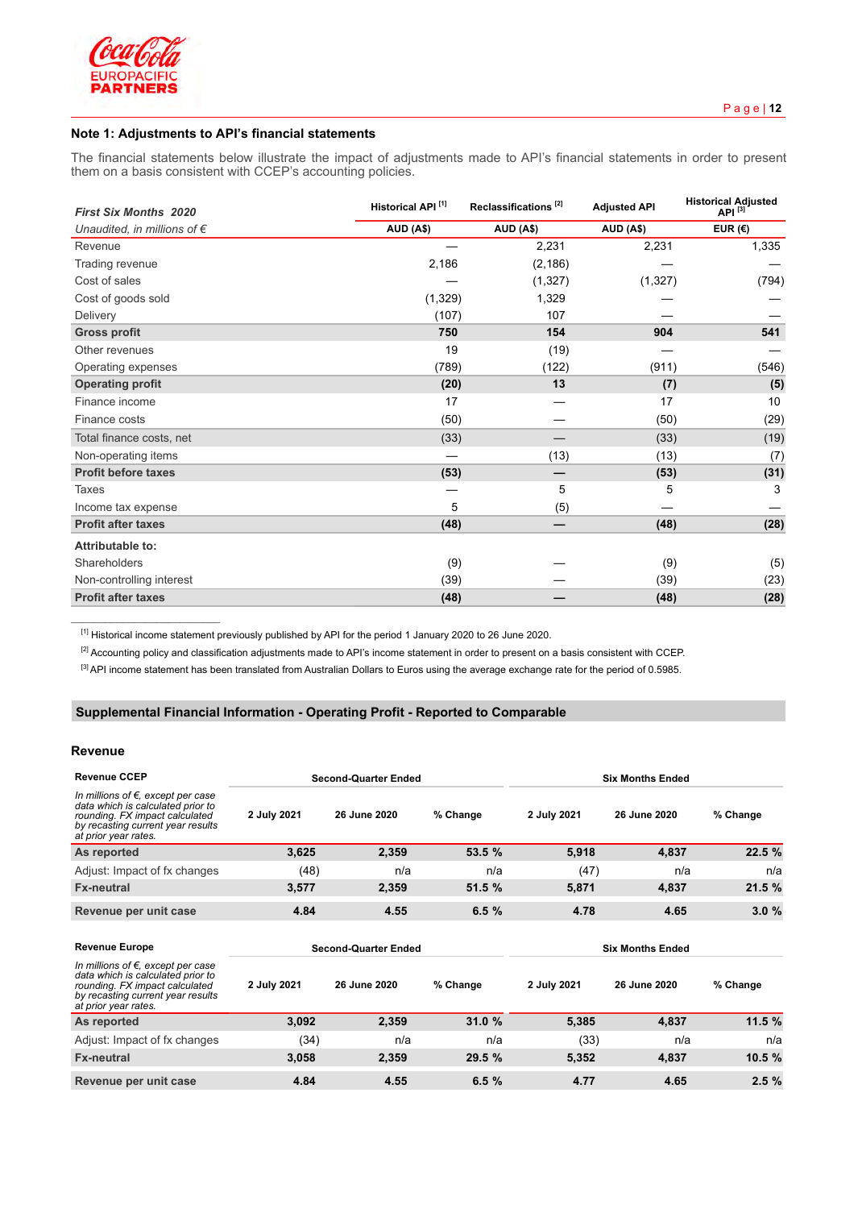### Note 1: Adjustments to API's financial statements

The financial statements below illustrate the impact of adjustments made to API's financial statements in order to present them on a basis consistent with CCEP's accounting policies.

| *First Six Months 2020* | Historical API [1] | Reclassifications [2] | Adjusted API | Historical Adjusted API [3] |
|---|---|---|---|---|
| *Unaudited, in millions of €* | AUD (A$) | AUD (A$) | AUD (A$) | EUR (€) |
| Revenue | — | 2,231 | 2,231 | 1,335 |
| Trading revenue | 2,186 | (2,186) | — | — |
| Cost of sales | — | (1,327) | (1,327) | (794) |
| Cost of goods sold | (1,329) | 1,329 | — | — |
| Delivery | (107) | 107 | — | — |
| **Gross profit** | **750** | **154** | **904** | **541** |
| Other revenues | 19 | (19) | — | — |
| Operating expenses | (789) | (122) | (911) | (546) |
| **Operating profit** | **(20)** | **13** | **(7)** | **(5)** |
| Finance income | 17 | — | 17 | 10 |
| Finance costs | (50) | — | (50) | (29) |
| Total finance costs, net | (33) | — | (33) | (19) |
| Non-operating items | — | (13) | (13) | (7) |
| **Profit before taxes** | **(53)** | **—** | **(53)** | **(31)** |
| Taxes | — | 5 | 5 | 3 |
| Income tax expense | 5 | (5) | — | — |
| **Profit after taxes** | **(48)** | **—** | **(48)** | **(28)** |
| **Attributable to:** | | | | |
| Shareholders | (9) | — | (9) | (5) |
| Non-controlling interest | (39) | — | (39) | (23) |
| **Profit after taxes** | **(48)** | **—** | **(48)** | **(28)** |

[1] Historical income statement previously published by API for the period 1 January 2020 to 26 June 2020.

[2] Accounting policy and classification adjustments made to API's income statement in order to present on a basis consistent with CCEP.

[3] API income statement has been translated from Australian Dollars to Euros using the average exchange rate for the period of 0.5985.

## Supplemental Financial Information - Operating Profit - Reported to Comparable

### Revenue

| Revenue CCEP | Second-Quarter Ended | | | Six Months Ended | | |
|---|---|---|---|---|---|---|
| *In millions of €, except per case data which is calculated prior to rounding. FX impact calculated by recasting current year results at prior year rates.* | 2 July 2021 | 26 June 2020 | % Change | 2 July 2021 | 26 June 2020 | % Change |
| **As reported** | **3,625** | **2,359** | **53.5 %** | **5,918** | **4,837** | **22.5 %** |
| Adjust: Impact of fx changes | (48) | n/a | n/a | (47) | n/a | n/a |
| **Fx-neutral** | **3,577** | **2,359** | **51.5 %** | **5,871** | **4,837** | **21.5 %** |
| **Revenue per unit case** | **4.84** | **4.55** | **6.5 %** | **4.78** | **4.65** | **3.0 %** |

| Revenue Europe | Second-Quarter Ended | | | Six Months Ended | | |
|---|---|---|---|---|---|---|
| *In millions of €, except per case data which is calculated prior to rounding. FX impact calculated by recasting current year results at prior year rates.* | 2 July 2021 | 26 June 2020 | % Change | 2 July 2021 | 26 June 2020 | % Change |
| **As reported** | **3,092** | **2,359** | **31.0 %** | **5,385** | **4,837** | **11.5 %** |
| Adjust: Impact of fx changes | (34) | n/a | n/a | (33) | n/a | n/a |
| **Fx-neutral** | **3,058** | **2,359** | **29.5 %** | **5,352** | **4,837** | **10.5 %** |
| **Revenue per unit case** | **4.84** | **4.55** | **6.5 %** | **4.77** | **4.65** | **2.5 %** |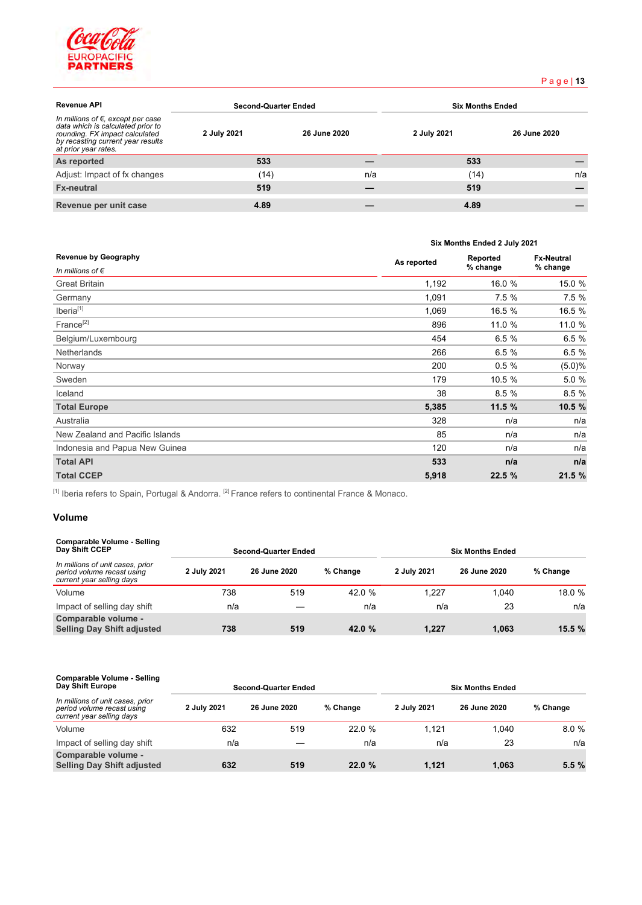| Revenue API | Second-Quarter Ended | | Six Months Ended | |
|---|---|---|---|---|
| *In millions of €, except per case data which is calculated prior to rounding. FX impact calculated by recasting current year results at prior year rates.* | 2 July 2021 | 26 June 2020 | 2 July 2021 | 26 June 2020 |
| **As reported** | **533** | **—** | **533** | **—** |
| Adjust: Impact of fx changes | (14) | n/a | (14) | n/a |
| **Fx-neutral** | **519** | **—** | **519** | **—** |
| **Revenue per unit case** | **4.89** | **—** | **4.89** | **—** |

| Revenue by Geography | Six Months Ended 2 July 2021 | | |
|---|---|---|---|
| *In millions of €* | As reported | Reported % change | Fx-Neutral % change |
| Great Britain | 1,192 | 16.0 % | 15.0 % |
| Germany | 1,091 | 7.5 % | 7.5 % |
| Iberia[1] | 1,069 | 16.5 % | 16.5 % |
| France[2] | 896 | 11.0 % | 11.0 % |
| Belgium/Luxembourg | 454 | 6.5 % | 6.5 % |
| Netherlands | 266 | 6.5 % | 6.5 % |
| Norway | 200 | 0.5 % | (5.0)% |
| Sweden | 179 | 10.5 % | 5.0 % |
| Iceland | 38 | 8.5 % | 8.5 % |
| **Total Europe** | **5,385** | **11.5 %** | **10.5 %** |
| Australia | 328 | n/a | n/a |
| New Zealand and Pacific Islands | 85 | n/a | n/a |
| Indonesia and Papua New Guinea | 120 | n/a | n/a |
| **Total API** | **533** | **n/a** | **n/a** |
| **Total CCEP** | **5,918** | **22.5 %** | **21.5 %** |

[1] Iberia refers to Spain, Portugal & Andorra. [2] France refers to continental France & Monaco.

## Volume

| Comparable Volume - Selling Day Shift CCEP | Second-Quarter Ended | | | Six Months Ended | | |
|---|---|---|---|---|---|---|
| *In millions of unit cases, prior period volume recast using current year selling days* | 2 July 2021 | 26 June 2020 | % Change | 2 July 2021 | 26 June 2020 | % Change |
| Volume | 738 | 519 | 42.0 % | 1,227 | 1,040 | 18.0 % |
| Impact of selling day shift | n/a | — | n/a | n/a | 23 | n/a |
| **Comparable volume - Selling Day Shift adjusted** | **738** | **519** | **42.0 %** | **1,227** | **1,063** | **15.5 %** |

| Comparable Volume - Selling Day Shift Europe | Second-Quarter Ended | | | Six Months Ended | | |
|---|---|---|---|---|---|---|
| *In millions of unit cases, prior period volume recast using current year selling days* | 2 July 2021 | 26 June 2020 | % Change | 2 July 2021 | 26 June 2020 | % Change |
| Volume | 632 | 519 | 22.0 % | 1,121 | 1,040 | 8.0 % |
| Impact of selling day shift | n/a | — | n/a | n/a | 23 | n/a |
| **Comparable volume - Selling Day Shift adjusted** | **632** | **519** | **22.0 %** | **1,121** | **1,063** | **5.5 %** |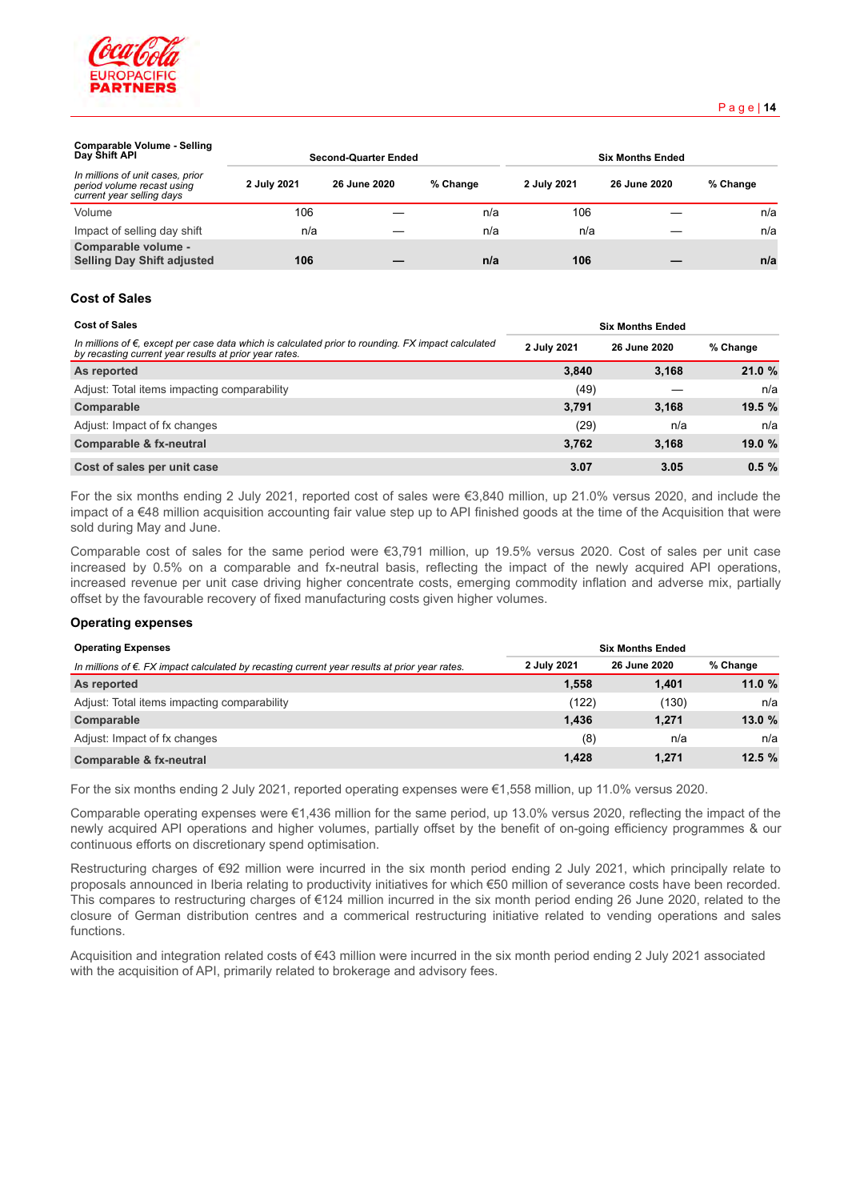| **Comparable Volume - Selling Day Shift API** | Second-Quarter Ended | | | Six Months Ended | | |
|---|---|---|---|---|---|---|
| *In millions of unit cases, prior period volume recast using current year selling days* | **2 July 2021** | **26 June 2020** | **% Change** | **2 July 2021** | **26 June 2020** | **% Change** |
| Volume | 106 | — | n/a | 106 | — | n/a |
| Impact of selling day shift | n/a | — | n/a | n/a | — | n/a |
| **Comparable volume - Selling Day Shift adjusted** | **106** | **—** | **n/a** | **106** | **—** | **n/a** |

### Cost of Sales

| **Cost of Sales** | Six Months Ended | | |
|---|---|---|---|
| *In millions of €, except per case data which is calculated prior to rounding. FX impact calculated by recasting current year results at prior year rates.* | **2 July 2021** | **26 June 2020** | **% Change** |
| **As reported** | **3,840** | **3,168** | **21.0 %** |
| Adjust: Total items impacting comparability | (49) | — | n/a |
| **Comparable** | **3,791** | **3,168** | **19.5 %** |
| Adjust: Impact of fx changes | (29) | n/a | n/a |
| **Comparable & fx-neutral** | **3,762** | **3,168** | **19.0 %** |
| **Cost of sales per unit case** | **3.07** | **3.05** | **0.5 %** |

For the six months ending 2 July 2021, reported cost of sales were €3,840 million, up 21.0% versus 2020, and include the impact of a €48 million acquisition accounting fair value step up to API finished goods at the time of the Acquisition that were sold during May and June.

Comparable cost of sales for the same period were €3,791 million, up 19.5% versus 2020. Cost of sales per unit case increased by 0.5% on a comparable and fx-neutral basis, reflecting the impact of the newly acquired API operations, increased revenue per unit case driving higher concentrate costs, emerging commodity inflation and adverse mix, partially offset by the favourable recovery of fixed manufacturing costs given higher volumes.

### Operating expenses

| **Operating Expenses** | Six Months Ended | | |
|---|---|---|---|
| *In millions of €. FX impact calculated by recasting current year results at prior year rates.* | **2 July 2021** | **26 June 2020** | **% Change** |
| **As reported** | **1,558** | **1,401** | **11.0 %** |
| Adjust: Total items impacting comparability | (122) | (130) | n/a |
| **Comparable** | **1,436** | **1,271** | **13.0 %** |
| Adjust: Impact of fx changes | (8) | n/a | n/a |
| **Comparable & fx-neutral** | **1,428** | **1,271** | **12.5 %** |

For the six months ending 2 July 2021, reported operating expenses were €1,558 million, up 11.0% versus 2020.

Comparable operating expenses were €1,436 million for the same period, up 13.0% versus 2020, reflecting the impact of the newly acquired API operations and higher volumes, partially offset by the benefit of on-going efficiency programmes & our continuous efforts on discretionary spend optimisation.

Restructuring charges of €92 million were incurred in the six month period ending 2 July 2021, which principally relate to proposals announced in Iberia relating to productivity initiatives for which €50 million of severance costs have been recorded. This compares to restructuring charges of €124 million incurred in the six month period ending 26 June 2020, related to the closure of German distribution centres and a commercial restructuring initiative related to vending operations and sales functions.

Acquisition and integration related costs of €43 million were incurred in the six month period ending 2 July 2021 associated with the acquisition of API, primarily related to brokerage and advisory fees.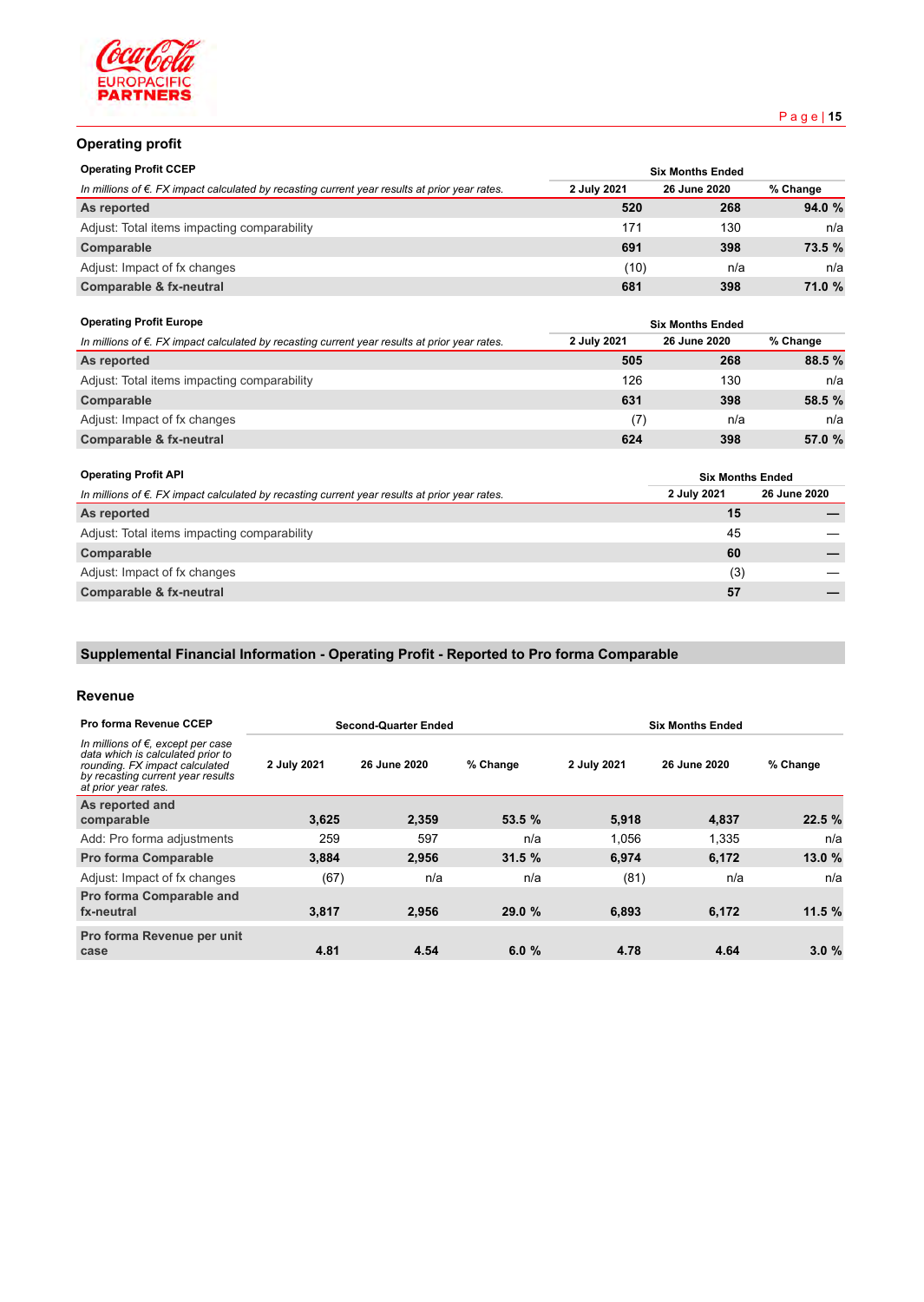## Operating profit

| **Operating Profit CCEP** | **Six Months Ended** | | |
|---|---|---|---|
| *In millions of €. FX impact calculated by recasting current year results at prior year rates.* | **2 July 2021** | **26 June 2020** | **% Change** |
| **As reported** | **520** | **268** | **94.0 %** |
| Adjust: Total items impacting comparability | 171 | 130 | n/a |
| **Comparable** | **691** | **398** | **73.5 %** |
| Adjust: Impact of fx changes | (10) | n/a | n/a |
| **Comparable & fx-neutral** | **681** | **398** | **71.0 %** |

| **Operating Profit Europe** | **Six Months Ended** | | |
|---|---|---|---|
| *In millions of €. FX impact calculated by recasting current year results at prior year rates.* | **2 July 2021** | **26 June 2020** | **% Change** |
| **As reported** | **505** | **268** | **88.5 %** |
| Adjust: Total items impacting comparability | 126 | 130 | n/a |
| **Comparable** | **631** | **398** | **58.5 %** |
| Adjust: Impact of fx changes | (7) | n/a | n/a |
| **Comparable & fx-neutral** | **624** | **398** | **57.0 %** |

| **Operating Profit API** | **Six Months Ended** | |
|---|---|---|
| *In millions of €. FX impact calculated by recasting current year results at prior year rates.* | **2 July 2021** | **26 June 2020** |
| **As reported** | **15** | **—** |
| Adjust: Total items impacting comparability | 45 | — |
| **Comparable** | **60** | **—** |
| Adjust: Impact of fx changes | (3) | — |
| **Comparable & fx-neutral** | **57** | **—** |

## Supplemental Financial Information - Operating Profit - Reported to Pro forma Comparable

### Revenue

| **Pro forma Revenue CCEP** | **Second-Quarter Ended** | | | **Six Months Ended** | | |
|---|---|---|---|---|---|---|
| *In millions of €, except per case data which is calculated prior to rounding. FX impact calculated by recasting current year results at prior year rates.* | **2 July 2021** | **26 June 2020** | **% Change** | **2 July 2021** | **26 June 2020** | **% Change** |
| **As reported and comparable** | **3,625** | **2,359** | **53.5 %** | **5,918** | **4,837** | **22.5 %** |
| Add: Pro forma adjustments | 259 | 597 | n/a | 1,056 | 1,335 | n/a |
| **Pro forma Comparable** | **3,884** | **2,956** | **31.5 %** | **6,974** | **6,172** | **13.0 %** |
| Adjust: Impact of fx changes | (67) | n/a | n/a | (81) | n/a | n/a |
| **Pro forma Comparable and fx-neutral** | **3,817** | **2,956** | **29.0 %** | **6,893** | **6,172** | **11.5 %** |
| **Pro forma Revenue per unit case** | **4.81** | **4.54** | **6.0 %** | **4.78** | **4.64** | **3.0 %** |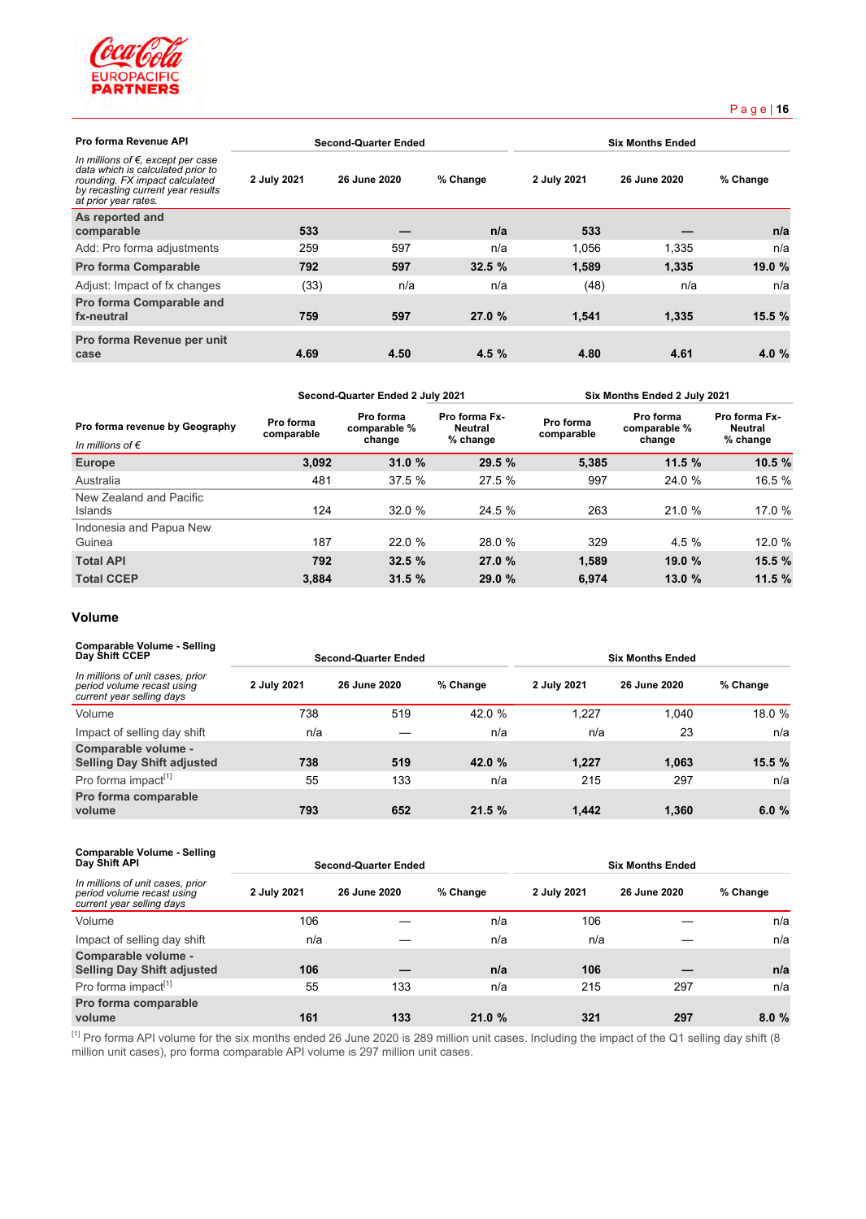| Pro forma Revenue API | Second-Quarter Ended | | | Six Months Ended | | |
|---|---|---|---|---|---|---|
| *In millions of €, except per case data which is calculated prior to rounding. FX impact calculated by recasting current year results at prior year rates.* | 2 July 2021 | 26 June 2020 | % Change | 2 July 2021 | 26 June 2020 | % Change |
| **As reported and comparable** | **533** | **—** | **n/a** | **533** | **—** | **n/a** |
| Add: Pro forma adjustments | 259 | 597 | n/a | 1,056 | 1,335 | n/a |
| **Pro forma Comparable** | **792** | **597** | **32.5 %** | **1,589** | **1,335** | **19.0 %** |
| Adjust: Impact of fx changes | (33) | n/a | n/a | (48) | n/a | n/a |
| **Pro forma Comparable and fx-neutral** | **759** | **597** | **27.0 %** | **1,541** | **1,335** | **15.5 %** |
| **Pro forma Revenue per unit case** | **4.69** | **4.50** | **4.5 %** | **4.80** | **4.61** | **4.0 %** |

| | Second-Quarter Ended 2 July 2021 | | | Six Months Ended 2 July 2021 | | |
|---|---|---|---|---|---|---|
| **Pro forma revenue by Geography** *In millions of €* | Pro forma comparable | Pro forma comparable % change | Pro forma Fx-Neutral % change | Pro forma comparable | Pro forma comparable % change | Pro forma Fx-Neutral % change |
| **Europe** | **3,092** | **31.0 %** | **29.5 %** | **5,385** | **11.5 %** | **10.5 %** |
| Australia | 481 | 37.5 % | 27.5 % | 997 | 24.0 % | 16.5 % |
| New Zealand and Pacific Islands | 124 | 32.0 % | 24.5 % | 263 | 21.0 % | 17.0 % |
| Indonesia and Papua New Guinea | 187 | 22.0 % | 28.0 % | 329 | 4.5 % | 12.0 % |
| **Total API** | **792** | **32.5 %** | **27.0 %** | **1,589** | **19.0 %** | **15.5 %** |
| **Total CCEP** | **3,884** | **31.5 %** | **29.0 %** | **6,974** | **13.0 %** | **11.5 %** |

## Volume

| Comparable Volume - Selling Day Shift CCEP | Second-Quarter Ended | | | Six Months Ended | | |
|---|---|---|---|---|---|---|
| *In millions of unit cases, prior period volume recast using current year selling days* | 2 July 2021 | 26 June 2020 | % Change | 2 July 2021 | 26 June 2020 | % Change |
| Volume | 738 | 519 | 42.0 % | 1,227 | 1,040 | 18.0 % |
| Impact of selling day shift | n/a | — | n/a | n/a | 23 | n/a |
| **Comparable volume - Selling Day Shift adjusted** | **738** | **519** | **42.0 %** | **1,227** | **1,063** | **15.5 %** |
| Pro forma impact[1] | 55 | 133 | n/a | 215 | 297 | n/a |
| **Pro forma comparable volume** | **793** | **652** | **21.5 %** | **1,442** | **1,360** | **6.0 %** |

| Comparable Volume - Selling Day Shift API | Second-Quarter Ended | | | Six Months Ended | | |
|---|---|---|---|---|---|---|
| *In millions of unit cases, prior period volume recast using current year selling days* | 2 July 2021 | 26 June 2020 | % Change | 2 July 2021 | 26 June 2020 | % Change |
| Volume | 106 | — | n/a | 106 | — | n/a |
| Impact of selling day shift | n/a | — | n/a | n/a | — | n/a |
| **Comparable volume - Selling Day Shift adjusted** | **106** | **—** | **n/a** | **106** | **—** | **n/a** |
| Pro forma impact[1] | 55 | 133 | n/a | 215 | 297 | n/a |
| **Pro forma comparable volume** | **161** | **133** | **21.0 %** | **321** | **297** | **8.0 %** |

[1] Pro forma API volume for the six months ended 26 June 2020 is 289 million unit cases. Including the impact of the Q1 selling day shift (8 million unit cases), pro forma comparable API volume is 297 million unit cases.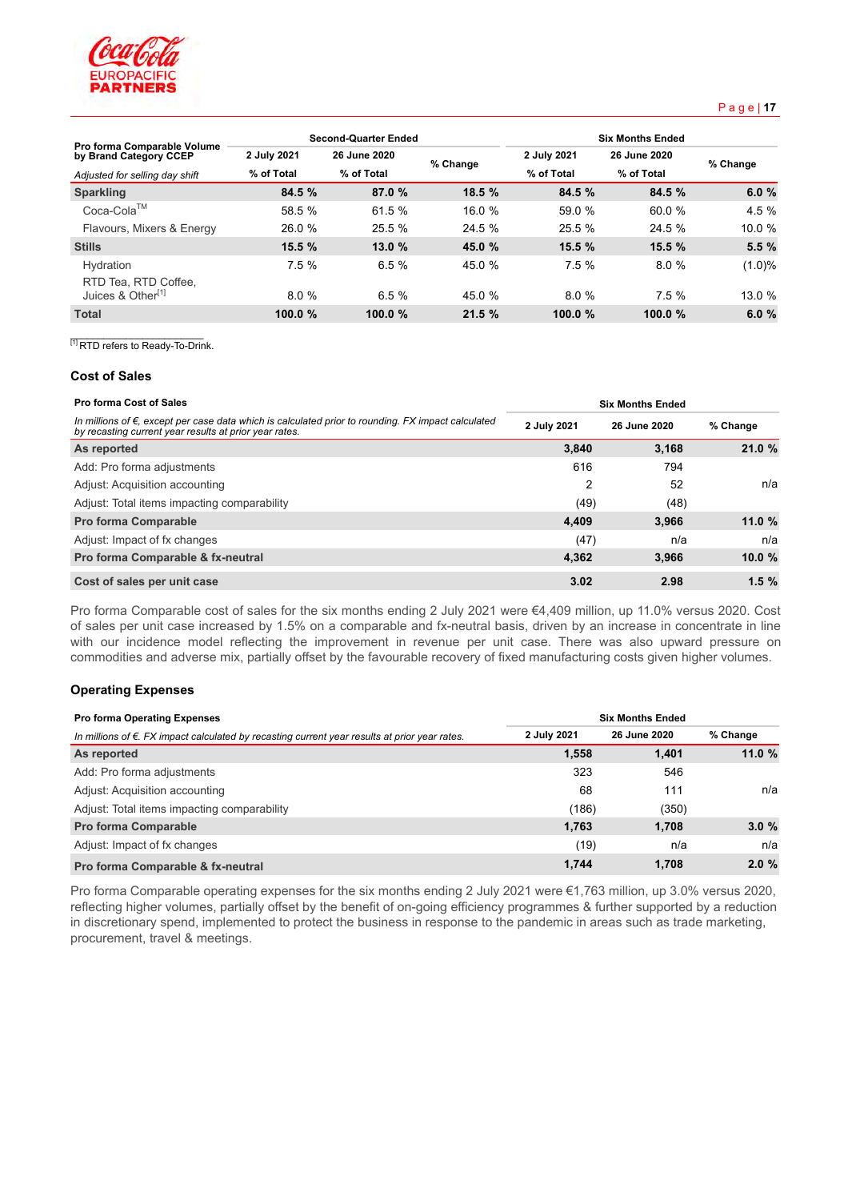| Pro forma Comparable Volume by Brand Category CCEP | Second-Quarter Ended | | | Six Months Ended | | |
|---|---|---|---|---|---|---|
| | 2 July 2021 | 26 June 2020 | % Change | 2 July 2021 | 26 June 2020 | % Change |
| *Adjusted for selling day shift* | % of Total | % of Total | | % of Total | % of Total | |
| **Sparkling** | **84.5 %** | **87.0 %** | **18.5 %** | **84.5 %** | **84.5 %** | **6.0 %** |
| Coca-Cola™ | 58.5 % | 61.5 % | 16.0 % | 59.0 % | 60.0 % | 4.5 % |
| Flavours, Mixers & Energy | 26.0 % | 25.5 % | 24.5 % | 25.5 % | 24.5 % | 10.0 % |
| **Stills** | **15.5 %** | **13.0 %** | **45.0 %** | **15.5 %** | **15.5 %** | **5.5 %** |
| Hydration | 7.5 % | 6.5 % | 45.0 % | 7.5 % | 8.0 % | (1.0)% |
| RTD Tea, RTD Coffee, Juices & Other[1] | 8.0 % | 6.5 % | 45.0 % | 8.0 % | 7.5 % | 13.0 % |
| **Total** | **100.0 %** | **100.0 %** | **21.5 %** | **100.0 %** | **100.0 %** | **6.0 %** |

[1] RTD refers to Ready-To-Drink.

### Cost of Sales

| Pro forma Cost of Sales | Six Months Ended | | |
|---|---|---|---|
| *In millions of €, except per case data which is calculated prior to rounding. FX impact calculated by recasting current year results at prior year rates.* | 2 July 2021 | 26 June 2020 | % Change |
| **As reported** | **3,840** | **3,168** | **21.0 %** |
| Add: Pro forma adjustments | 616 | 794 | |
| Adjust: Acquisition accounting | 2 | 52 | n/a |
| Adjust: Total items impacting comparability | (49) | (48) | |
| **Pro forma Comparable** | **4,409** | **3,966** | **11.0 %** |
| Adjust: Impact of fx changes | (47) | n/a | n/a |
| **Pro forma Comparable & fx-neutral** | **4,362** | **3,966** | **10.0 %** |
| **Cost of sales per unit case** | **3.02** | **2.98** | **1.5 %** |

Pro forma Comparable cost of sales for the six months ending 2 July 2021 were €4,409 million, up 11.0% versus 2020. Cost of sales per unit case increased by 1.5% on a comparable and fx-neutral basis, driven by an increase in concentrate in line with our incidence model reflecting the improvement in revenue per unit case. There was also upward pressure on commodities and adverse mix, partially offset by the favourable recovery of fixed manufacturing costs given higher volumes.

### Operating Expenses

| Pro forma Operating Expenses | Six Months Ended | | |
|---|---|---|---|
| *In millions of €. FX impact calculated by recasting current year results at prior year rates.* | 2 July 2021 | 26 June 2020 | % Change |
| **As reported** | **1,558** | **1,401** | **11.0 %** |
| Add: Pro forma adjustments | 323 | 546 | |
| Adjust: Acquisition accounting | 68 | 111 | n/a |
| Adjust: Total items impacting comparability | (186) | (350) | |
| **Pro forma Comparable** | **1,763** | **1,708** | **3.0 %** |
| Adjust: Impact of fx changes | (19) | n/a | n/a |
| **Pro forma Comparable & fx-neutral** | **1,744** | **1,708** | **2.0 %** |

Pro forma Comparable operating expenses for the six months ending 2 July 2021 were €1,763 million, up 3.0% versus 2020, reflecting higher volumes, partially offset by the benefit of on-going efficiency programmes & further supported by a reduction in discretionary spend, implemented to protect the business in response to the pandemic in areas such as trade marketing, procurement, travel & meetings.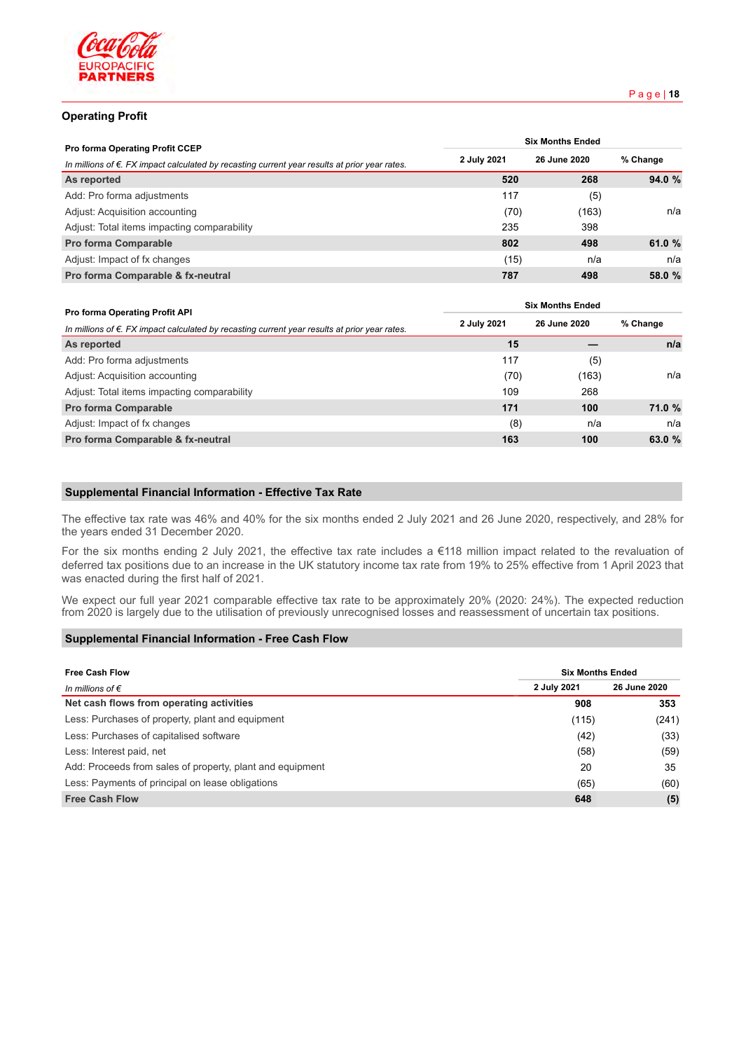## Operating Profit

| Pro forma Operating Profit CCEP | Six Months Ended | | |
|---|---|---|---|
| *In millions of €. FX impact calculated by recasting current year results at prior year rates.* | 2 July 2021 | 26 June 2020 | % Change |
| **As reported** | **520** | **268** | **94.0 %** |
| Add: Pro forma adjustments | 117 | (5) | |
| Adjust: Acquisition accounting | (70) | (163) | n/a |
| Adjust: Total items impacting comparability | 235 | 398 | |
| **Pro forma Comparable** | **802** | **498** | **61.0 %** |
| Adjust: Impact of fx changes | (15) | n/a | n/a |
| **Pro forma Comparable & fx-neutral** | **787** | **498** | **58.0 %** |

| Pro forma Operating Profit API | Six Months Ended | | |
|---|---|---|---|
| *In millions of €. FX impact calculated by recasting current year results at prior year rates.* | 2 July 2021 | 26 June 2020 | % Change |
| **As reported** | **15** | **—** | **n/a** |
| Add: Pro forma adjustments | 117 | (5) | |
| Adjust: Acquisition accounting | (70) | (163) | n/a |
| Adjust: Total items impacting comparability | 109 | 268 | |
| **Pro forma Comparable** | **171** | **100** | **71.0 %** |
| Adjust: Impact of fx changes | (8) | n/a | n/a |
| **Pro forma Comparable & fx-neutral** | **163** | **100** | **63.0 %** |

## Supplemental Financial Information - Effective Tax Rate

The effective tax rate was 46% and 40% for the six months ended 2 July 2021 and 26 June 2020, respectively, and 28% for the years ended 31 December 2020.

For the six months ending 2 July 2021, the effective tax rate includes a €118 million impact related to the revaluation of deferred tax positions due to an increase in the UK statutory income tax rate from 19% to 25% effective from 1 April 2023 that was enacted during the first half of 2021.

We expect our full year 2021 comparable effective tax rate to be approximately 20% (2020: 24%). The expected reduction from 2020 is largely due to the utilisation of previously unrecognised losses and reassessment of uncertain tax positions.

## Supplemental Financial Information - Free Cash Flow

| Free Cash Flow | Six Months Ended | |
|---|---|---|
| *In millions of €* | 2 July 2021 | 26 June 2020 |
| **Net cash flows from operating activities** | **908** | **353** |
| Less: Purchases of property, plant and equipment | (115) | (241) |
| Less: Purchases of capitalised software | (42) | (33) |
| Less: Interest paid, net | (58) | (59) |
| Add: Proceeds from sales of property, plant and equipment | 20 | 35 |
| Less: Payments of principal on lease obligations | (65) | (60) |
| **Free Cash Flow** | **648** | **(5)** |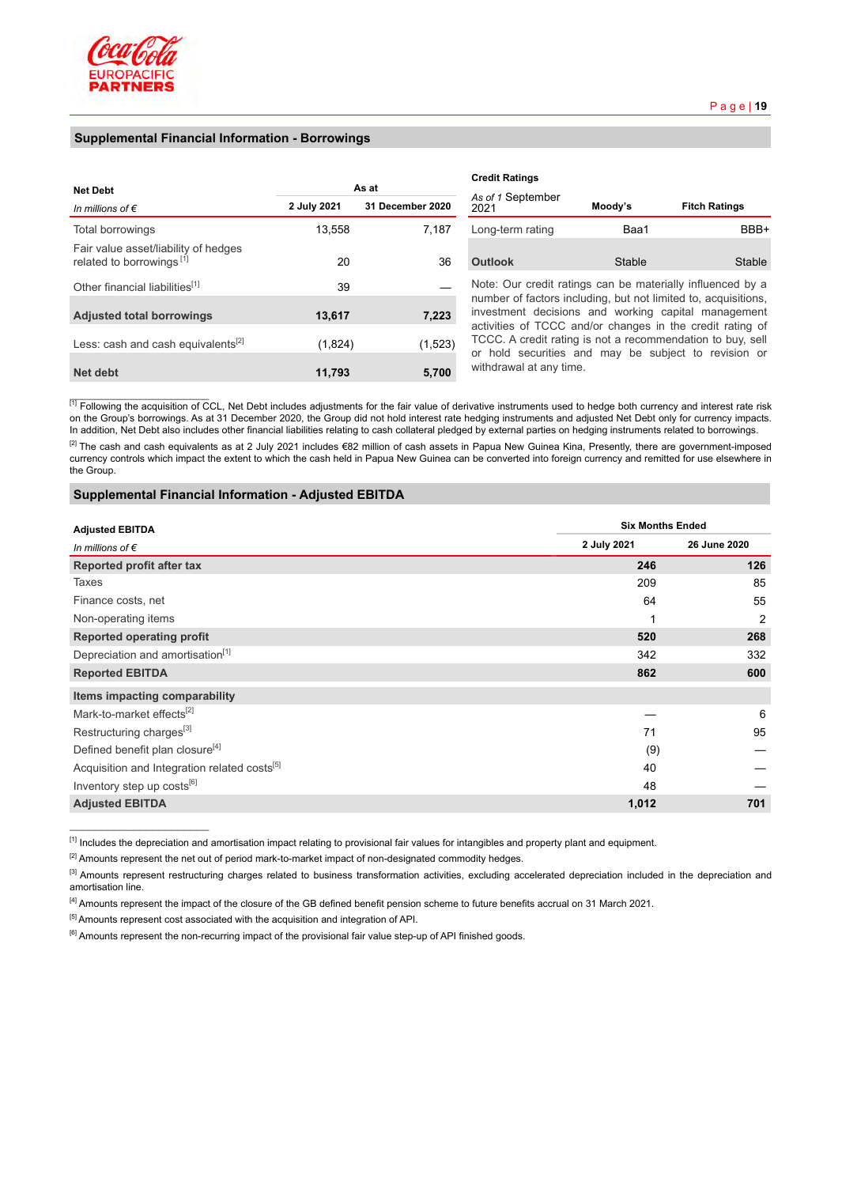## Supplemental Financial Information - Borrowings

| **Net Debt** | As at | |
|---|---|---|
| *In millions of €* | **2 July 2021** | **31 December 2020** |
| Total borrowings | 13,558 | 7,187 |
| Fair value asset/liability of hedges related to borrowings [1] | 20 | 36 |
| Other financial liabilities[1] | 39 | — |
| **Adjusted total borrowings** | **13,617** | **7,223** |
| Less: cash and cash equivalents[2] | (1,824) | (1,523) |
| **Net debt** | **11,793** | **5,700** |

**Credit Ratings**

| *As of 1* September 2021 | **Moody's** | **Fitch Ratings** |
|---|---|---|
| Long-term rating | Baa1 | BBB+ |
| **Outlook** | Stable | Stable |

Note: Our credit ratings can be materially influenced by a number of factors including, but not limited to, acquisitions, investment decisions and working capital management activities of TCCC and/or changes in the credit rating of TCCC. A credit rating is not a recommendation to buy, sell or hold securities and may be subject to revision or withdrawal at any time.

[1] Following the acquisition of CCL, Net Debt includes adjustments for the fair value of derivative instruments used to hedge both currency and interest rate risk on the Group's borrowings. As at 31 December 2020, the Group did not hold interest rate hedging instruments and adjusted Net Debt only for currency impacts. In addition, Net Debt also includes other financial liabilities relating to cash collateral pledged by external parties on hedging instruments related to borrowings.

[2] The cash and cash equivalents as at 2 July 2021 includes €82 million of cash assets in Papua New Guinea Kina, Presently, there are government-imposed currency controls which impact the extent to which the cash held in Papua New Guinea can be converted into foreign currency and remitted for use elsewhere in the Group.

## Supplemental Financial Information - Adjusted EBITDA

| **Adjusted EBITDA** | Six Months Ended | |
|---|---|---|
| *In millions of €* | **2 July 2021** | **26 June 2020** |
| **Reported profit after tax** | **246** | **126** |
| Taxes | 209 | 85 |
| Finance costs, net | 64 | 55 |
| Non-operating items | 1 | 2 |
| **Reported operating profit** | **520** | **268** |
| Depreciation and amortisation[1] | 342 | 332 |
| **Reported EBITDA** | **862** | **600** |
| **Items impacting comparability** | | |
| Mark-to-market effects[2] | — | 6 |
| Restructuring charges[3] | 71 | 95 |
| Defined benefit plan closure[4] | (9) | — |
| Acquisition and Integration related costs[5] | 40 | — |
| Inventory step up costs[6] | 48 | — |
| **Adjusted EBITDA** | **1,012** | **701** |

[1] Includes the depreciation and amortisation impact relating to provisional fair values for intangibles and property plant and equipment.

[2] Amounts represent the net out of period mark-to-market impact of non-designated commodity hedges.

[3] Amounts represent restructuring charges related to business transformation activities, excluding accelerated depreciation included in the depreciation and amortisation line.

[4] Amounts represent the impact of the closure of the GB defined benefit pension scheme to future benefits accrual on 31 March 2021.

[5] Amounts represent cost associated with the acquisition and integration of API.

[6] Amounts represent the non-recurring impact of the provisional fair value step-up of API finished goods.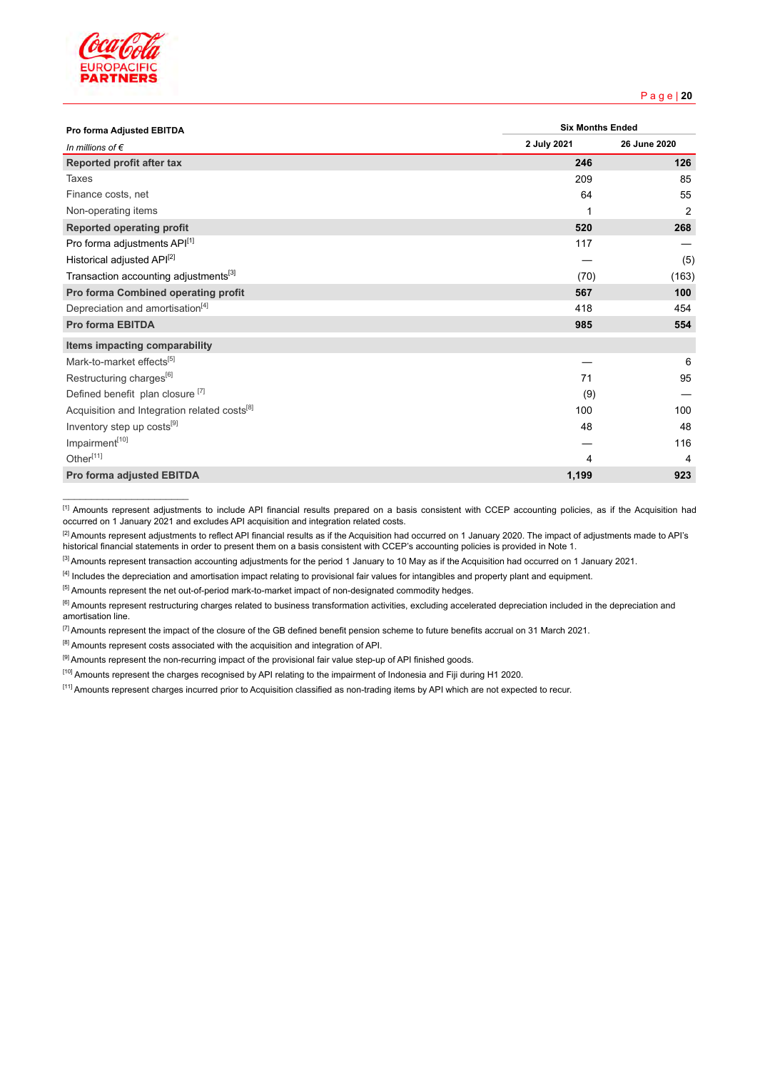| Pro forma Adjusted EBITDA | Six Months Ended | |
|---|---|---|
| *In millions of €* | 2 July 2021 | 26 June 2020 |
| **Reported profit after tax** | **246** | **126** |
| Taxes | 209 | 85 |
| Finance costs, net | 64 | 55 |
| Non-operating items | 1 | 2 |
| **Reported operating profit** | **520** | **268** |
| Pro forma adjustments API[1] | 117 | — |
| Historical adjusted API[2] | — | (5) |
| Transaction accounting adjustments[3] | (70) | (163) |
| **Pro forma Combined operating profit** | **567** | **100** |
| Depreciation and amortisation[4] | 418 | 454 |
| **Pro forma EBITDA** | **985** | **554** |
| **Items impacting comparability** | | |
| Mark-to-market effects[5] | — | 6 |
| Restructuring charges[6] | 71 | 95 |
| Defined benefit plan closure [7] | (9) | — |
| Acquisition and Integration related costs[8] | 100 | 100 |
| Inventory step up costs[9] | 48 | 48 |
| Impairment[10] | — | 116 |
| Other[11] | 4 | 4 |
| **Pro forma adjusted EBITDA** | **1,199** | **923** |

[1] Amounts represent adjustments to include API financial results prepared on a basis consistent with CCEP accounting policies, as if the Acquisition had occurred on 1 January 2021 and excludes API acquisition and integration related costs.

[2] Amounts represent adjustments to reflect API financial results as if the Acquisition had occurred on 1 January 2020. The impact of adjustments made to API's historical financial statements in order to present them on a basis consistent with CCEP's accounting policies is provided in Note 1.

[3] Amounts represent transaction accounting adjustments for the period 1 January to 10 May as if the Acquisition had occurred on 1 January 2021.

[4] Includes the depreciation and amortisation impact relating to provisional fair values for intangibles and property plant and equipment.

[5] Amounts represent the net out-of-period mark-to-market impact of non-designated commodity hedges.

[6] Amounts represent restructuring charges related to business transformation activities, excluding accelerated depreciation included in the depreciation and amortisation line.

[7] Amounts represent the impact of the closure of the GB defined benefit pension scheme to future benefits accrual on 31 March 2021.

[8] Amounts represent costs associated with the acquisition and integration of API.

[9] Amounts represent the non-recurring impact of the provisional fair value step-up of API finished goods.

[10] Amounts represent the charges recognised by API relating to the impairment of Indonesia and Fiji during H1 2020.

[11] Amounts represent charges incurred prior to Acquisition classified as non-trading items by API which are not expected to recur.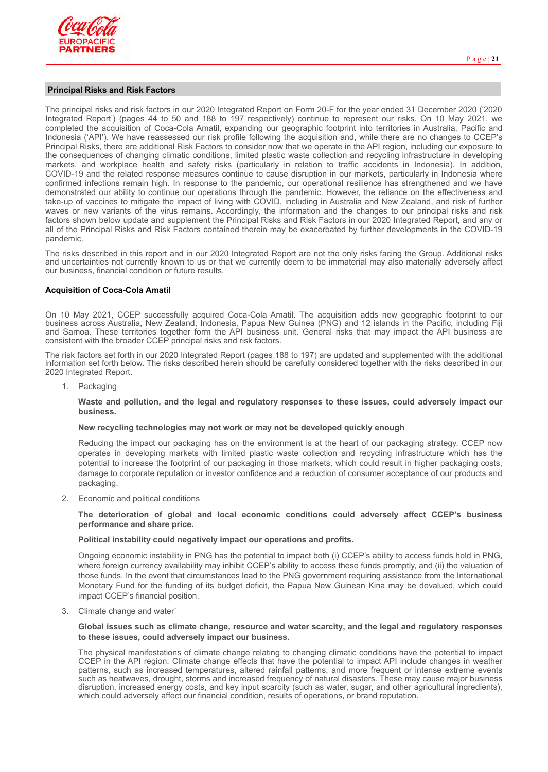## Principal Risks and Risk Factors

The principal risks and risk factors in our 2020 Integrated Report on Form 20-F for the year ended 31 December 2020 ('2020 Integrated Report') (pages 44 to 50 and 188 to 197 respectively) continue to represent our risks. On 10 May 2021, we completed the acquisition of Coca-Cola Amatil, expanding our geographic footprint into territories in Australia, Pacific and Indonesia ('API'). We have reassessed our risk profile following the acquisition and, while there are no changes to CCEP's Principal Risks, there are additional Risk Factors to consider now that we operate in the API region, including our exposure to the consequences of changing climatic conditions, limited plastic waste collection and recycling infrastructure in developing markets, and workplace health and safety risks (particularly in relation to traffic accidents in Indonesia). In addition, COVID-19 and the related response measures continue to cause disruption in our markets, particularly in Indonesia where confirmed infections remain high. In response to the pandemic, our operational resilience has strengthened and we have demonstrated our ability to continue our operations through the pandemic. However, the reliance on the effectiveness and take-up of vaccines to mitigate the impact of living with COVID, including in Australia and New Zealand, and risk of further waves or new variants of the virus remains. Accordingly, the information and the changes to our principal risks and risk factors shown below update and supplement the Principal Risks and Risk Factors in our 2020 Integrated Report, and any or all of the Principal Risks and Risk Factors contained therein may be exacerbated by further developments in the COVID-19 pandemic.

The risks described in this report and in our 2020 Integrated Report are not the only risks facing the Group. Additional risks and uncertainties not currently known to us or that we currently deem to be immaterial may also materially adversely affect our business, financial condition or future results.

### Acquisition of Coca-Cola Amatil

On 10 May 2021, CCEP successfully acquired Coca-Cola Amatil. The acquisition adds new geographic footprint to our business across Australia, New Zealand, Indonesia, Papua New Guinea (PNG) and 12 islands in the Pacific, including Fiji and Samoa. These territories together form the API business unit. General risks that may impact the API business are consistent with the broader CCEP principal risks and risk factors.

The risk factors set forth in our 2020 Integrated Report (pages 188 to 197) are updated and supplemented with the additional information set forth below. The risks described herein should be carefully considered together with the risks described in our 2020 Integrated Report.

1. Packaging

   **Waste and pollution, and the legal and regulatory responses to these issues, could adversely impact our business.**

   **New recycling technologies may not work or may not be developed quickly enough**

   Reducing the impact our packaging has on the environment is at the heart of our packaging strategy. CCEP now operates in developing markets with limited plastic waste collection and recycling infrastructure which has the potential to increase the footprint of our packaging in those markets, which could result in higher packaging costs, damage to corporate reputation or investor confidence and a reduction of consumer acceptance of our products and packaging.

2. Economic and political conditions

   **The deterioration of global and local economic conditions could adversely affect CCEP's business performance and share price.**

   **Political instability could negatively impact our operations and profits.**

   Ongoing economic instability in PNG has the potential to impact both (i) CCEP's ability to access funds held in PNG, where foreign currency availability may inhibit CCEP's ability to access these funds promptly, and (ii) the valuation of those funds. In the event that circumstances lead to the PNG government requiring assistance from the International Monetary Fund for the funding of its budget deficit, the Papua New Guinean Kina may be devalued, which could impact CCEP's financial position.

3. Climate change and water`

   **Global issues such as climate change, resource and water scarcity, and the legal and regulatory responses to these issues, could adversely impact our business.**

   The physical manifestations of climate change relating to changing climatic conditions have the potential to impact CCEP in the API region. Climate change effects that have the potential to impact API include changes in weather patterns, such as increased temperatures, altered rainfall patterns, and more frequent or intense extreme events such as heatwaves, drought, storms and increased frequency of natural disasters. These may cause major business disruption, increased energy costs, and key input scarcity (such as water, sugar, and other agricultural ingredients), which could adversely affect our financial condition, results of operations, or brand reputation.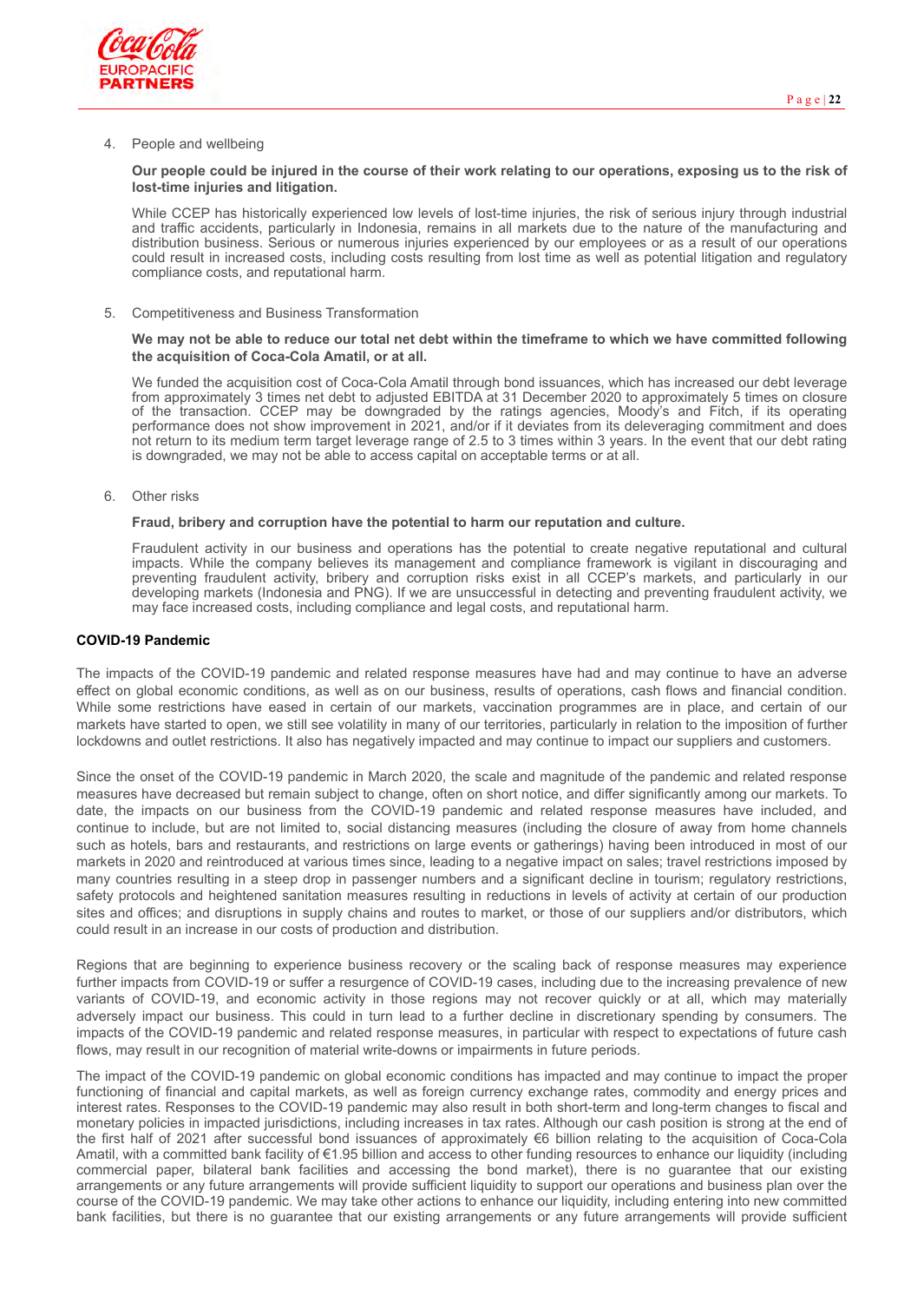4. People and wellbeing

   **Our people could be injured in the course of their work relating to our operations, exposing us to the risk of lost-time injuries and litigation.**

   While CCEP has historically experienced low levels of lost-time injuries, the risk of serious injury through industrial and traffic accidents, particularly in Indonesia, remains in all markets due to the nature of the manufacturing and distribution business. Serious or numerous injuries experienced by our employees or as a result of our operations could result in increased costs, including costs resulting from lost time as well as potential litigation and regulatory compliance costs, and reputational harm.

5. Competitiveness and Business Transformation

   **We may not be able to reduce our total net debt within the timeframe to which we have committed following the acquisition of Coca-Cola Amatil, or at all.**

   We funded the acquisition cost of Coca-Cola Amatil through bond issuances, which has increased our debt leverage from approximately 3 times net debt to adjusted EBITDA at 31 December 2020 to approximately 5 times on closure of the transaction. CCEP may be downgraded by the ratings agencies, Moody's and Fitch, if its operating performance does not show improvement in 2021, and/or if it deviates from its deleveraging commitment and does not return to its medium term target leverage range of 2.5 to 3 times within 3 years. In the event that our debt rating is downgraded, we may not be able to access capital on acceptable terms or at all.

6. Other risks

   **Fraud, bribery and corruption have the potential to harm our reputation and culture.**

   Fraudulent activity in our business and operations has the potential to create negative reputational and cultural impacts. While the company believes its management and compliance framework is vigilant in discouraging and preventing fraudulent activity, bribery and corruption risks exist in all CCEP's markets, and particularly in our developing markets (Indonesia and PNG). If we are unsuccessful in detecting and preventing fraudulent activity, we may face increased costs, including compliance and legal costs, and reputational harm.

**COVID-19 Pandemic**

The impacts of the COVID-19 pandemic and related response measures have had and may continue to have an adverse effect on global economic conditions, as well as on our business, results of operations, cash flows and financial condition. While some restrictions have eased in certain of our markets, vaccination programmes are in place, and certain of our markets have started to open, we still see volatility in many of our territories, particularly in relation to the imposition of further lockdowns and outlet restrictions. It also has negatively impacted and may continue to impact our suppliers and customers.

Since the onset of the COVID-19 pandemic in March 2020, the scale and magnitude of the pandemic and related response measures have decreased but remain subject to change, often on short notice, and differ significantly among our markets. To date, the impacts on our business from the COVID-19 pandemic and related response measures have included, and continue to include, but are not limited to, social distancing measures (including the closure of away from home channels such as hotels, bars and restaurants, and restrictions on large events or gatherings) having been introduced in most of our markets in 2020 and reintroduced at various times since, leading to a negative impact on sales; travel restrictions imposed by many countries resulting in a steep drop in passenger numbers and a significant decline in tourism; regulatory restrictions, safety protocols and heightened sanitation measures resulting in reductions in levels of activity at certain of our production sites and offices; and disruptions in supply chains and routes to market, or those of our suppliers and/or distributors, which could result in an increase in our costs of production and distribution.

Regions that are beginning to experience business recovery or the scaling back of response measures may experience further impacts from COVID-19 or suffer a resurgence of COVID-19 cases, including due to the increasing prevalence of new variants of COVID-19, and economic activity in those regions may not recover quickly or at all, which may materially adversely impact our business. This could in turn lead to a further decline in discretionary spending by consumers. The impacts of the COVID-19 pandemic and related response measures, in particular with respect to expectations of future cash flows, may result in our recognition of material write-downs or impairments in future periods.

The impact of the COVID-19 pandemic on global economic conditions has impacted and may continue to impact the proper functioning of financial and capital markets, as well as foreign currency exchange rates, commodity and energy prices and interest rates. Responses to the COVID-19 pandemic may also result in both short-term and long-term changes to fiscal and monetary policies in impacted jurisdictions, including increases in tax rates. Although our cash position is strong at the end of the first half of 2021 after successful bond issuances of approximately €6 billion relating to the acquisition of Coca-Cola Amatil, with a committed bank facility of €1.95 billion and access to other funding resources to enhance our liquidity (including commercial paper, bilateral bank facilities and accessing the bond market), there is no guarantee that our existing arrangements or any future arrangements will provide sufficient liquidity to support our operations and business plan over the course of the COVID-19 pandemic. We may take other actions to enhance our liquidity, including entering into new committed bank facilities, but there is no guarantee that our existing arrangements or any future arrangements will provide sufficient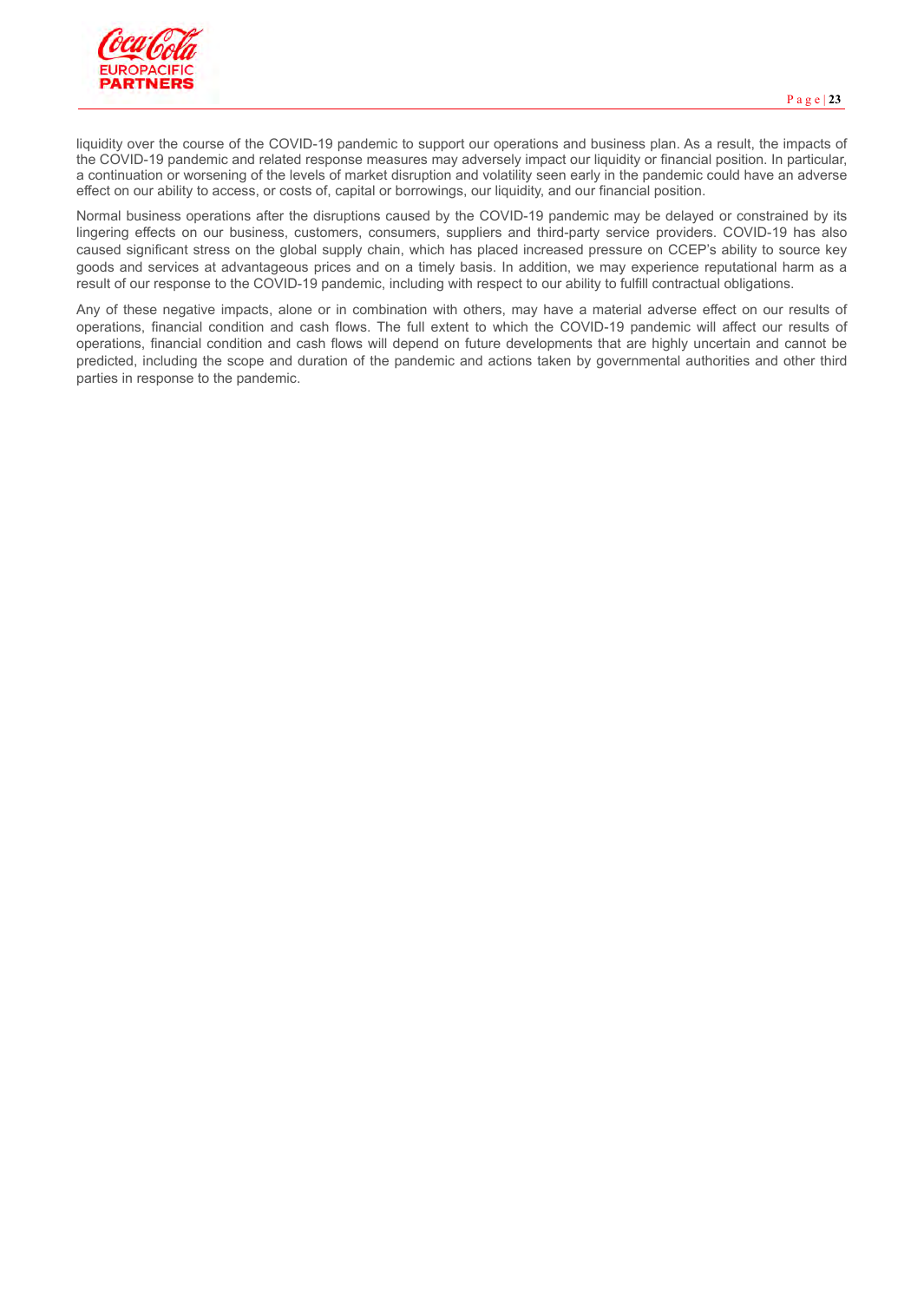liquidity over the course of the COVID-19 pandemic to support our operations and business plan. As a result, the impacts of the COVID-19 pandemic and related response measures may adversely impact our liquidity or financial position. In particular, a continuation or worsening of the levels of market disruption and volatility seen early in the pandemic could have an adverse effect on our ability to access, or costs of, capital or borrowings, our liquidity, and our financial position.

Normal business operations after the disruptions caused by the COVID-19 pandemic may be delayed or constrained by its lingering effects on our business, customers, consumers, suppliers and third-party service providers. COVID-19 has also caused significant stress on the global supply chain, which has placed increased pressure on CCEP's ability to source key goods and services at advantageous prices and on a timely basis. In addition, we may experience reputational harm as a result of our response to the COVID-19 pandemic, including with respect to our ability to fulfill contractual obligations.

Any of these negative impacts, alone or in combination with others, may have a material adverse effect on our results of operations, financial condition and cash flows. The full extent to which the COVID-19 pandemic will affect our results of operations, financial condition and cash flows will depend on future developments that are highly uncertain and cannot be predicted, including the scope and duration of the pandemic and actions taken by governmental authorities and other third parties in response to the pandemic.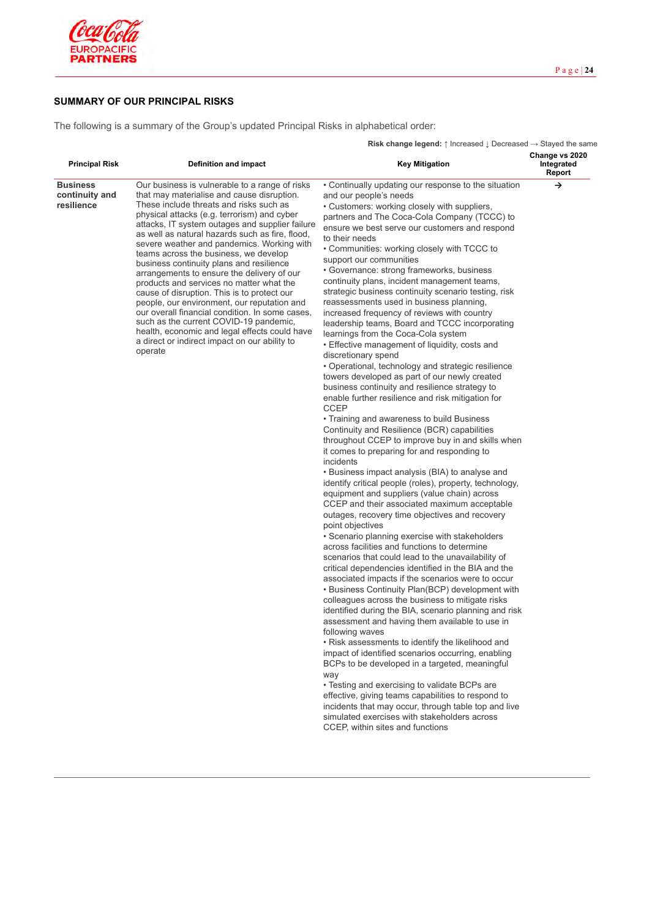## SUMMARY OF OUR PRINCIPAL RISKS

The following is a summary of the Group's updated Principal Risks in alphabetical order:

**Risk change legend:** ↑ Increased ↓ Decreased → Stayed the same

| Principal Risk | Definition and impact | Key Mitigation | Change vs 2020 Integrated Report |
|---|---|---|---|
| **Business continuity and resilience** | Our business is vulnerable to a range of risks that may materialise and cause disruption. These include threats and risks such as physical attacks (e.g. terrorism) and cyber attacks, IT system outages and supplier failure as well as natural hazards such as fire, flood, severe weather and pandemics. Working with teams across the business, we develop business continuity plans and resilience arrangements to ensure the delivery of our products and services no matter what the cause of disruption. This is to protect our people, our environment, our reputation and our overall financial condition. In some cases, such as the current COVID-19 pandemic, health, economic and legal effects could have a direct or indirect impact on our ability to operate | • Continually updating our response to the situation and our people's needs<br>• Customers: working closely with suppliers, partners and The Coca-Cola Company (TCCC) to ensure we best serve our customers and respond to their needs<br>• Communities: working closely with TCCC to support our communities<br>• Governance: strong frameworks, business continuity plans, incident management teams, strategic business continuity scenario testing, risk reassessments used in business planning, increased frequency of reviews with country leadership teams, Board and TCCC incorporating learnings from the Coca-Cola system<br>• Effective management of liquidity, costs and discretionary spend<br>• Operational, technology and strategic resilience towers developed as part of our newly created business continuity and resilience strategy to enable further resilience and risk mitigation for CCEP<br>• Training and awareness to build Business Continuity and Resilience (BCR) capabilities throughout CCEP to improve buy in and skills when it comes to preparing for and responding to incidents<br>• Business impact analysis (BIA) to analyse and identify critical people (roles), property, technology, equipment and suppliers (value chain) across CCEP and their associated maximum acceptable outages, recovery time objectives and recovery point objectives<br>• Scenario planning exercise with stakeholders across facilities and functions to determine scenarios that could lead to the unavailability of critical dependencies identified in the BIA and the associated impacts if the scenarios were to occur<br>• Business Continuity Plan(BCP) development with colleagues across the business to mitigate risks identified during the BIA, scenario planning and risk assessment and having them available to use in following waves<br>• Risk assessments to identify the likelihood and impact of identified scenarios occurring, enabling BCPs to be developed in a targeted, meaningful way<br>• Testing and exercising to validate BCPs are effective, giving teams capabilities to respond to incidents that may occur, through table top and live simulated exercises with stakeholders across CCEP, within sites and functions | → |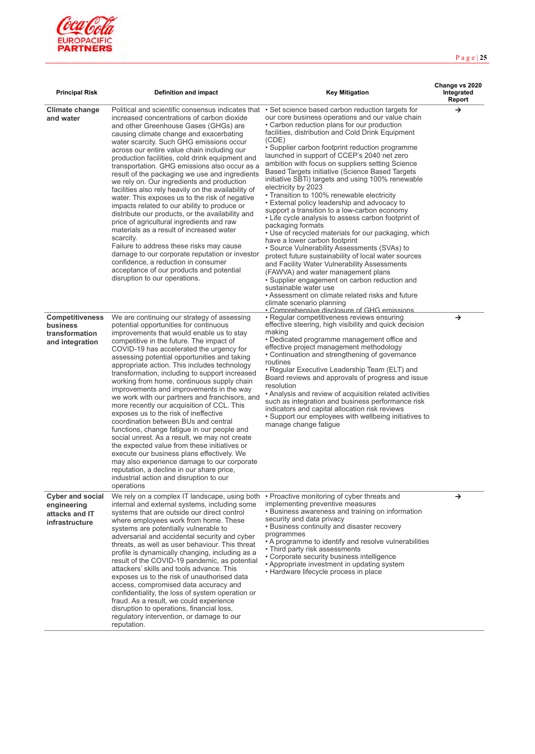| Principal Risk | Definition and impact | Key Mitigation | Change vs 2020 Integrated Report |
|---|---|---|---|
| **Climate change and water** | Political and scientific consensus indicates that increased concentrations of carbon dioxide and other Greenhouse Gases (GHGs) are causing climate change and exacerbating water scarcity. Such GHG emissions occur across our entire value chain including our production facilities, cold drink equipment and transportation. GHG emissions also occur as a result of the packaging we use and ingredients we rely on. Our ingredients and production facilities also rely heavily on the availability of water. This exposes us to the risk of negative impacts related to our ability to produce or distribute our products, or the availability and price of agricultural ingredients and raw materials as a result of increased water scarcity.<br>Failure to address these risks may cause damage to our corporate reputation or investor confidence, a reduction in consumer acceptance of our products and potential disruption to our operations. | • Set science based carbon reduction targets for our core business operations and our value chain<br>• Carbon reduction plans for our production facilities, distribution and Cold Drink Equipment (CDE)<br>• Supplier carbon footprint reduction programme launched in support of CCEP's 2040 net zero ambition with focus on suppliers setting Science Based Targets initiative (Science Based Targets initiative SBTi) targets and using 100% renewable electricity by 2023<br>• Transition to 100% renewable electricity<br>• External policy leadership and advocacy to support a transition to a low-carbon economy<br>• Life cycle analysis to assess carbon footprint of packaging formats<br>• Use of recycled materials for our packaging, which have a lower carbon footprint<br>• Source Vulnerability Assessments (SVAs) to protect future sustainability of local water sources and Facility Water Vulnerability Assessments (FAWVA) and water management plans<br>• Supplier engagement on carbon reduction and sustainable water use<br>• Assessment on climate related risks and future climate scenario planning<br>• Comprehensive disclosure of GHG emissions | → |
| **Competitiveness business transformation and integration** | We are continuing our strategy of assessing potential opportunities for continuous improvements that would enable us to stay competitive in the future. The impact of COVID-19 has accelerated the urgency for assessing potential opportunities and taking appropriate action. This includes technology transformation, including to support increased working from home, continuous supply chain improvements and improvements in the way we work with our partners and franchisors, and more recently our acquisition of CCL. This exposes us to the risk of ineffective coordination between BUs and central functions, change fatigue in our people and social unrest. As a result, we may not create the expected value from these initiatives or execute our business plans effectively. We may also experience damage to our corporate reputation, a decline in our share price, industrial action and disruption to our operations | • Regular competitiveness reviews ensuring effective steering, high visibility and quick decision making<br>• Dedicated programme management office and effective project management methodology<br>• Continuation and strengthening of governance routines<br>• Regular Executive Leadership Team (ELT) and Board reviews and approvals of progress and issue resolution<br>• Analysis and review of acquisition related activities such as integration and business performance risk indicators and capital allocation risk reviews<br>• Support our employees with wellbeing initiatives to manage change fatigue | → |
| **Cyber and social engineering attacks and IT infrastructure** | We rely on a complex IT landscape, using both internal and external systems, including some systems that are outside our direct control where employees work from home. These systems are potentially vulnerable to adversarial and accidental security and cyber threats, as well as user behaviour. This threat profile is dynamically changing, including as a result of the COVID-19 pandemic, as potential attackers' skills and tools advance. This exposes us to the risk of unauthorised data access, compromised data accuracy and confidentiality, the loss of system operation or fraud. As a result, we could experience disruption to operations, financial loss, regulatory intervention, or damage to our reputation. | • Proactive monitoring of cyber threats and implementing preventive measures<br>• Business awareness and training on information security and data privacy<br>• Business continuity and disaster recovery programmes<br>• A programme to identify and resolve vulnerabilities<br>• Third party risk assessments<br>• Corporate security business intelligence<br>• Appropriate investment in updating system<br>• Hardware lifecycle process in place | → |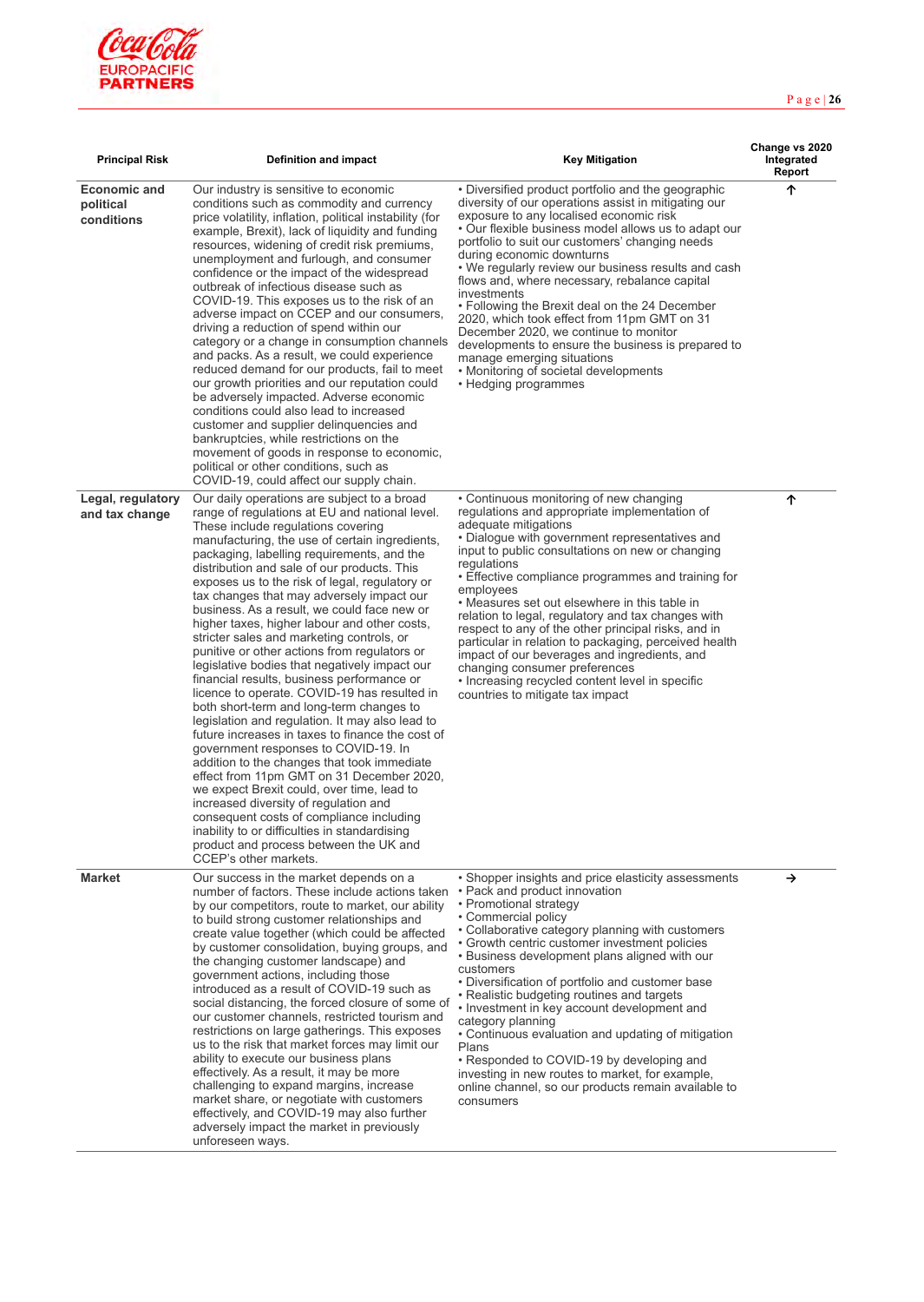| Principal Risk | Definition and impact | Key Mitigation | Change vs 2020 Integrated Report |
|---|---|---|---|
| **Economic and political conditions** | Our industry is sensitive to economic conditions such as commodity and currency price volatility, inflation, political instability (for example, Brexit), lack of liquidity and funding resources, widening of credit risk premiums, unemployment and furlough, and consumer confidence or the impact of the widespread outbreak of infectious disease such as COVID-19. This exposes us to the risk of an adverse impact on CCEP and our consumers, driving a reduction of spend within our category or a change in consumption channels and packs. As a result, we could experience reduced demand for our products, fail to meet our growth priorities and our reputation could be adversely impacted. Adverse economic conditions could also lead to increased customer and supplier delinquencies and bankruptcies, while restrictions on the movement of goods in response to economic, political or other conditions, such as COVID-19, could affect our supply chain. | • Diversified product portfolio and the geographic diversity of our operations assist in mitigating our exposure to any localised economic risk<br>• Our flexible business model allows us to adapt our portfolio to suit our customers' changing needs during economic downturns<br>• We regularly review our business results and cash flows and, where necessary, rebalance capital investments<br>• Following the Brexit deal on the 24 December 2020, which took effect from 11pm GMT on 31 December 2020, we continue to monitor developments to ensure the business is prepared to manage emerging situations<br>• Monitoring of societal developments<br>• Hedging programmes | ↑ |
| **Legal, regulatory and tax change** | Our daily operations are subject to a broad range of regulations at EU and national level. These include regulations covering manufacturing, the use of certain ingredients, packaging, labelling requirements, and the distribution and sale of our products. This exposes us to the risk of legal, regulatory or tax changes that may adversely impact our business. As a result, we could face new or higher taxes, higher labour and other costs, stricter sales and marketing controls, or punitive or other actions from regulators or legislative bodies that negatively impact our financial results, business performance or licence to operate. COVID-19 has resulted in both short-term and long-term changes to legislation and regulation. It may also lead to future increases in taxes to finance the cost of government responses to COVID-19. In addition to the changes that took immediate effect from 11pm GMT on 31 December 2020, we expect Brexit could, over time, lead to increased diversity of regulation and consequent costs of compliance including inability to or difficulties in standardising product and process between the UK and CCEP's other markets. | • Continuous monitoring of new changing regulations and appropriate implementation of adequate mitigations<br>• Dialogue with government representatives and input to public consultations on new or changing regulations<br>• Effective compliance programmes and training for employees<br>• Measures set out elsewhere in this table in relation to legal, regulatory and tax changes with respect to any of the other principal risks, and in particular in relation to packaging, perceived health impact of our beverages and ingredients, and changing consumer preferences<br>• Increasing recycled content level in specific countries to mitigate tax impact | ↑ |
| **Market** | Our success in the market depends on a number of factors. These include actions taken by our competitors, route to market, our ability to build strong customer relationships and create value together (which could be affected by customer consolidation, buying groups, and the changing customer landscape) and government actions, including those introduced as a result of COVID-19 such as social distancing, the forced closure of some of our customer channels, restricted tourism and restrictions on large gatherings. This exposes us to the risk that market forces may limit our ability to execute our business plans effectively. As a result, it may be more challenging to expand margins, increase market share, or negotiate with customers effectively, and COVID-19 may also further adversely impact the market in previously unforeseen ways. | • Shopper insights and price elasticity assessments<br>• Pack and product innovation<br>• Promotional strategy<br>• Commercial policy<br>• Collaborative category planning with customers<br>• Growth centric customer investment policies<br>• Business development plans aligned with our customers<br>• Diversification of portfolio and customer base<br>• Realistic budgeting routines and targets<br>• Investment in key account development and category planning<br>• Continuous evaluation and updating of mitigation Plans<br>• Responded to COVID-19 by developing and investing in new routes to market, for example, online channel, so our products remain available to consumers | → |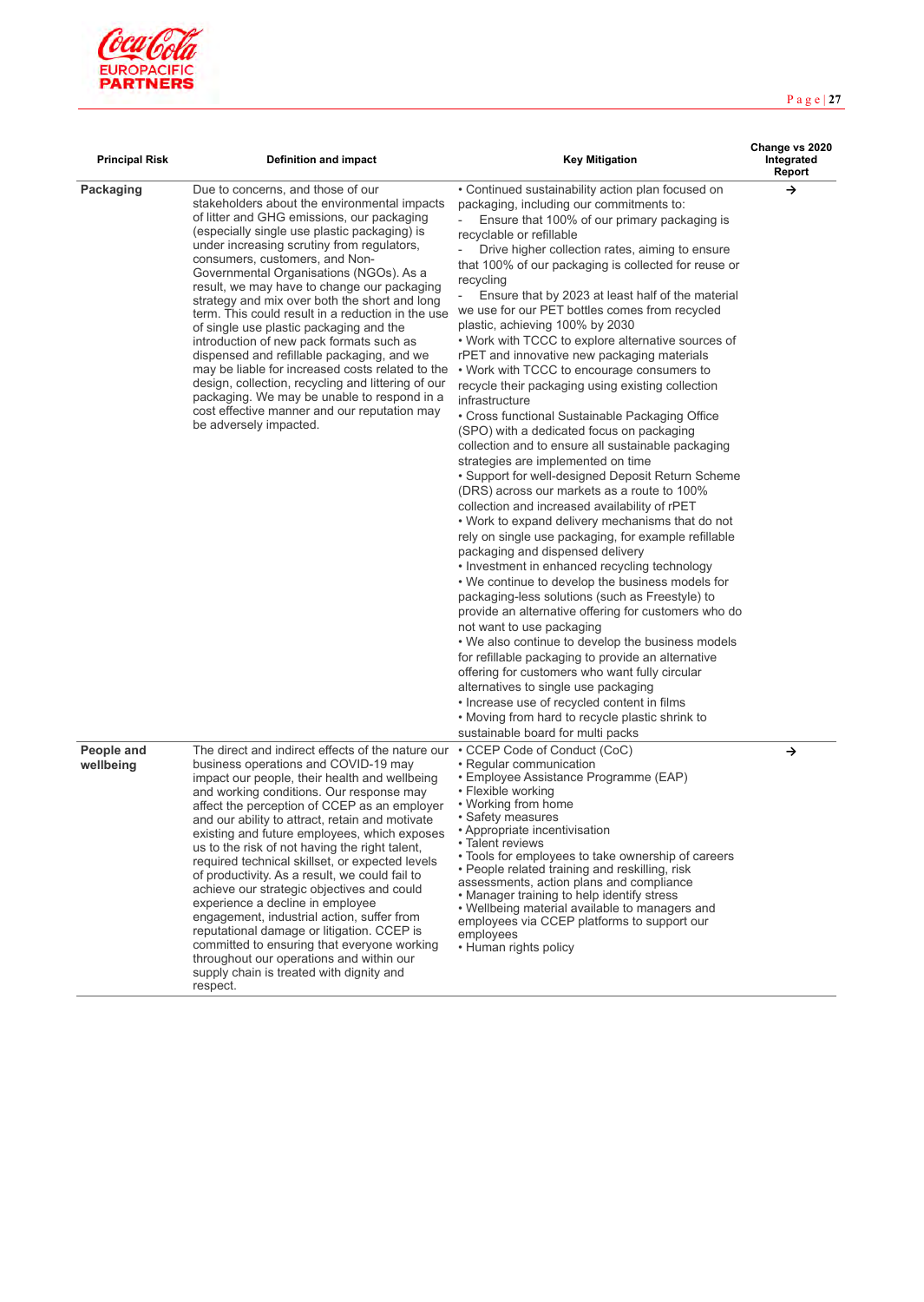| Principal Risk | Definition and impact | Key Mitigation | Change vs 2020 Integrated Report |
|---|---|---|---|
| **Packaging** | Due to concerns, and those of our stakeholders about the environmental impacts of litter and GHG emissions, our packaging (especially single use plastic packaging) is under increasing scrutiny from regulators, consumers, customers, and Non-Governmental Organisations (NGOs). As a result, we may have to change our packaging strategy and mix over both the short and long term. This could result in a reduction in the use of single use plastic packaging and the introduction of new pack formats such as dispensed and refillable packaging, and we may be liable for increased costs related to the design, collection, recycling and littering of our packaging. We may be unable to respond in a cost effective manner and our reputation may be adversely impacted. | • Continued sustainability action plan focused on packaging, including our commitments to:<br>- Ensure that 100% of our primary packaging is recyclable or refillable<br>- Drive higher collection rates, aiming to ensure that 100% of our packaging is collected for reuse or recycling<br>- Ensure that by 2023 at least half of the material we use for our PET bottles comes from recycled plastic, achieving 100% by 2030<br>• Work with TCCC to explore alternative sources of rPET and innovative new packaging materials<br>• Work with TCCC to encourage consumers to recycle their packaging using existing collection infrastructure<br>• Cross functional Sustainable Packaging Office (SPO) with a dedicated focus on packaging collection and to ensure all sustainable packaging strategies are implemented on time<br>• Support for well-designed Deposit Return Scheme (DRS) across our markets as a route to 100% collection and increased availability of rPET<br>• Work to expand delivery mechanisms that do not rely on single use packaging, for example refillable packaging and dispensed delivery<br>• Investment in enhanced recycling technology<br>• We continue to develop the business models for packaging-less solutions (such as Freestyle) to provide an alternative offering for customers who do not want to use packaging<br>• We also continue to develop the business models for refillable packaging to provide an alternative offering for customers who want fully circular alternatives to single use packaging<br>• Increase use of recycled content in films<br>• Moving from hard to recycle plastic shrink to sustainable board for multi packs | → |
| **People and wellbeing** | The direct and indirect effects of the nature our business operations and COVID-19 may impact our people, their health and wellbeing and working conditions. Our response may affect the perception of CCEP as an employer and our ability to attract, retain and motivate existing and future employees, which exposes us to the risk of not having the right talent, required technical skillset, or expected levels of productivity. As a result, we could fail to achieve our strategic objectives and could experience a decline in employee engagement, industrial action, suffer from reputational damage or litigation. CCEP is committed to ensuring that everyone working throughout our operations and within our supply chain is treated with dignity and respect. | • CCEP Code of Conduct (CoC)<br>• Regular communication<br>• Employee Assistance Programme (EAP)<br>• Flexible working<br>• Working from home<br>• Safety measures<br>• Appropriate incentivisation<br>• Talent reviews<br>• Tools for employees to take ownership of careers<br>• People related training and reskilling, risk assessments, action plans and compliance<br>• Manager training to help identify stress<br>• Wellbeing material available to managers and employees via CCEP platforms to support our employees<br>• Human rights policy | → |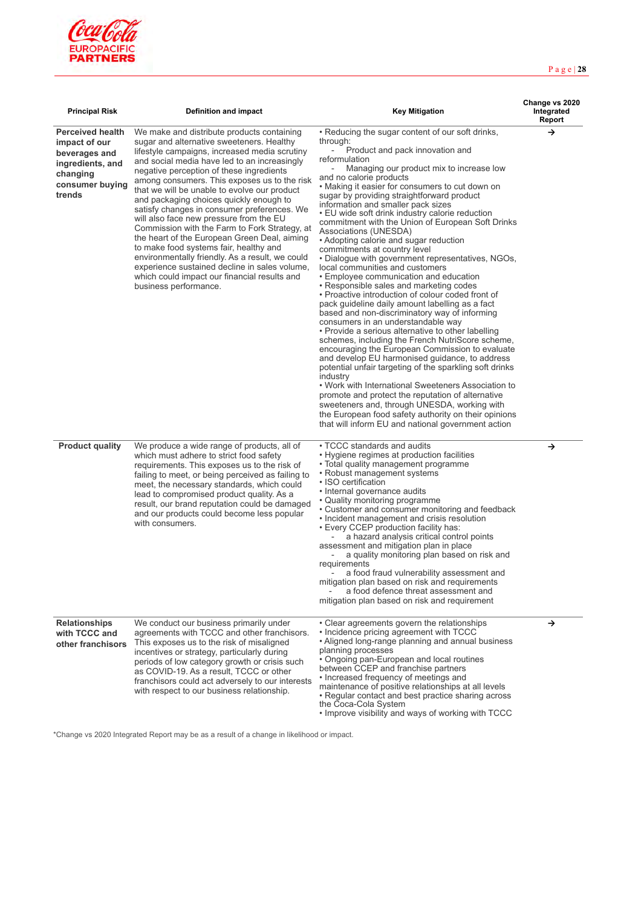| Principal Risk | Definition and impact | Key Mitigation | Change vs 2020 Integrated Report |
|---|---|---|---|
| **Perceived health impact of our beverages and ingredients, and changing consumer buying trends** | We make and distribute products containing sugar and alternative sweeteners. Healthy lifestyle campaigns, increased media scrutiny and social media have led to an increasingly negative perception of these ingredients among consumers. This exposes us to the risk that we will be unable to evolve our product and packaging choices quickly enough to satisfy changes in consumer preferences. We will also face new pressure from the EU Commission with the Farm to Fork Strategy, at the heart of the European Green Deal, aiming to make food systems fair, healthy and environmentally friendly. As a result, we could experience sustained decline in sales volume, which could impact our financial results and business performance. | • Reducing the sugar content of our soft drinks, through:<br>- Product and pack innovation and reformulation<br>- Managing our product mix to increase low and no calorie products<br>• Making it easier for consumers to cut down on sugar by providing straightforward product information and smaller pack sizes<br>• EU wide soft drink industry calorie reduction commitment with the Union of European Soft Drinks Associations (UNESDA)<br>• Adopting calorie and sugar reduction commitments at country level<br>• Dialogue with government representatives, NGOs, local communities and customers<br>• Employee communication and education<br>• Responsible sales and marketing codes<br>• Proactive introduction of colour coded front of pack guideline daily amount labelling as a fact based and non-discriminatory way of informing consumers in an understandable way<br>• Provide a serious alternative to other labelling schemes, including the French NutriScore scheme, encouraging the European Commission to evaluate and develop EU harmonised guidance, to address potential unfair targeting of the sparkling soft drinks industry<br>• Work with International Sweeteners Association to promote and protect the reputation of alternative sweeteners and, through UNESDA, working with the European food safety authority on their opinions that will inform EU and national government action | → |
| **Product quality** | We produce a wide range of products, all of which must adhere to strict food safety requirements. This exposes us to the risk of failing to meet, or being perceived as failing to meet, the necessary standards, which could lead to compromised product quality. As a result, our brand reputation could be damaged and our products could become less popular with consumers. | • TCCC standards and audits<br>• Hygiene regimes at production facilities<br>• Total quality management programme<br>• Robust management systems<br>• ISO certification<br>• Internal governance audits<br>• Quality monitoring programme<br>• Customer and consumer monitoring and feedback<br>• Incident management and crisis resolution<br>• Every CCEP production facility has:<br>- a hazard analysis critical control points assessment and mitigation plan in place<br>- a quality monitoring plan based on risk and requirements<br>- a food fraud vulnerability assessment and mitigation plan based on risk and requirements<br>- a food defence threat assessment and mitigation plan based on risk and requirement | → |
| **Relationships with TCCC and other franchisors** | We conduct our business primarily under agreements with TCCC and other franchisors. This exposes us to the risk of misaligned incentives or strategy, particularly during periods of low category growth or crisis such as COVID-19. As a result, TCCC or other franchisors could act adversely to our interests with respect to our business relationship. | • Clear agreements govern the relationships<br>• Incidence pricing agreement with TCCC<br>• Aligned long-range planning and annual business planning processes<br>• Ongoing pan-European and local routines between CCEP and franchise partners<br>• Increased frequency of meetings and maintenance of positive relationships at all levels<br>• Regular contact and best practice sharing across the Coca-Cola System<br>• Improve visibility and ways of working with TCCC | → |

*Change vs 2020 Integrated Report may be as a result of a change in likelihood or impact.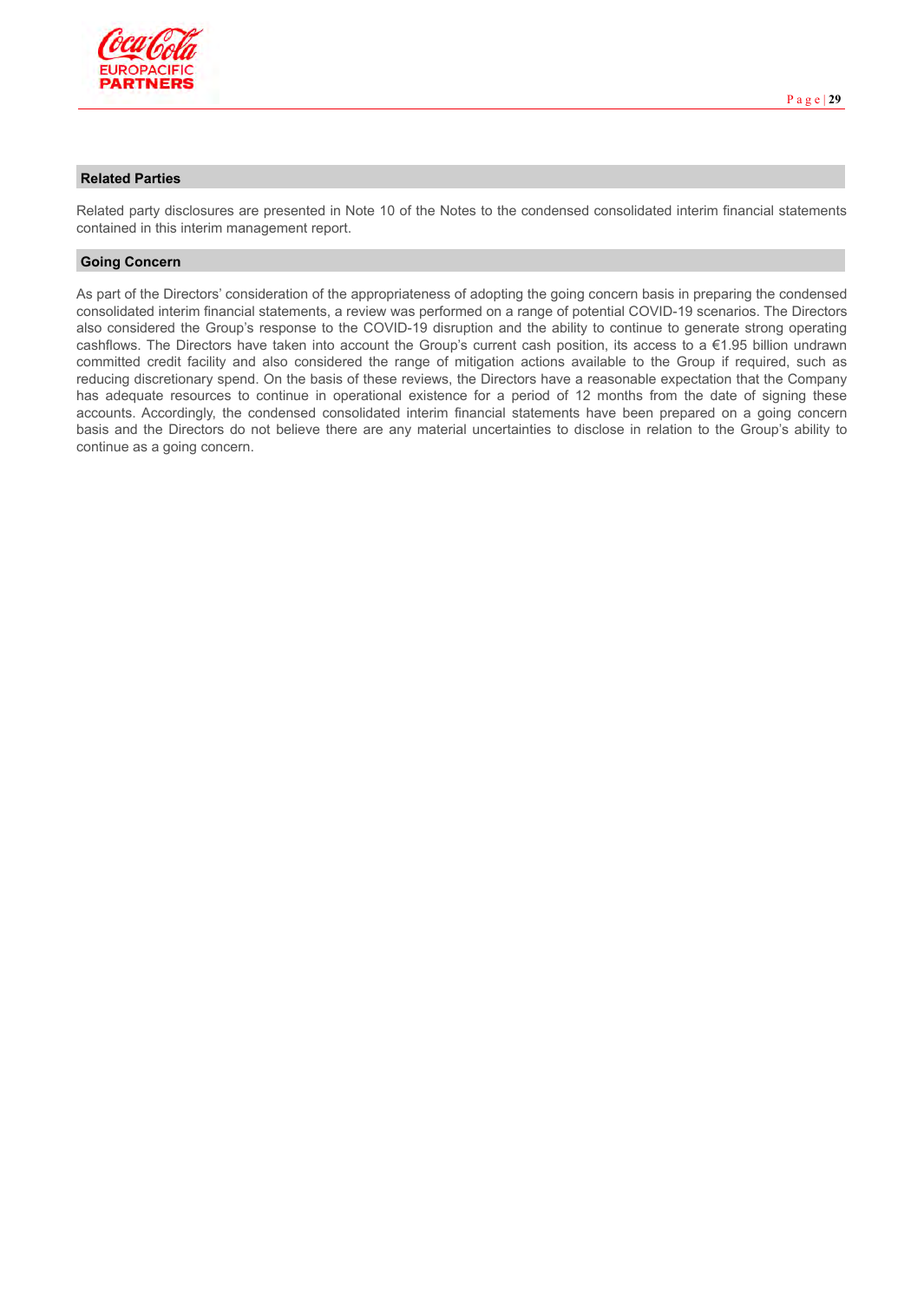## Related Parties

Related party disclosures are presented in Note 10 of the Notes to the condensed consolidated interim financial statements contained in this interim management report.

## Going Concern

As part of the Directors' consideration of the appropriateness of adopting the going concern basis in preparing the condensed consolidated interim financial statements, a review was performed on a range of potential COVID-19 scenarios. The Directors also considered the Group's response to the COVID-19 disruption and the ability to continue to generate strong operating cashflows. The Directors have taken into account the Group's current cash position, its access to a €1.95 billion undrawn committed credit facility and also considered the range of mitigation actions available to the Group if required, such as reducing discretionary spend. On the basis of these reviews, the Directors have a reasonable expectation that the Company has adequate resources to continue in operational existence for a period of 12 months from the date of signing these accounts. Accordingly, the condensed consolidated interim financial statements have been prepared on a going concern basis and the Directors do not believe there are any material uncertainties to disclose in relation to the Group's ability to continue as a going concern.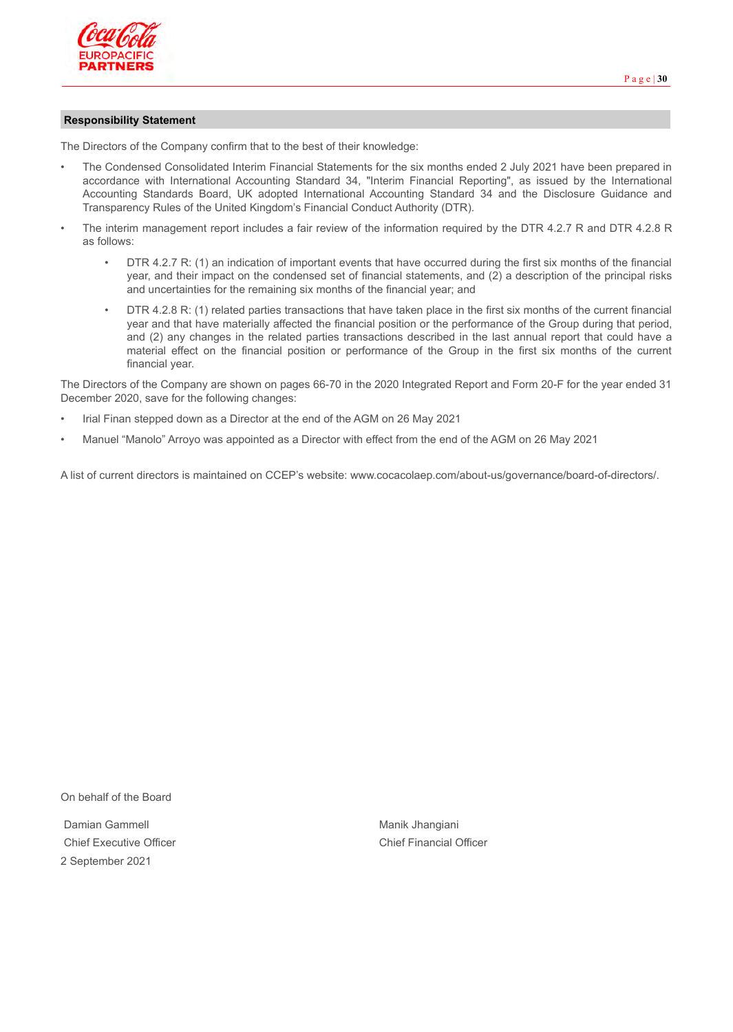## Responsibility Statement

The Directors of the Company confirm that to the best of their knowledge:

- The Condensed Consolidated Interim Financial Statements for the six months ended 2 July 2021 have been prepared in accordance with International Accounting Standard 34, "Interim Financial Reporting", as issued by the International Accounting Standards Board, UK adopted International Accounting Standard 34 and the Disclosure Guidance and Transparency Rules of the United Kingdom's Financial Conduct Authority (DTR).
- The interim management report includes a fair review of the information required by the DTR 4.2.7 R and DTR 4.2.8 R as follows:
  - DTR 4.2.7 R: (1) an indication of important events that have occurred during the first six months of the financial year, and their impact on the condensed set of financial statements, and (2) a description of the principal risks and uncertainties for the remaining six months of the financial year; and
  - DTR 4.2.8 R: (1) related parties transactions that have taken place in the first six months of the current financial year and that have materially affected the financial position or the performance of the Group during that period, and (2) any changes in the related parties transactions described in the last annual report that could have a material effect on the financial position or performance of the Group in the first six months of the current financial year.

The Directors of the Company are shown on pages 66-70 in the 2020 Integrated Report and Form 20-F for the year ended 31 December 2020, save for the following changes:

- Irial Finan stepped down as a Director at the end of the AGM on 26 May 2021
- Manuel "Manolo" Arroyo was appointed as a Director with effect from the end of the AGM on 26 May 2021

A list of current directors is maintained on CCEP's website: www.cocacolaep.com/about-us/governance/board-of-directors/.

On behalf of the Board

Damian Gammell
Chief Executive Officer

Manik Jhangiani
Chief Financial Officer

2 September 2021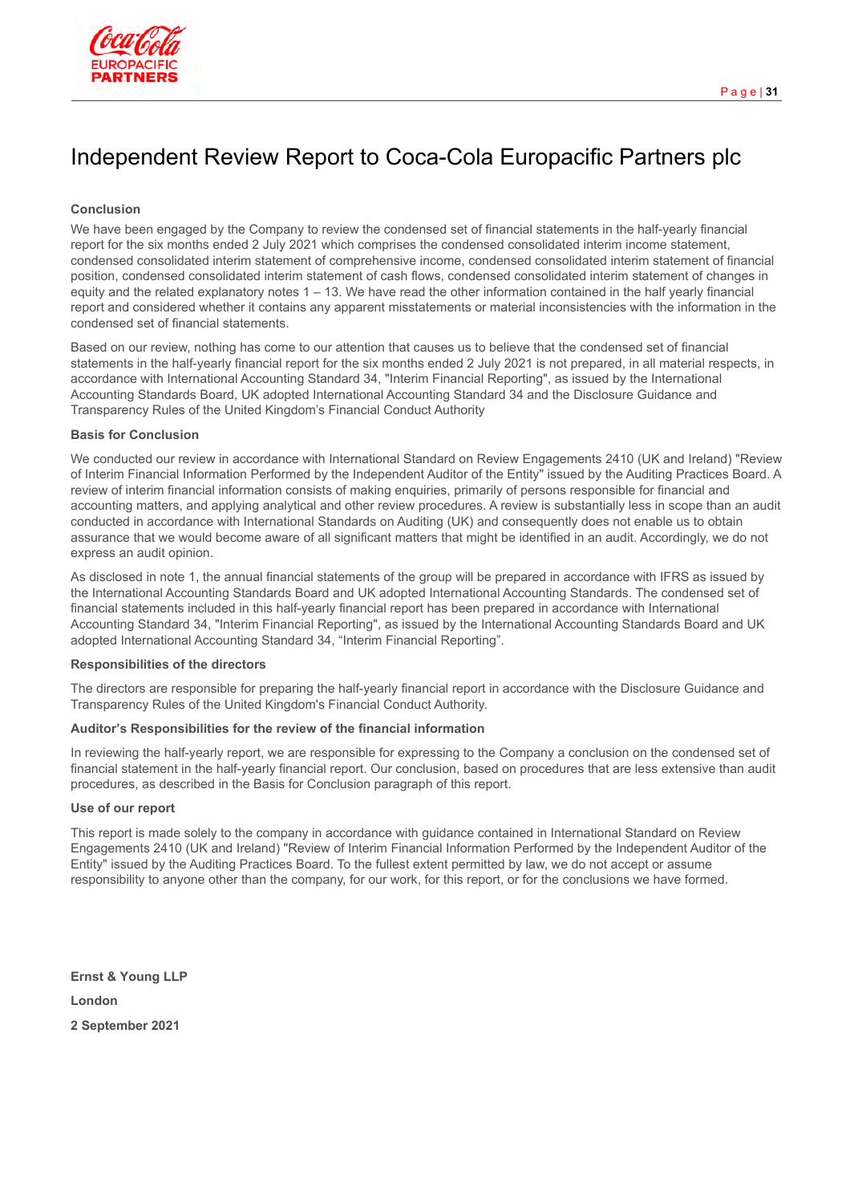# Independent Review Report to Coca-Cola Europacific Partners plc

**Conclusion**

We have been engaged by the Company to review the condensed set of financial statements in the half-yearly financial report for the six months ended 2 July 2021 which comprises the condensed consolidated interim income statement, condensed consolidated interim statement of comprehensive income, condensed consolidated interim statement of financial position, condensed consolidated interim statement of cash flows, condensed consolidated interim statement of changes in equity and the related explanatory notes 1 – 13. We have read the other information contained in the half yearly financial report and considered whether it contains any apparent misstatements or material inconsistencies with the information in the condensed set of financial statements.

Based on our review, nothing has come to our attention that causes us to believe that the condensed set of financial statements in the half-yearly financial report for the six months ended 2 July 2021 is not prepared, in all material respects, in accordance with International Accounting Standard 34, "Interim Financial Reporting", as issued by the International Accounting Standards Board, UK adopted International Accounting Standard 34 and the Disclosure Guidance and Transparency Rules of the United Kingdom's Financial Conduct Authority

**Basis for Conclusion**

We conducted our review in accordance with International Standard on Review Engagements 2410 (UK and Ireland) "Review of Interim Financial Information Performed by the Independent Auditor of the Entity" issued by the Auditing Practices Board. A review of interim financial information consists of making enquiries, primarily of persons responsible for financial and accounting matters, and applying analytical and other review procedures. A review is substantially less in scope than an audit conducted in accordance with International Standards on Auditing (UK) and consequently does not enable us to obtain assurance that we would become aware of all significant matters that might be identified in an audit. Accordingly, we do not express an audit opinion.

As disclosed in note 1, the annual financial statements of the group will be prepared in accordance with IFRS as issued by the International Accounting Standards Board and UK adopted International Accounting Standards. The condensed set of financial statements included in this half-yearly financial report has been prepared in accordance with International Accounting Standard 34, "Interim Financial Reporting", as issued by the International Accounting Standards Board and UK adopted International Accounting Standard 34, "Interim Financial Reporting".

**Responsibilities of the directors**

The directors are responsible for preparing the half-yearly financial report in accordance with the Disclosure Guidance and Transparency Rules of the United Kingdom's Financial Conduct Authority.

**Auditor's Responsibilities for the review of the financial information**

In reviewing the half-yearly report, we are responsible for expressing to the Company a conclusion on the condensed set of financial statement in the half-yearly financial report. Our conclusion, based on procedures that are less extensive than audit procedures, as described in the Basis for Conclusion paragraph of this report.

**Use of our report**

This report is made solely to the company in accordance with guidance contained in International Standard on Review Engagements 2410 (UK and Ireland) "Review of Interim Financial Information Performed by the Independent Auditor of the Entity" issued by the Auditing Practices Board. To the fullest extent permitted by law, we do not accept or assume responsibility to anyone other than the company, for our work, for this report, or for the conclusions we have formed.

**Ernst & Young LLP**

**London**

**2 September 2021**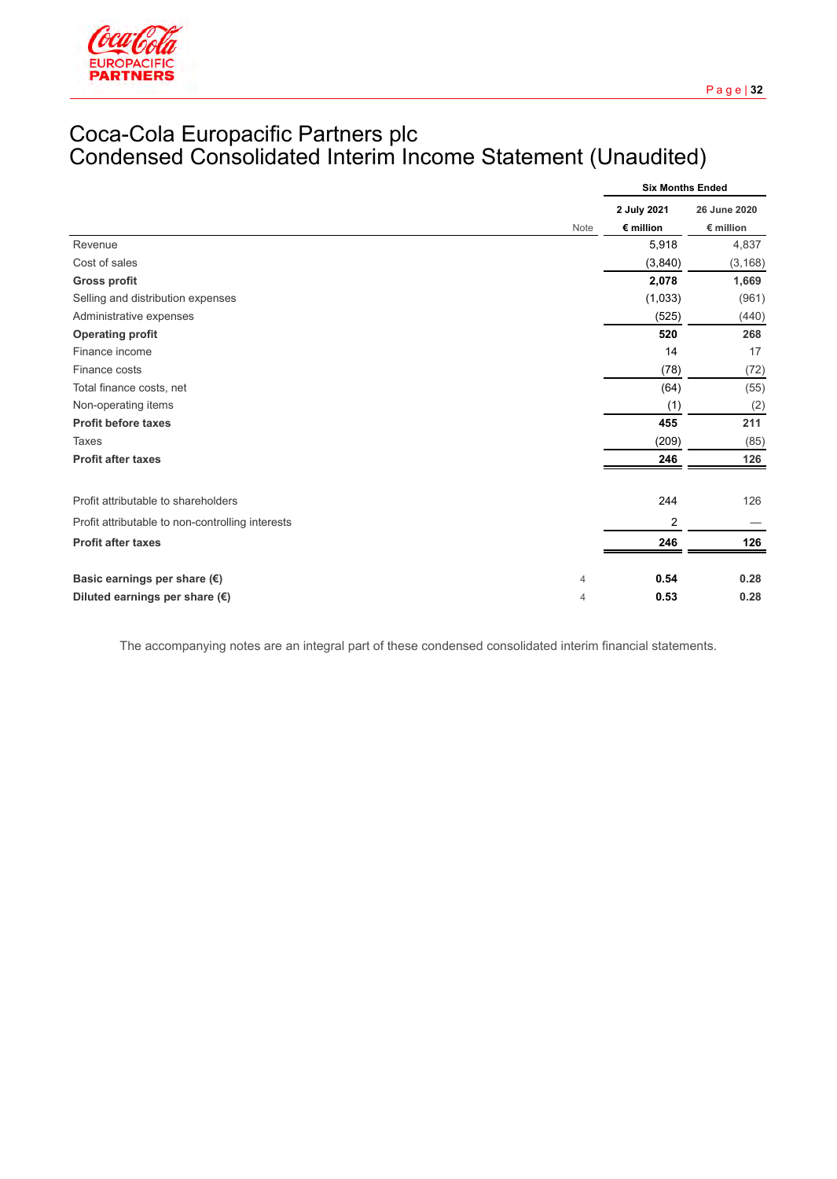# Coca-Cola Europacific Partners plc
# Condensed Consolidated Interim Income Statement (Unaudited)

| | Note | Six Months Ended | |
|---|---|---|---|
| | | 2 July 2021 | 26 June 2020 |
| | | € million | € million |
| Revenue | | 5,918 | 4,837 |
| Cost of sales | | (3,840) | (3,168) |
| **Gross profit** | | **2,078** | **1,669** |
| Selling and distribution expenses | | (1,033) | (961) |
| Administrative expenses | | (525) | (440) |
| **Operating profit** | | **520** | **268** |
| Finance income | | 14 | 17 |
| Finance costs | | (78) | (72) |
| Total finance costs, net | | (64) | (55) |
| Non-operating items | | (1) | (2) |
| **Profit before taxes** | | **455** | **211** |
| Taxes | | (209) | (85) |
| **Profit after taxes** | | **246** | **126** |
| | | | |
| Profit attributable to shareholders | | 244 | 126 |
| Profit attributable to non-controlling interests | | 2 | — |
| **Profit after taxes** | | **246** | **126** |
| | | | |
| **Basic earnings per share (€)** | 4 | **0.54** | **0.28** |
| **Diluted earnings per share (€)** | 4 | **0.53** | **0.28** |

The accompanying notes are an integral part of these condensed consolidated interim financial statements.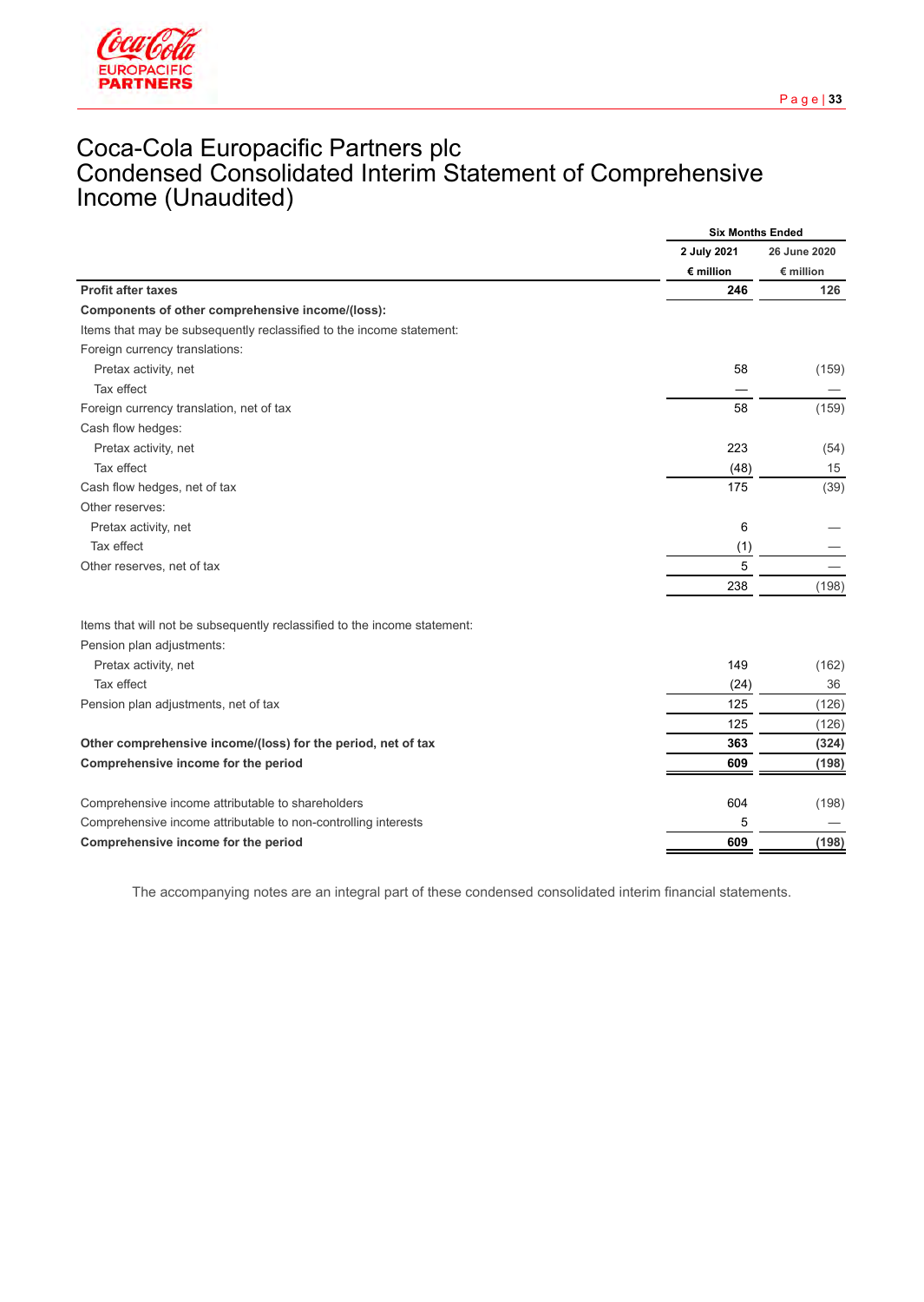# Coca-Cola Europacific Partners plc
# Condensed Consolidated Interim Statement of Comprehensive Income (Unaudited)

| | Six Months Ended | |
|---|---|---|
| | 2 July 2021 | 26 June 2020 |
| | € million | € million |
| **Profit after taxes** | **246** | **126** |
| **Components of other comprehensive income/(loss):** | | |
| Items that may be subsequently reclassified to the income statement: | | |
| Foreign currency translations: | | |
| Pretax activity, net | 58 | (159) |
| Tax effect | — | — |
| Foreign currency translation, net of tax | 58 | (159) |
| Cash flow hedges: | | |
| Pretax activity, net | 223 | (54) |
| Tax effect | (48) | 15 |
| Cash flow hedges, net of tax | 175 | (39) |
| Other reserves: | | |
| Pretax activity, net | 6 | — |
| Tax effect | (1) | — |
| Other reserves, net of tax | 5 | — |
| | 238 | (198) |
| Items that will not be subsequently reclassified to the income statement: | | |
| Pension plan adjustments: | | |
| Pretax activity, net | 149 | (162) |
| Tax effect | (24) | 36 |
| Pension plan adjustments, net of tax | 125 | (126) |
| | 125 | (126) |
| **Other comprehensive income/(loss) for the period, net of tax** | **363** | **(324)** |
| **Comprehensive income for the period** | **609** | **(198)** |
| Comprehensive income attributable to shareholders | 604 | (198) |
| Comprehensive income attributable to non-controlling interests | 5 | — |
| **Comprehensive income for the period** | **609** | **(198)** |

The accompanying notes are an integral part of these condensed consolidated interim financial statements.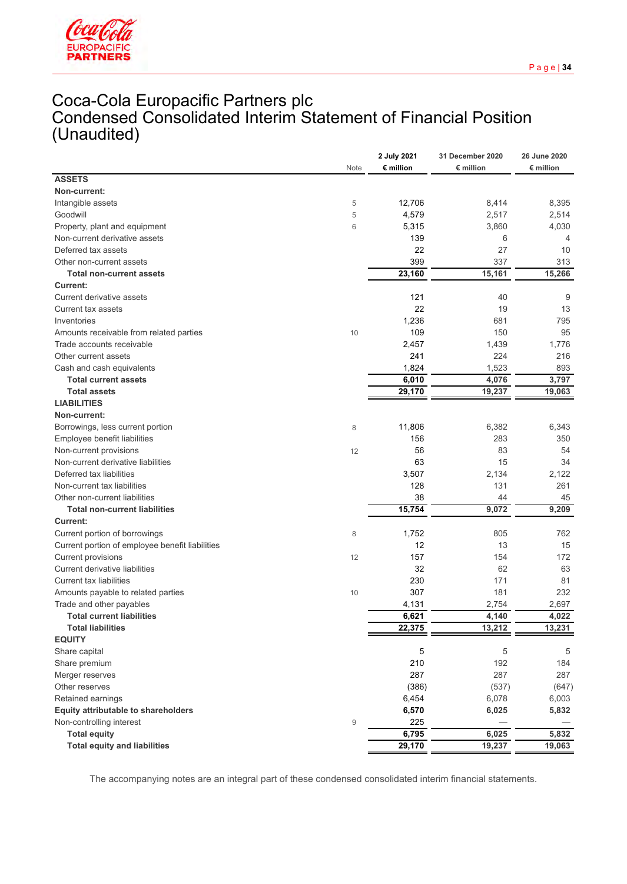# Coca-Cola Europacific Partners plc
# Condensed Consolidated Interim Statement of Financial Position (Unaudited)

| | Note | 2 July 2021<br>€ million | 31 December 2020<br>€ million | 26 June 2020<br>€ million |
|---|---|---|---|---|
| **ASSETS** | | | | |
| **Non-current:** | | | | |
| Intangible assets | 5 | 12,706 | 8,414 | 8,395 |
| Goodwill | 5 | 4,579 | 2,517 | 2,514 |
| Property, plant and equipment | 6 | 5,315 | 3,860 | 4,030 |
| Non-current derivative assets | | 139 | 6 | 4 |
| Deferred tax assets | | 22 | 27 | 10 |
| Other non-current assets | | 399 | 337 | 313 |
| **Total non-current assets** | | **23,160** | **15,161** | **15,266** |
| **Current:** | | | | |
| Current derivative assets | | 121 | 40 | 9 |
| Current tax assets | | 22 | 19 | 13 |
| Inventories | | 1,236 | 681 | 795 |
| Amounts receivable from related parties | 10 | 109 | 150 | 95 |
| Trade accounts receivable | | 2,457 | 1,439 | 1,776 |
| Other current assets | | 241 | 224 | 216 |
| Cash and cash equivalents | | 1,824 | 1,523 | 893 |
| **Total current assets** | | **6,010** | **4,076** | **3,797** |
| **Total assets** | | **29,170** | **19,237** | **19,063** |
| **LIABILITIES** | | | | |
| **Non-current:** | | | | |
| Borrowings, less current portion | 8 | 11,806 | 6,382 | 6,343 |
| Employee benefit liabilities | | 156 | 283 | 350 |
| Non-current provisions | 12 | 56 | 83 | 54 |
| Non-current derivative liabilities | | 63 | 15 | 34 |
| Deferred tax liabilities | | 3,507 | 2,134 | 2,122 |
| Non-current tax liabilities | | 128 | 131 | 261 |
| Other non-current liabilities | | 38 | 44 | 45 |
| **Total non-current liabilities** | | **15,754** | **9,072** | **9,209** |
| **Current:** | | | | |
| Current portion of borrowings | 8 | 1,752 | 805 | 762 |
| Current portion of employee benefit liabilities | | 12 | 13 | 15 |
| Current provisions | 12 | 157 | 154 | 172 |
| Current derivative liabilities | | 32 | 62 | 63 |
| Current tax liabilities | | 230 | 171 | 81 |
| Amounts payable to related parties | 10 | 307 | 181 | 232 |
| Trade and other payables | | 4,131 | 2,754 | 2,697 |
| **Total current liabilities** | | **6,621** | **4,140** | **4,022** |
| **Total liabilities** | | **22,375** | **13,212** | **13,231** |
| **EQUITY** | | | | |
| Share capital | | 5 | 5 | 5 |
| Share premium | | 210 | 192 | 184 |
| Merger reserves | | 287 | 287 | 287 |
| Other reserves | | (386) | (537) | (647) |
| Retained earnings | | 6,454 | 6,078 | 6,003 |
| **Equity attributable to shareholders** | | **6,570** | **6,025** | **5,832** |
| Non-controlling interest | 9 | 225 | — | — |
| **Total equity** | | **6,795** | **6,025** | **5,832** |
| **Total equity and liabilities** | | **29,170** | **19,237** | **19,063** |

The accompanying notes are an integral part of these condensed consolidated interim financial statements.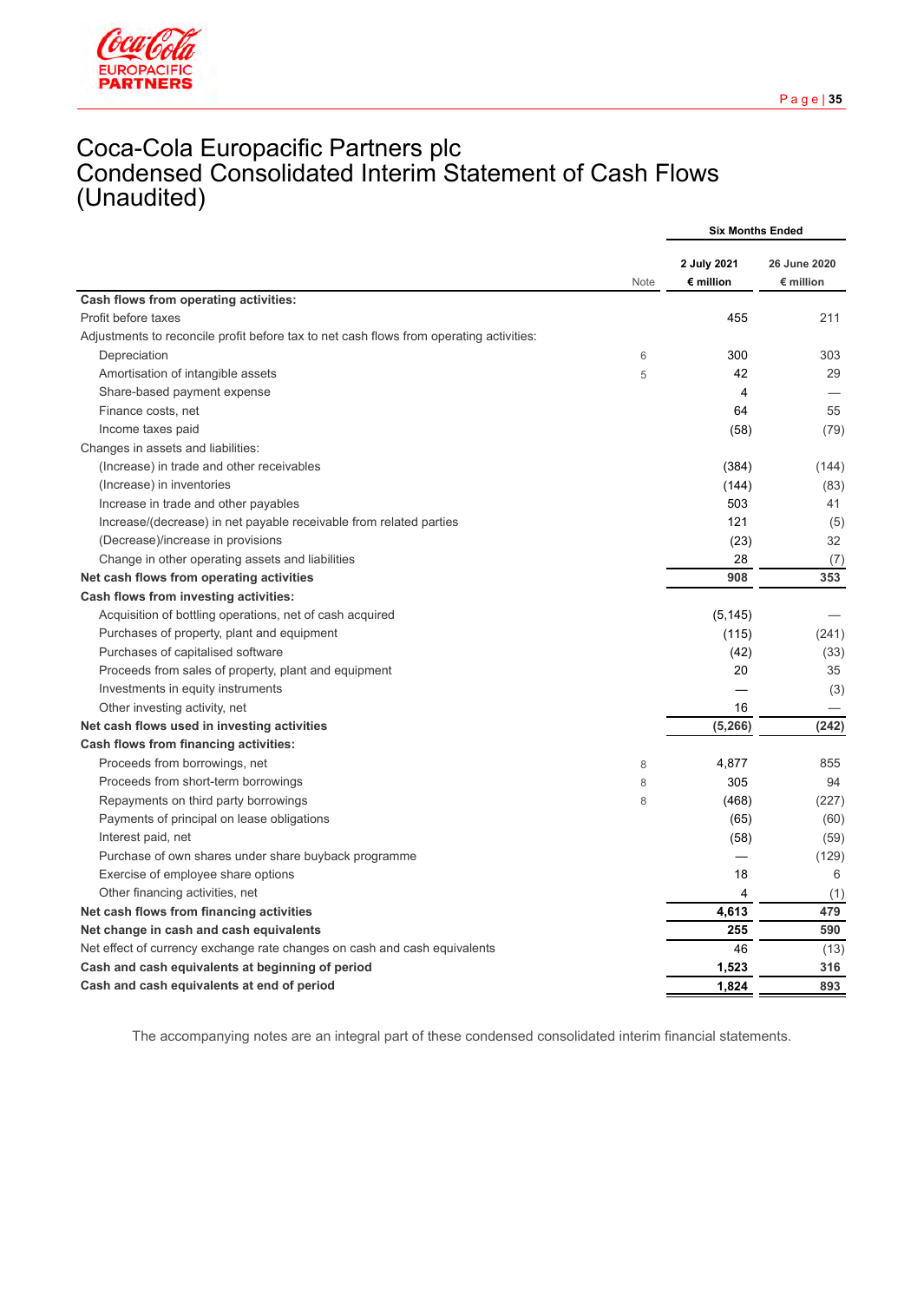# Coca-Cola Europacific Partners plc
# Condensed Consolidated Interim Statement of Cash Flows (Unaudited)

| | Note | Six Months Ended | |
|---|---|---|---|
| | | 2 July 2021<br>€ million | 26 June 2020<br>€ million |
| **Cash flows from operating activities:** | | | |
| Profit before taxes | | 455 | 211 |
| Adjustments to reconcile profit before tax to net cash flows from operating activities: | | | |
| Depreciation | 6 | 300 | 303 |
| Amortisation of intangible assets | 5 | 42 | 29 |
| Share-based payment expense | | 4 | — |
| Finance costs, net | | 64 | 55 |
| Income taxes paid | | (58) | (79) |
| Changes in assets and liabilities: | | | |
| (Increase) in trade and other receivables | | (384) | (144) |
| (Increase) in inventories | | (144) | (83) |
| Increase in trade and other payables | | 503 | 41 |
| Increase/(decrease) in net payable receivable from related parties | | 121 | (5) |
| (Decrease)/increase in provisions | | (23) | 32 |
| Change in other operating assets and liabilities | | 28 | (7) |
| **Net cash flows from operating activities** | | **908** | **353** |
| **Cash flows from investing activities:** | | | |
| Acquisition of bottling operations, net of cash acquired | | (5,145) | — |
| Purchases of property, plant and equipment | | (115) | (241) |
| Purchases of capitalised software | | (42) | (33) |
| Proceeds from sales of property, plant and equipment | | 20 | 35 |
| Investments in equity instruments | | — | (3) |
| Other investing activity, net | | 16 | — |
| **Net cash flows used in investing activities** | | **(5,266)** | **(242)** |
| **Cash flows from financing activities:** | | | |
| Proceeds from borrowings, net | 8 | 4,877 | 855 |
| Proceeds from short-term borrowings | 8 | 305 | 94 |
| Repayments on third party borrowings | 8 | (468) | (227) |
| Payments of principal on lease obligations | | (65) | (60) |
| Interest paid, net | | (58) | (59) |
| Purchase of own shares under share buyback programme | | — | (129) |
| Exercise of employee share options | | 18 | 6 |
| Other financing activities, net | | 4 | (1) |
| **Net cash flows from financing activities** | | **4,613** | **479** |
| **Net change in cash and cash equivalents** | | **255** | **590** |
| Net effect of currency exchange rate changes on cash and cash equivalents | | 46 | (13) |
| **Cash and cash equivalents at beginning of period** | | **1,523** | **316** |
| **Cash and cash equivalents at end of period** | | **1,824** | **893** |

The accompanying notes are an integral part of these condensed consolidated interim financial statements.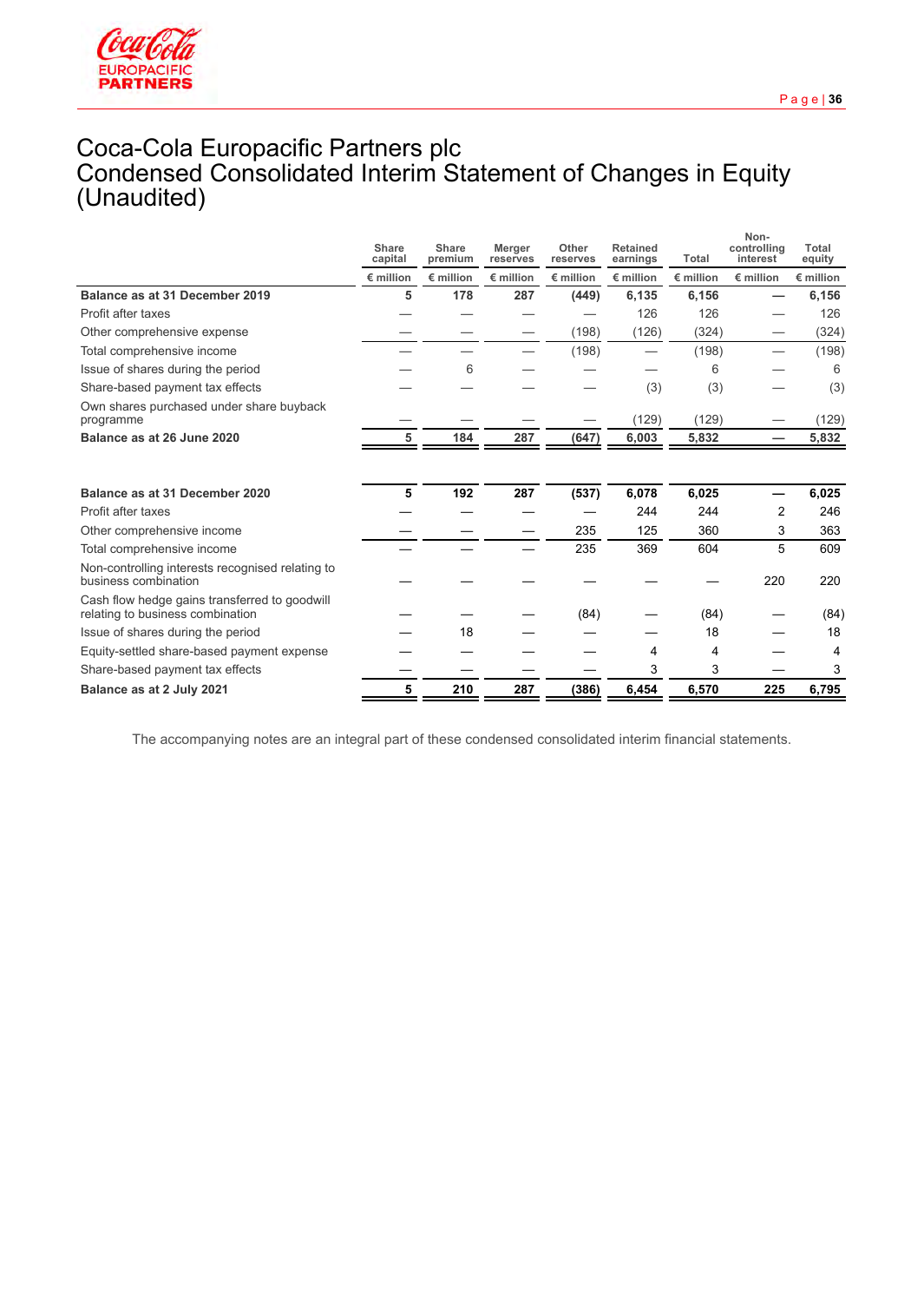# Coca-Cola Europacific Partners plc
# Condensed Consolidated Interim Statement of Changes in Equity (Unaudited)

| | Share capital | Share premium | Merger reserves | Other reserves | Retained earnings | Total | Non-controlling interest | Total equity |
|---|---|---|---|---|---|---|---|---|
| | € million | € million | € million | € million | € million | € million | € million | € million |
| **Balance as at 31 December 2019** | **5** | **178** | **287** | **(449)** | **6,135** | **6,156** | **—** | **6,156** |
| Profit after taxes | — | — | — | — | 126 | 126 | — | 126 |
| Other comprehensive expense | — | — | — | (198) | (126) | (324) | — | (324) |
| Total comprehensive income | — | — | — | (198) | — | (198) | — | (198) |
| Issue of shares during the period | — | 6 | — | — | — | 6 | — | 6 |
| Share-based payment tax effects | — | — | — | — | (3) | (3) | — | (3) |
| Own shares purchased under share buyback programme | — | — | — | — | (129) | (129) | — | (129) |
| **Balance as at 26 June 2020** | **5** | **184** | **287** | **(647)** | **6,003** | **5,832** | **—** | **5,832** |
| | | | | | | | | |
| **Balance as at 31 December 2020** | **5** | **192** | **287** | **(537)** | **6,078** | **6,025** | **—** | **6,025** |
| Profit after taxes | — | — | — | — | 244 | 244 | 2 | 246 |
| Other comprehensive income | — | — | — | 235 | 125 | 360 | 3 | 363 |
| Total comprehensive income | — | — | — | 235 | 369 | 604 | 5 | 609 |
| Non-controlling interests recognised relating to business combination | — | — | — | — | — | — | 220 | 220 |
| Cash flow hedge gains transferred to goodwill relating to business combination | — | — | — | (84) | — | (84) | — | (84) |
| Issue of shares during the period | — | 18 | — | — | — | 18 | — | 18 |
| Equity-settled share-based payment expense | — | — | — | — | 4 | 4 | — | 4 |
| Share-based payment tax effects | — | — | — | — | 3 | 3 | — | 3 |
| **Balance as at 2 July 2021** | **5** | **210** | **287** | **(386)** | **6,454** | **6,570** | **225** | **6,795** |

The accompanying notes are an integral part of these condensed consolidated interim financial statements.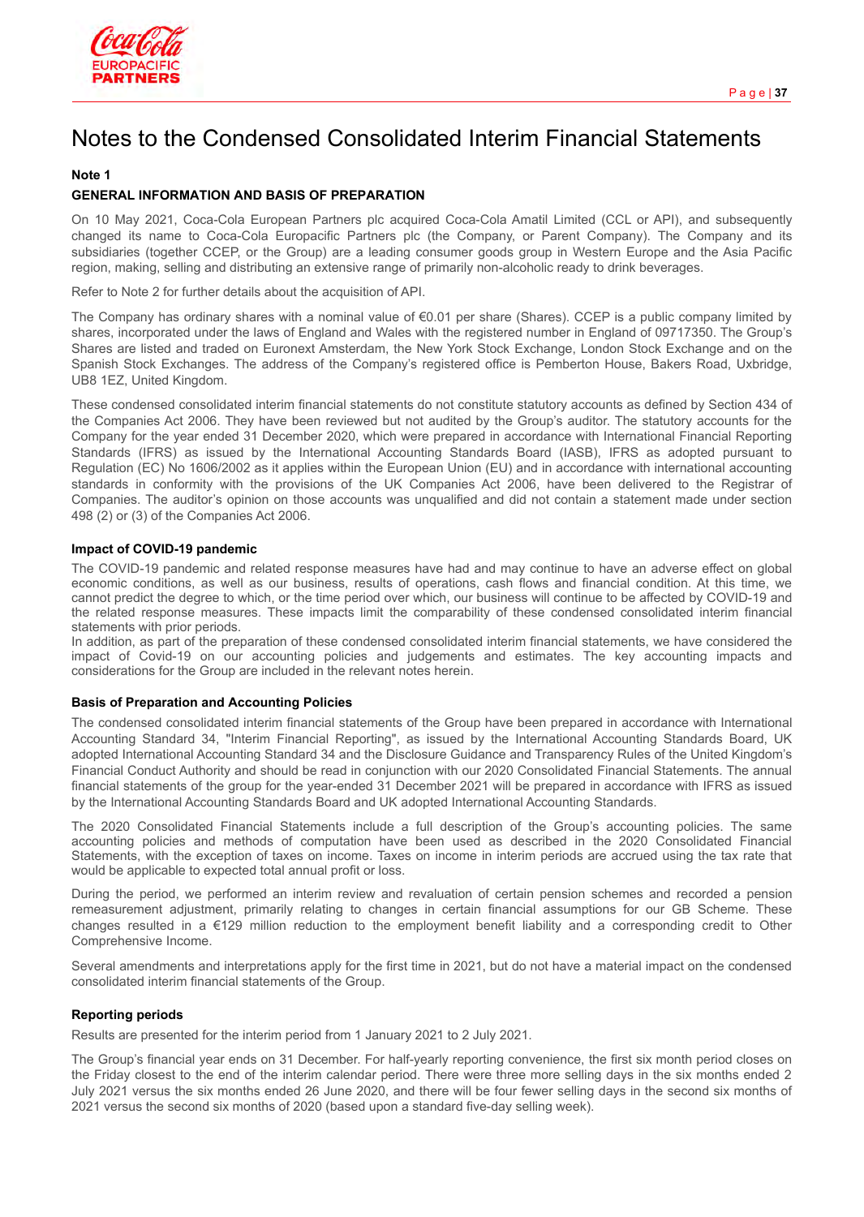# Notes to the Condensed Consolidated Interim Financial Statements

**Note 1**

**GENERAL INFORMATION AND BASIS OF PREPARATION**

On 10 May 2021, Coca-Cola European Partners plc acquired Coca-Cola Amatil Limited (CCL or API), and subsequently changed its name to Coca-Cola Europacific Partners plc (the Company, or Parent Company). The Company and its subsidiaries (together CCEP, or the Group) are a leading consumer goods group in Western Europe and the Asia Pacific region, making, selling and distributing an extensive range of primarily non-alcoholic ready to drink beverages.

Refer to Note 2 for further details about the acquisition of API.

The Company has ordinary shares with a nominal value of €0.01 per share (Shares). CCEP is a public company limited by shares, incorporated under the laws of England and Wales with the registered number in England of 09717350. The Group's Shares are listed and traded on Euronext Amsterdam, the New York Stock Exchange, London Stock Exchange and on the Spanish Stock Exchanges. The address of the Company's registered office is Pemberton House, Bakers Road, Uxbridge, UB8 1EZ, United Kingdom.

These condensed consolidated interim financial statements do not constitute statutory accounts as defined by Section 434 of the Companies Act 2006. They have been reviewed but not audited by the Group's auditor. The statutory accounts for the Company for the year ended 31 December 2020, which were prepared in accordance with International Financial Reporting Standards (IFRS) as issued by the International Accounting Standards Board (IASB), IFRS as adopted pursuant to Regulation (EC) No 1606/2002 as it applies within the European Union (EU) and in accordance with international accounting standards in conformity with the provisions of the UK Companies Act 2006, have been delivered to the Registrar of Companies. The auditor's opinion on those accounts was unqualified and did not contain a statement made under section 498 (2) or (3) of the Companies Act 2006.

**Impact of COVID-19 pandemic**

The COVID-19 pandemic and related response measures have had and may continue to have an adverse effect on global economic conditions, as well as our business, results of operations, cash flows and financial condition. At this time, we cannot predict the degree to which, or the time period over which, our business will continue to be affected by COVID-19 and the related response measures. These impacts limit the comparability of these condensed consolidated interim financial statements with prior periods.

In addition, as part of the preparation of these condensed consolidated interim financial statements, we have considered the impact of Covid-19 on our accounting policies and judgements and estimates. The key accounting impacts and considerations for the Group are included in the relevant notes herein.

**Basis of Preparation and Accounting Policies**

The condensed consolidated interim financial statements of the Group have been prepared in accordance with International Accounting Standard 34, "Interim Financial Reporting", as issued by the International Accounting Standards Board, UK adopted International Accounting Standard 34 and the Disclosure Guidance and Transparency Rules of the United Kingdom's Financial Conduct Authority and should be read in conjunction with our 2020 Consolidated Financial Statements. The annual financial statements of the group for the year-ended 31 December 2021 will be prepared in accordance with IFRS as issued by the International Accounting Standards Board and UK adopted International Accounting Standards.

The 2020 Consolidated Financial Statements include a full description of the Group's accounting policies. The same accounting policies and methods of computation have been used as described in the 2020 Consolidated Financial Statements, with the exception of taxes on income. Taxes on income in interim periods are accrued using the tax rate that would be applicable to expected total annual profit or loss.

During the period, we performed an interim review and revaluation of certain pension schemes and recorded a pension remeasurement adjustment, primarily relating to changes in certain financial assumptions for our GB Scheme. These changes resulted in a €129 million reduction to the employment benefit liability and a corresponding credit to Other Comprehensive Income.

Several amendments and interpretations apply for the first time in 2021, but do not have a material impact on the condensed consolidated interim financial statements of the Group.

**Reporting periods**

Results are presented for the interim period from 1 January 2021 to 2 July 2021.

The Group's financial year ends on 31 December. For half-yearly reporting convenience, the first six month period closes on the Friday closest to the end of the interim calendar period. There were three more selling days in the six months ended 2 July 2021 versus the six months ended 26 June 2020, and there will be four fewer selling days in the second six months of 2021 versus the second six months of 2020 (based upon a standard five-day selling week).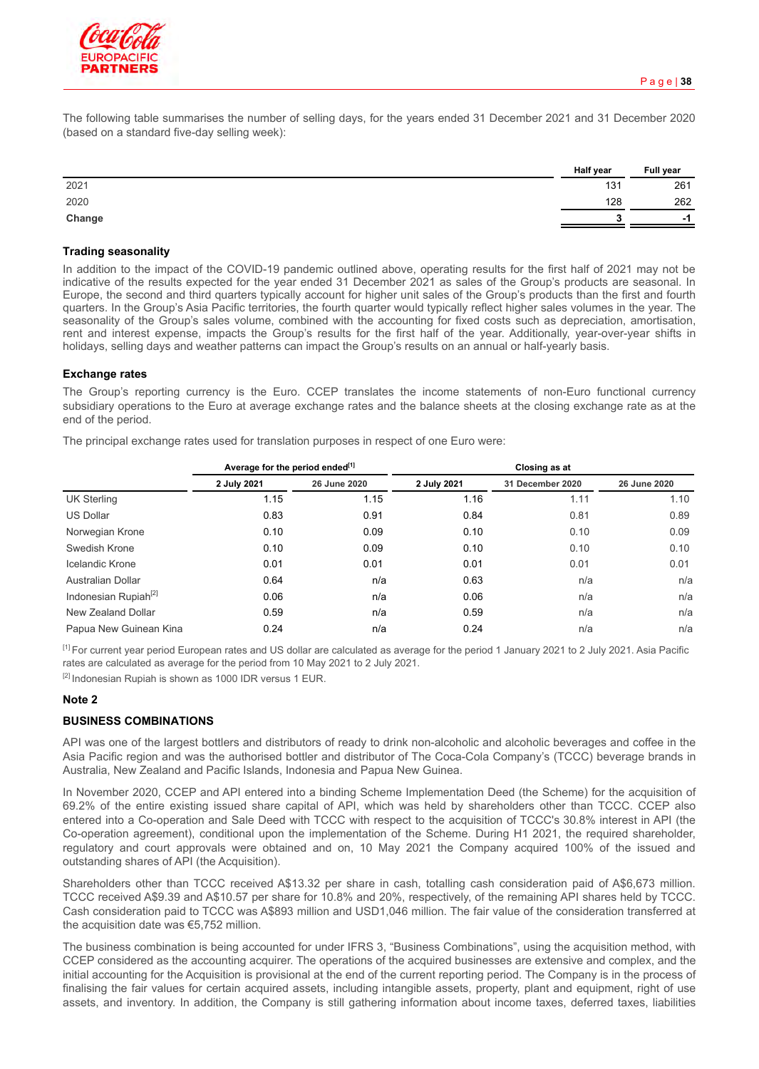The following table summarises the number of selling days, for the years ended 31 December 2021 and 31 December 2020 (based on a standard five-day selling week):

| | Half year | Full year |
|---|---|---|
| 2021 | 131 | 261 |
| 2020 | 128 | 262 |
| **Change** | **3** | **-1** |

#### Trading seasonality

In addition to the impact of the COVID-19 pandemic outlined above, operating results for the first half of 2021 may not be indicative of the results expected for the year ended 31 December 2021 as sales of the Group's products are seasonal. In Europe, the second and third quarters typically account for higher unit sales of the Group's products than the first and fourth quarters. In the Group's Asia Pacific territories, the fourth quarter would typically reflect higher sales volumes in the year. The seasonality of the Group's sales volume, combined with the accounting for fixed costs such as depreciation, amortisation, rent and interest expense, impacts the Group's results for the first half of the year. Additionally, year-over-year shifts in holidays, selling days and weather patterns can impact the Group's results on an annual or half-yearly basis.

#### Exchange rates

The Group's reporting currency is the Euro. CCEP translates the income statements of non-Euro functional currency subsidiary operations to the Euro at average exchange rates and the balance sheets at the closing exchange rate as at the end of the period.

The principal exchange rates used for translation purposes in respect of one Euro were:

| | Average for the period ended[1] | | Closing as at | | |
|---|---|---|---|---|---|
| | 2 July 2021 | 26 June 2020 | 2 July 2021 | 31 December 2020 | 26 June 2020 |
| UK Sterling | 1.15 | 1.15 | 1.16 | 1.11 | 1.10 |
| US Dollar | 0.83 | 0.91 | 0.84 | 0.81 | 0.89 |
| Norwegian Krone | 0.10 | 0.09 | 0.10 | 0.10 | 0.09 |
| Swedish Krone | 0.10 | 0.09 | 0.10 | 0.10 | 0.10 |
| Icelandic Krone | 0.01 | 0.01 | 0.01 | 0.01 | 0.01 |
| Australian Dollar | 0.64 | n/a | 0.63 | n/a | n/a |
| Indonesian Rupiah[2] | 0.06 | n/a | 0.06 | n/a | n/a |
| New Zealand Dollar | 0.59 | n/a | 0.59 | n/a | n/a |
| Papua New Guinean Kina | 0.24 | n/a | 0.24 | n/a | n/a |

[1] For current year period European rates and US dollar are calculated as average for the period 1 January 2021 to 2 July 2021. Asia Pacific rates are calculated as average for the period from 10 May 2021 to 2 July 2021.

[2] Indonesian Rupiah is shown as 1000 IDR versus 1 EUR.

#### Note 2

#### BUSINESS COMBINATIONS

API was one of the largest bottlers and distributors of ready to drink non-alcoholic and alcoholic beverages and coffee in the Asia Pacific region and was the authorised bottler and distributor of The Coca-Cola Company's (TCCC) beverage brands in Australia, New Zealand and Pacific Islands, Indonesia and Papua New Guinea.

In November 2020, CCEP and API entered into a binding Scheme Implementation Deed (the Scheme) for the acquisition of 69.2% of the entire existing issued share capital of API, which was held by shareholders other than TCCC. CCEP also entered into a Co-operation and Sale Deed with TCCC with respect to the acquisition of TCCC's 30.8% interest in API (the Co-operation agreement), conditional upon the implementation of the Scheme. During H1 2021, the required shareholder, regulatory and court approvals were obtained and on, 10 May 2021 the Company acquired 100% of the issued and outstanding shares of API (the Acquisition).

Shareholders other than TCCC received A$13.32 per share in cash, totalling cash consideration paid of A$6,673 million. TCCC received A$9.39 and A$10.57 per share for 10.8% and 20%, respectively, of the remaining API shares held by TCCC. Cash consideration paid to TCCC was A$893 million and USD1,046 million. The fair value of the consideration transferred at the acquisition date was €5,752 million.

The business combination is being accounted for under IFRS 3, "Business Combinations", using the acquisition method, with CCEP considered as the accounting acquirer. The operations of the acquired businesses are extensive and complex, and the initial accounting for the Acquisition is provisional at the end of the current reporting period. The Company is in the process of finalising the fair values for certain acquired assets, including intangible assets, property, plant and equipment, right of use assets, and inventory. In addition, the Company is still gathering information about income taxes, deferred taxes, liabilities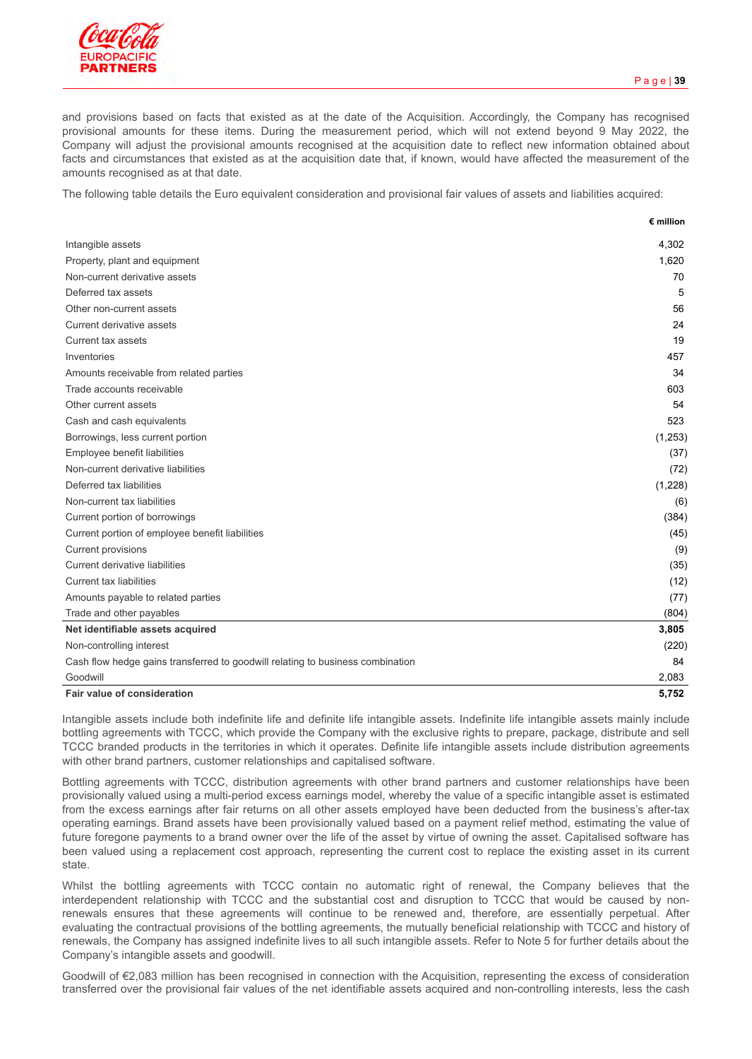and provisions based on facts that existed as at the date of the Acquisition. Accordingly, the Company has recognised provisional amounts for these items. During the measurement period, which will not extend beyond 9 May 2022, the Company will adjust the provisional amounts recognised at the acquisition date to reflect new information obtained about facts and circumstances that existed as at the acquisition date that, if known, would have affected the measurement of the amounts recognised as at that date.

The following table details the Euro equivalent consideration and provisional fair values of assets and liabilities acquired:

| | € million |
|---|---|
| Intangible assets | 4,302 |
| Property, plant and equipment | 1,620 |
| Non-current derivative assets | 70 |
| Deferred tax assets | 5 |
| Other non-current assets | 56 |
| Current derivative assets | 24 |
| Current tax assets | 19 |
| Inventories | 457 |
| Amounts receivable from related parties | 34 |
| Trade accounts receivable | 603 |
| Other current assets | 54 |
| Cash and cash equivalents | 523 |
| Borrowings, less current portion | (1,253) |
| Employee benefit liabilities | (37) |
| Non-current derivative liabilities | (72) |
| Deferred tax liabilities | (1,228) |
| Non-current tax liabilities | (6) |
| Current portion of borrowings | (384) |
| Current portion of employee benefit liabilities | (45) |
| Current provisions | (9) |
| Current derivative liabilities | (35) |
| Current tax liabilities | (12) |
| Amounts payable to related parties | (77) |
| Trade and other payables | (804) |
| **Net identifiable assets acquired** | **3,805** |
| Non-controlling interest | (220) |
| Cash flow hedge gains transferred to goodwill relating to business combination | 84 |
| Goodwill | 2,083 |
| **Fair value of consideration** | **5,752** |

Intangible assets include both indefinite life and definite life intangible assets. Indefinite life intangible assets mainly include bottling agreements with TCCC, which provide the Company with the exclusive rights to prepare, package, distribute and sell TCCC branded products in the territories in which it operates. Definite life intangible assets include distribution agreements with other brand partners, customer relationships and capitalised software.

Bottling agreements with TCCC, distribution agreements with other brand partners and customer relationships have been provisionally valued using a multi-period excess earnings model, whereby the value of a specific intangible asset is estimated from the excess earnings after fair returns on all other assets employed have been deducted from the business's after-tax operating earnings. Brand assets have been provisionally valued based on a payment relief method, estimating the value of future foregone payments to a brand owner over the life of the asset by virtue of owning the asset. Capitalised software has been valued using a replacement cost approach, representing the current cost to replace the existing asset in its current state.

Whilst the bottling agreements with TCCC contain no automatic right of renewal, the Company believes that the interdependent relationship with TCCC and the substantial cost and disruption to TCCC that would be caused by non-renewals ensures that these agreements will continue to be renewed and, therefore, are essentially perpetual. After evaluating the contractual provisions of the bottling agreements, the mutually beneficial relationship with TCCC and history of renewals, the Company has assigned indefinite lives to all such intangible assets. Refer to Note 5 for further details about the Company's intangible assets and goodwill.

Goodwill of €2,083 million has been recognised in connection with the Acquisition, representing the excess of consideration transferred over the provisional fair values of the net identifiable assets acquired and non-controlling interests, less the cash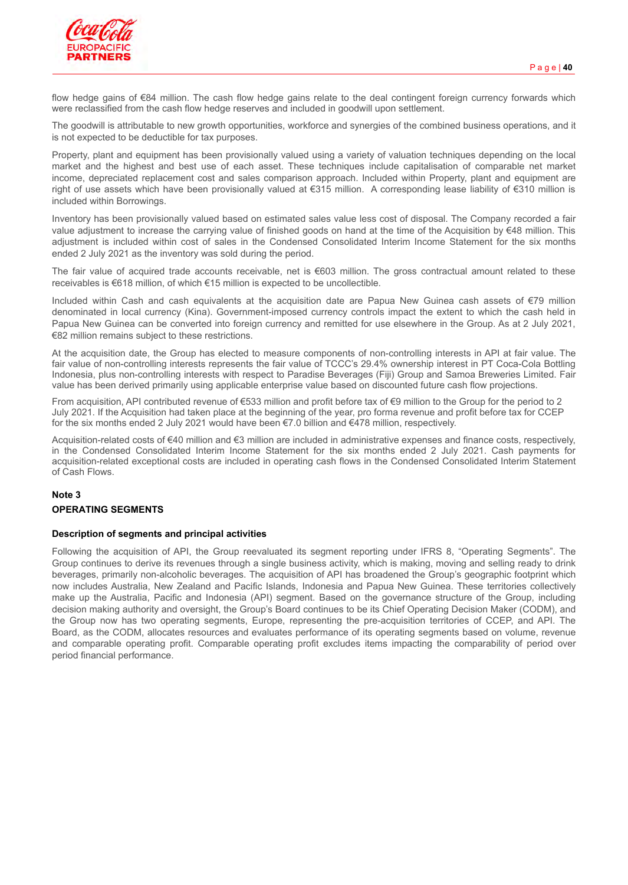flow hedge gains of €84 million. The cash flow hedge gains relate to the deal contingent foreign currency forwards which were reclassified from the cash flow hedge reserves and included in goodwill upon settlement.

The goodwill is attributable to new growth opportunities, workforce and synergies of the combined business operations, and it is not expected to be deductible for tax purposes.

Property, plant and equipment has been provisionally valued using a variety of valuation techniques depending on the local market and the highest and best use of each asset. These techniques include capitalisation of comparable net market income, depreciated replacement cost and sales comparison approach. Included within Property, plant and equipment are right of use assets which have been provisionally valued at €315 million. A corresponding lease liability of €310 million is included within Borrowings.

Inventory has been provisionally valued based on estimated sales value less cost of disposal. The Company recorded a fair value adjustment to increase the carrying value of finished goods on hand at the time of the Acquisition by €48 million. This adjustment is included within cost of sales in the Condensed Consolidated Interim Income Statement for the six months ended 2 July 2021 as the inventory was sold during the period.

The fair value of acquired trade accounts receivable, net is €603 million. The gross contractual amount related to these receivables is €618 million, of which €15 million is expected to be uncollectible.

Included within Cash and cash equivalents at the acquisition date are Papua New Guinea cash assets of €79 million denominated in local currency (Kina). Government-imposed currency controls impact the extent to which the cash held in Papua New Guinea can be converted into foreign currency and remitted for use elsewhere in the Group. As at 2 July 2021, €82 million remains subject to these restrictions.

At the acquisition date, the Group has elected to measure components of non-controlling interests in API at fair value. The fair value of non-controlling interests represents the fair value of TCCC's 29.4% ownership interest in PT Coca-Cola Bottling Indonesia, plus non-controlling interests with respect to Paradise Beverages (Fiji) Group and Samoa Breweries Limited. Fair value has been derived primarily using applicable enterprise value based on discounted future cash flow projections.

From acquisition, API contributed revenue of €533 million and profit before tax of €9 million to the Group for the period to 2 July 2021. If the Acquisition had taken place at the beginning of the year, pro forma revenue and profit before tax for CCEP for the six months ended 2 July 2021 would have been €7.0 billion and €478 million, respectively.

Acquisition-related costs of €40 million and €3 million are included in administrative expenses and finance costs, respectively, in the Condensed Consolidated Interim Income Statement for the six months ended 2 July 2021. Cash payments for acquisition-related exceptional costs are included in operating cash flows in the Condensed Consolidated Interim Statement of Cash Flows.

## Note 3

## OPERATING SEGMENTS

### Description of segments and principal activities

Following the acquisition of API, the Group reevaluated its segment reporting under IFRS 8, "Operating Segments". The Group continues to derive its revenues through a single business activity, which is making, moving and selling ready to drink beverages, primarily non-alcoholic beverages. The acquisition of API has broadened the Group's geographic footprint which now includes Australia, New Zealand and Pacific Islands, Indonesia and Papua New Guinea. These territories collectively make up the Australia, Pacific and Indonesia (API) segment. Based on the governance structure of the Group, including decision making authority and oversight, the Group's Board continues to be its Chief Operating Decision Maker (CODM), and the Group now has two operating segments, Europe, representing the pre-acquisition territories of CCEP, and API. The Board, as the CODM, allocates resources and evaluates performance of its operating segments based on volume, revenue and comparable operating profit. Comparable operating profit excludes items impacting the comparability of period over period financial performance.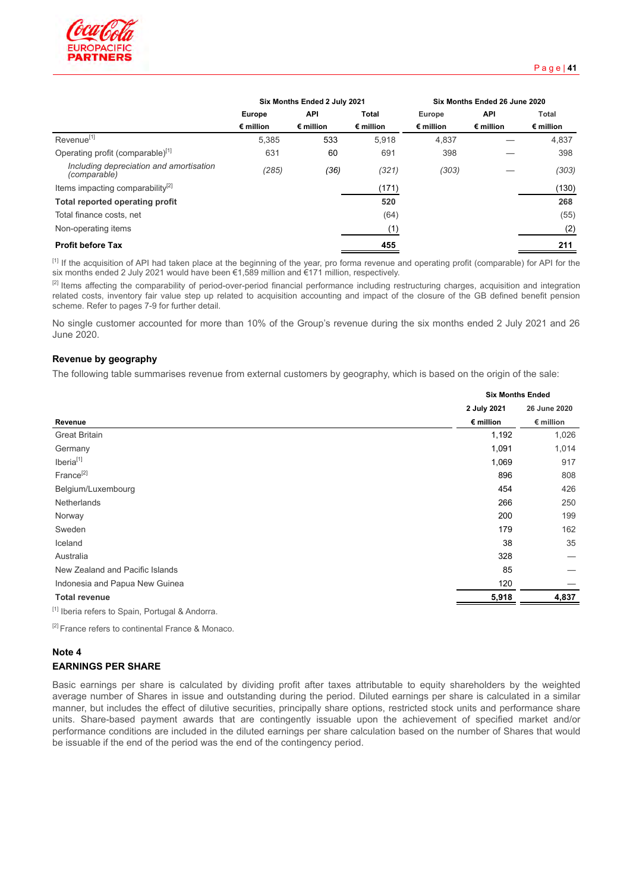| | Six Months Ended 2 July 2021 | | | Six Months Ended 26 June 2020 | | |
|---|---|---|---|---|---|---|
| | Europe | API | Total | Europe | API | Total |
| | € million | € million | € million | € million | € million | € million |
| Revenue[1] | 5,385 | 533 | 5,918 | 4,837 | — | 4,837 |
| Operating profit (comparable)[1] | 631 | 60 | 691 | 398 | — | 398 |
| *Including depreciation and amortisation (comparable)* | *(285)* | *(36)* | *(321)* | *(303)* | — | *(303)* |
| Items impacting comparability[2] | | | (171) | | | (130) |
| **Total reported operating profit** | | | **520** | | | **268** |
| Total finance costs, net | | | (64) | | | (55) |
| Non-operating items | | | (1) | | | (2) |
| **Profit before Tax** | | | **455** | | | **211** |

[1] If the acquisition of API had taken place at the beginning of the year, pro forma revenue and operating profit (comparable) for API for the six months ended 2 July 2021 would have been €1,589 million and €171 million, respectively.

[2] Items affecting the comparability of period-over-period financial performance including restructuring charges, acquisition and integration related costs, inventory fair value step up related to acquisition accounting and impact of the closure of the GB defined benefit pension scheme. Refer to pages 7-9 for further detail.

No single customer accounted for more than 10% of the Group's revenue during the six months ended 2 July 2021 and 26 June 2020.

### Revenue by geography

The following table summarises revenue from external customers by geography, which is based on the origin of the sale:

| | Six Months Ended | |
|---|---|---|
| | 2 July 2021 | 26 June 2020 |
| **Revenue** | € million | € million |
| Great Britain | 1,192 | 1,026 |
| Germany | 1,091 | 1,014 |
| Iberia[1] | 1,069 | 917 |
| France[2] | 896 | 808 |
| Belgium/Luxembourg | 454 | 426 |
| Netherlands | 266 | 250 |
| Norway | 200 | 199 |
| Sweden | 179 | 162 |
| Iceland | 38 | 35 |
| Australia | 328 | — |
| New Zealand and Pacific Islands | 85 | — |
| Indonesia and Papua New Guinea | 120 | — |
| **Total revenue** | **5,918** | **4,837** |

[1] Iberia refers to Spain, Portugal & Andorra.

[2] France refers to continental France & Monaco.

## Note 4

## EARNINGS PER SHARE

Basic earnings per share is calculated by dividing profit after taxes attributable to equity shareholders by the weighted average number of Shares in issue and outstanding during the period. Diluted earnings per share is calculated in a similar manner, but includes the effect of dilutive securities, principally share options, restricted stock units and performance share units. Share-based payment awards that are contingently issuable upon the achievement of specified market and/or performance conditions are included in the diluted earnings per share calculation based on the number of Shares that would be issuable if the end of the period was the end of the contingency period.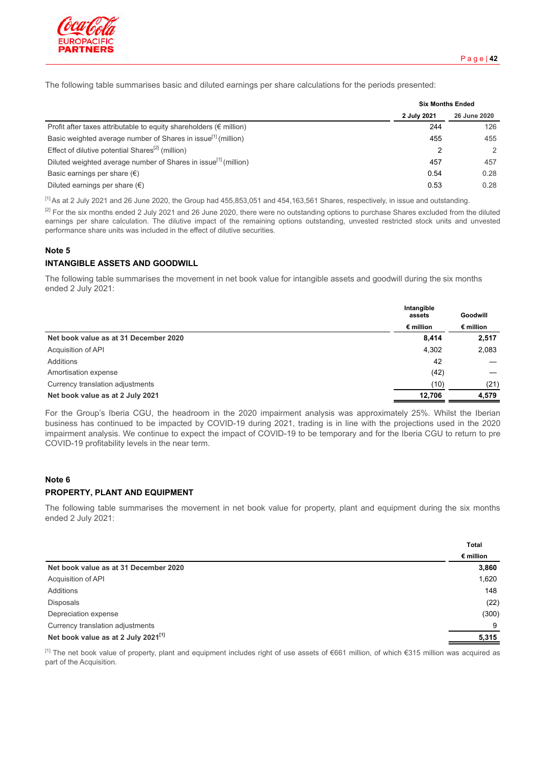The following table summarises basic and diluted earnings per share calculations for the periods presented:

| | Six Months Ended | |
|---|---|---|
| | 2 July 2021 | 26 June 2020 |
| Profit after taxes attributable to equity shareholders (€ million) | 244 | 126 |
| Basic weighted average number of Shares in issue[1] (million) | 455 | 455 |
| Effect of dilutive potential Shares[2] (million) | 2 | 2 |
| Diluted weighted average number of Shares in issue[1] (million) | 457 | 457 |
| Basic earnings per share (€) | 0.54 | 0.28 |
| Diluted earnings per share (€) | 0.53 | 0.28 |

[1] As at 2 July 2021 and 26 June 2020, the Group had 455,853,051 and 454,163,561 Shares, respectively, in issue and outstanding.

[2] For the six months ended 2 July 2021 and 26 June 2020, there were no outstanding options to purchase Shares excluded from the diluted earnings per share calculation. The dilutive impact of the remaining options outstanding, unvested restricted stock units and unvested performance share units was included in the effect of dilutive securities.

## Note 5

## INTANGIBLE ASSETS AND GOODWILL

The following table summarises the movement in net book value for intangible assets and goodwill during the six months ended 2 July 2021:

| | Intangible assets | Goodwill |
|---|---|---|
| | € million | € million |
| **Net book value as at 31 December 2020** | **8,414** | **2,517** |
| Acquisition of API | 4,302 | 2,083 |
| Additions | 42 | — |
| Amortisation expense | (42) | — |
| Currency translation adjustments | (10) | (21) |
| **Net book value as at 2 July 2021** | **12,706** | **4,579** |

For the Group's Iberia CGU, the headroom in the 2020 impairment analysis was approximately 25%. Whilst the Iberian business has continued to be impacted by COVID-19 during 2021, trading is in line with the projections used in the 2020 impairment analysis. We continue to expect the impact of COVID-19 to be temporary and for the Iberia CGU to return to pre COVID-19 profitability levels in the near term.

## Note 6

## PROPERTY, PLANT AND EQUIPMENT

The following table summarises the movement in net book value for property, plant and equipment during the six months ended 2 July 2021:

| | Total |
|---|---|
| | € million |
| **Net book value as at 31 December 2020** | **3,860** |
| Acquisition of API | 1,620 |
| Additions | 148 |
| Disposals | (22) |
| Depreciation expense | (300) |
| Currency translation adjustments | 9 |
| **Net book value as at 2 July 2021[1]** | **5,315** |

[1] The net book value of property, plant and equipment includes right of use assets of €661 million, of which €315 million was acquired as part of the Acquisition.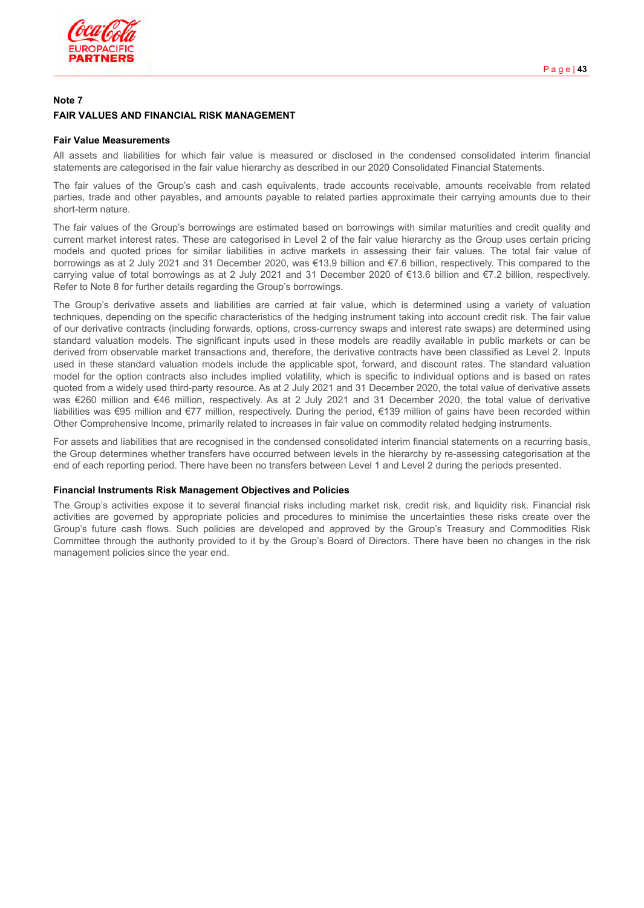**Note 7**

**FAIR VALUES AND FINANCIAL RISK MANAGEMENT**

**Fair Value Measurements**

All assets and liabilities for which fair value is measured or disclosed in the condensed consolidated interim financial statements are categorised in the fair value hierarchy as described in our 2020 Consolidated Financial Statements.

The fair values of the Group's cash and cash equivalents, trade accounts receivable, amounts receivable from related parties, trade and other payables, and amounts payable to related parties approximate their carrying amounts due to their short-term nature.

The fair values of the Group's borrowings are estimated based on borrowings with similar maturities and credit quality and current market interest rates. These are categorised in Level 2 of the fair value hierarchy as the Group uses certain pricing models and quoted prices for similar liabilities in active markets in assessing their fair values. The total fair value of borrowings as at 2 July 2021 and 31 December 2020, was €13.9 billion and €7.6 billion, respectively. This compared to the carrying value of total borrowings as at 2 July 2021 and 31 December 2020 of €13.6 billion and €7.2 billion, respectively. Refer to Note 8 for further details regarding the Group's borrowings.

The Group's derivative assets and liabilities are carried at fair value, which is determined using a variety of valuation techniques, depending on the specific characteristics of the hedging instrument taking into account credit risk. The fair value of our derivative contracts (including forwards, options, cross-currency swaps and interest rate swaps) are determined using standard valuation models. The significant inputs used in these models are readily available in public markets or can be derived from observable market transactions and, therefore, the derivative contracts have been classified as Level 2. Inputs used in these standard valuation models include the applicable spot, forward, and discount rates. The standard valuation model for the option contracts also includes implied volatility, which is specific to individual options and is based on rates quoted from a widely used third-party resource. As at 2 July 2021 and 31 December 2020, the total value of derivative assets was €260 million and €46 million, respectively. As at 2 July 2021 and 31 December 2020, the total value of derivative liabilities was €95 million and €77 million, respectively. During the period, €139 million of gains have been recorded within Other Comprehensive Income, primarily related to increases in fair value on commodity related hedging instruments.

For assets and liabilities that are recognised in the condensed consolidated interim financial statements on a recurring basis, the Group determines whether transfers have occurred between levels in the hierarchy by re-assessing categorisation at the end of each reporting period. There have been no transfers between Level 1 and Level 2 during the periods presented.

**Financial Instruments Risk Management Objectives and Policies**

The Group's activities expose it to several financial risks including market risk, credit risk, and liquidity risk. Financial risk activities are governed by appropriate policies and procedures to minimise the uncertainties these risks create over the Group's future cash flows. Such policies are developed and approved by the Group's Treasury and Commodities Risk Committee through the authority provided to it by the Group's Board of Directors. There have been no changes in the risk management policies since the year end.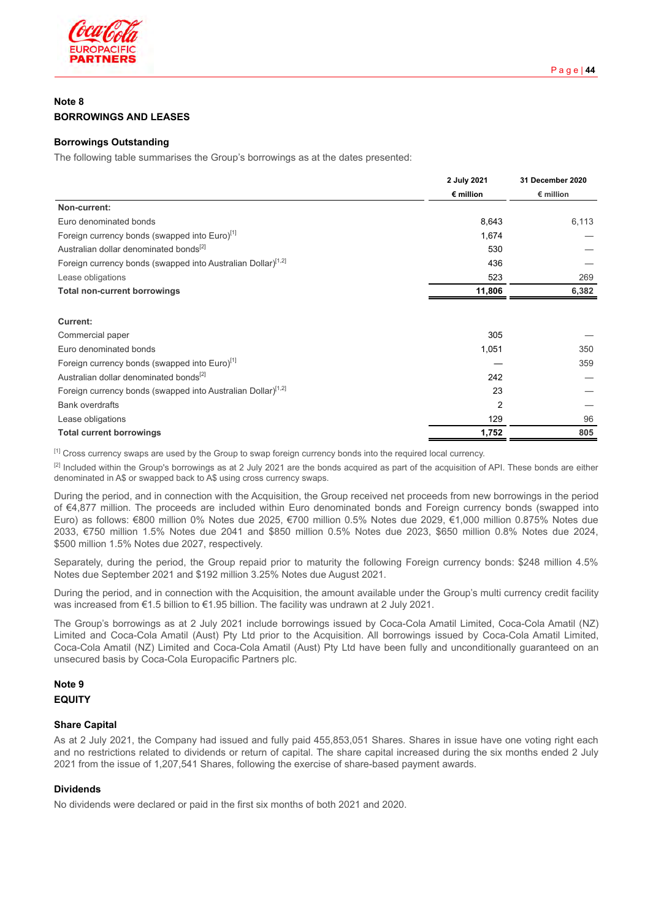## Note 8
## BORROWINGS AND LEASES

### Borrowings Outstanding

The following table summarises the Group's borrowings as at the dates presented:

| | 2 July 2021 | 31 December 2020 |
|---|---|---|
| | € million | € million |
| **Non-current:** | | |
| Euro denominated bonds | 8,643 | 6,113 |
| Foreign currency bonds (swapped into Euro)[1] | 1,674 | — |
| Australian dollar denominated bonds[2] | 530 | — |
| Foreign currency bonds (swapped into Australian Dollar)[1,2] | 436 | — |
| Lease obligations | 523 | 269 |
| **Total non-current borrowings** | **11,806** | **6,382** |
| | | |
| **Current:** | | |
| Commercial paper | 305 | — |
| Euro denominated bonds | 1,051 | 350 |
| Foreign currency bonds (swapped into Euro)[1] | — | 359 |
| Australian dollar denominated bonds[2] | 242 | — |
| Foreign currency bonds (swapped into Australian Dollar)[1,2] | 23 | — |
| Bank overdrafts | 2 | — |
| Lease obligations | 129 | 96 |
| **Total current borrowings** | **1,752** | **805** |

[1] Cross currency swaps are used by the Group to swap foreign currency bonds into the required local currency.

[2] Included within the Group's borrowings as at 2 July 2021 are the bonds acquired as part of the acquisition of API. These bonds are either denominated in A$ or swapped back to A$ using cross currency swaps.

During the period, and in connection with the Acquisition, the Group received net proceeds from new borrowings in the period of €4,877 million. The proceeds are included within Euro denominated bonds and Foreign currency bonds (swapped into Euro) as follows: €800 million 0% Notes due 2025, €700 million 0.5% Notes due 2029, €1,000 million 0.875% Notes due 2033, €750 million 1.5% Notes due 2041 and $850 million 0.5% Notes due 2023, $650 million 0.8% Notes due 2024, $500 million 1.5% Notes due 2027, respectively.

Separately, during the period, the Group repaid prior to maturity the following Foreign currency bonds: $248 million 4.5% Notes due September 2021 and $192 million 3.25% Notes due August 2021.

During the period, and in connection with the Acquisition, the amount available under the Group's multi currency credit facility was increased from €1.5 billion to €1.95 billion. The facility was undrawn at 2 July 2021.

The Group's borrowings as at 2 July 2021 include borrowings issued by Coca-Cola Amatil Limited, Coca-Cola Amatil (NZ) Limited and Coca-Cola Amatil (Aust) Pty Ltd prior to the Acquisition. All borrowings issued by Coca-Cola Amatil Limited, Coca-Cola Amatil (NZ) Limited and Coca-Cola Amatil (Aust) Pty Ltd have been fully and unconditionally guaranteed on an unsecured basis by Coca-Cola Europacific Partners plc.

## Note 9
## EQUITY

### Share Capital

As at 2 July 2021, the Company had issued and fully paid 455,853,051 Shares. Shares in issue have one voting right each and no restrictions related to dividends or return of capital. The share capital increased during the six months ended 2 July 2021 from the issue of 1,207,541 Shares, following the exercise of share-based payment awards.

### Dividends

No dividends were declared or paid in the first six months of both 2021 and 2020.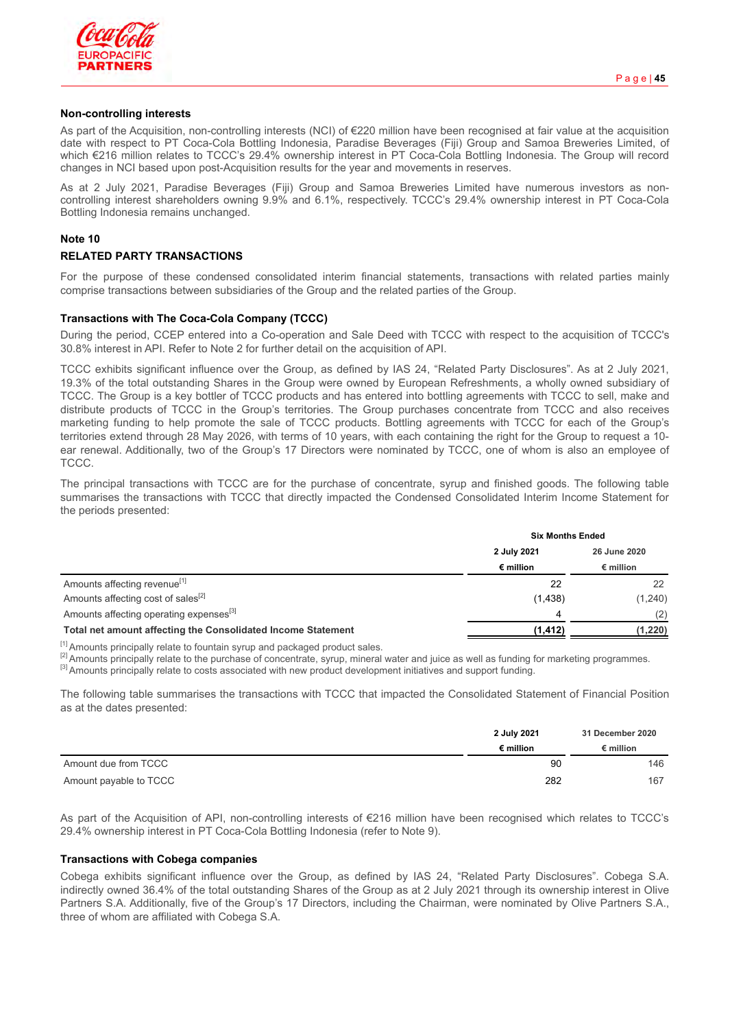### Non-controlling interests

As part of the Acquisition, non-controlling interests (NCI) of €220 million have been recognised at fair value at the acquisition date with respect to PT Coca-Cola Bottling Indonesia, Paradise Beverages (Fiji) Group and Samoa Breweries Limited, of which €216 million relates to TCCC's 29.4% ownership interest in PT Coca-Cola Bottling Indonesia. The Group will record changes in NCI based upon post-Acquisition results for the year and movements in reserves.

As at 2 July 2021, Paradise Beverages (Fiji) Group and Samoa Breweries Limited have numerous investors as non-controlling interest shareholders owning 9.9% and 6.1%, respectively. TCCC's 29.4% ownership interest in PT Coca-Cola Bottling Indonesia remains unchanged.

## Note 10

## RELATED PARTY TRANSACTIONS

For the purpose of these condensed consolidated interim financial statements, transactions with related parties mainly comprise transactions between subsidiaries of the Group and the related parties of the Group.

### Transactions with The Coca-Cola Company (TCCC)

During the period, CCEP entered into a Co-operation and Sale Deed with TCCC with respect to the acquisition of TCCC's 30.8% interest in API. Refer to Note 2 for further detail on the acquisition of API.

TCCC exhibits significant influence over the Group, as defined by IAS 24, "Related Party Disclosures". As at 2 July 2021, 19.3% of the total outstanding Shares in the Group were owned by European Refreshments, a wholly owned subsidiary of TCCC. The Group is a key bottler of TCCC products and has entered into bottling agreements with TCCC to sell, make and distribute products of TCCC in the Group's territories. The Group purchases concentrate from TCCC and also receives marketing funding to help promote the sale of TCCC products. Bottling agreements with TCCC for each of the Group's territories extend through 28 May 2026, with terms of 10 years, with each containing the right for the Group to request a 10-ear renewal. Additionally, two of the Group's 17 Directors were nominated by TCCC, one of whom is also an employee of TCCC.

The principal transactions with TCCC are for the purchase of concentrate, syrup and finished goods. The following table summarises the transactions with TCCC that directly impacted the Condensed Consolidated Interim Income Statement for the periods presented:

| | Six Months Ended | |
|---|---|---|
| | 2 July 2021 | 26 June 2020 |
| | € million | € million |
| Amounts affecting revenue[1] | 22 | 22 |
| Amounts affecting cost of sales[2] | (1,438) | (1,240) |
| Amounts affecting operating expenses[3] | 4 | (2) |
| **Total net amount affecting the Consolidated Income Statement** | **(1,412)** | **(1,220)** |

[1] Amounts principally relate to fountain syrup and packaged product sales.
[2] Amounts principally relate to the purchase of concentrate, syrup, mineral water and juice as well as funding for marketing programmes.
[3] Amounts principally relate to costs associated with new product development initiatives and support funding.

The following table summarises the transactions with TCCC that impacted the Consolidated Statement of Financial Position as at the dates presented:

| | 2 July 2021 | 31 December 2020 |
|---|---|---|
| | € million | € million |
| Amount due from TCCC | 90 | 146 |
| Amount payable to TCCC | 282 | 167 |

As part of the Acquisition of API, non-controlling interests of €216 million have been recognised which relates to TCCC's 29.4% ownership interest in PT Coca-Cola Bottling Indonesia (refer to Note 9).

### Transactions with Cobega companies

Cobega exhibits significant influence over the Group, as defined by IAS 24, "Related Party Disclosures". Cobega S.A. indirectly owned 36.4% of the total outstanding Shares of the Group as at 2 July 2021 through its ownership interest in Olive Partners S.A. Additionally, five of the Group's 17 Directors, including the Chairman, were nominated by Olive Partners S.A., three of whom are affiliated with Cobega S.A.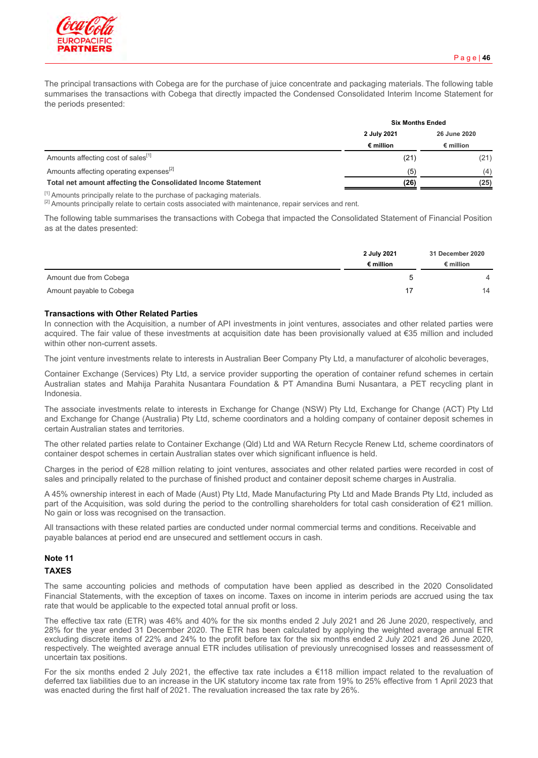The principal transactions with Cobega are for the purchase of juice concentrate and packaging materials. The following table summarises the transactions with Cobega that directly impacted the Condensed Consolidated Interim Income Statement for the periods presented:

| | Six Months Ended | |
|---|---|---|
| | 2 July 2021 | 26 June 2020 |
| | € million | € million |
| Amounts affecting cost of sales[1] | (21) | (21) |
| Amounts affecting operating expenses[2] | (5) | (4) |
| **Total net amount affecting the Consolidated Income Statement** | **(26)** | **(25)** |

[1] Amounts principally relate to the purchase of packaging materials.
[2] Amounts principally relate to certain costs associated with maintenance, repair services and rent.

The following table summarises the transactions with Cobega that impacted the Consolidated Statement of Financial Position as at the dates presented:

| | 2 July 2021 | 31 December 2020 |
|---|---|---|
| | € million | € million |
| Amount due from Cobega | 5 | 4 |
| Amount payable to Cobega | 17 | 14 |

**Transactions with Other Related Parties**

In connection with the Acquisition, a number of API investments in joint ventures, associates and other related parties were acquired. The fair value of these investments at acquisition date has been provisionally valued at €35 million and included within other non-current assets.

The joint venture investments relate to interests in Australian Beer Company Pty Ltd, a manufacturer of alcoholic beverages,

Container Exchange (Services) Pty Ltd, a service provider supporting the operation of container refund schemes in certain Australian states and Mahija Parahita Nusantara Foundation & PT Amandina Bumi Nusantara, a PET recycling plant in Indonesia.

The associate investments relate to interests in Exchange for Change (NSW) Pty Ltd, Exchange for Change (ACT) Pty Ltd and Exchange for Change (Australia) Pty Ltd, scheme coordinators and a holding company of container deposit schemes in certain Australian states and territories.

The other related parties relate to Container Exchange (Qld) Ltd and WA Return Recycle Renew Ltd, scheme coordinators of container despot schemes in certain Australian states over which significant influence is held.

Charges in the period of €28 million relating to joint ventures, associates and other related parties were recorded in cost of sales and principally related to the purchase of finished product and container deposit scheme charges in Australia.

A 45% ownership interest in each of Made (Aust) Pty Ltd, Made Manufacturing Pty Ltd and Made Brands Pty Ltd, included as part of the Acquisition, was sold during the period to the controlling shareholders for total cash consideration of €21 million. No gain or loss was recognised on the transaction.

All transactions with these related parties are conducted under normal commercial terms and conditions. Receivable and payable balances at period end are unsecured and settlement occurs in cash.

## Note 11

## TAXES

The same accounting policies and methods of computation have been applied as described in the 2020 Consolidated Financial Statements, with the exception of taxes on income. Taxes on income in interim periods are accrued using the tax rate that would be applicable to the expected total annual profit or loss.

The effective tax rate (ETR) was 46% and 40% for the six months ended 2 July 2021 and 26 June 2020, respectively, and 28% for the year ended 31 December 2020. The ETR has been calculated by applying the weighted average annual ETR excluding discrete items of 22% and 24% to the profit before tax for the six months ended 2 July 2021 and 26 June 2020, respectively. The weighted average annual ETR includes utilisation of previously unrecognised losses and reassessment of uncertain tax positions.

For the six months ended 2 July 2021, the effective tax rate includes a €118 million impact related to the revaluation of deferred tax liabilities due to an increase in the UK statutory income tax rate from 19% to 25% effective from 1 April 2023 that was enacted during the first half of 2021. The revaluation increased the tax rate by 26%.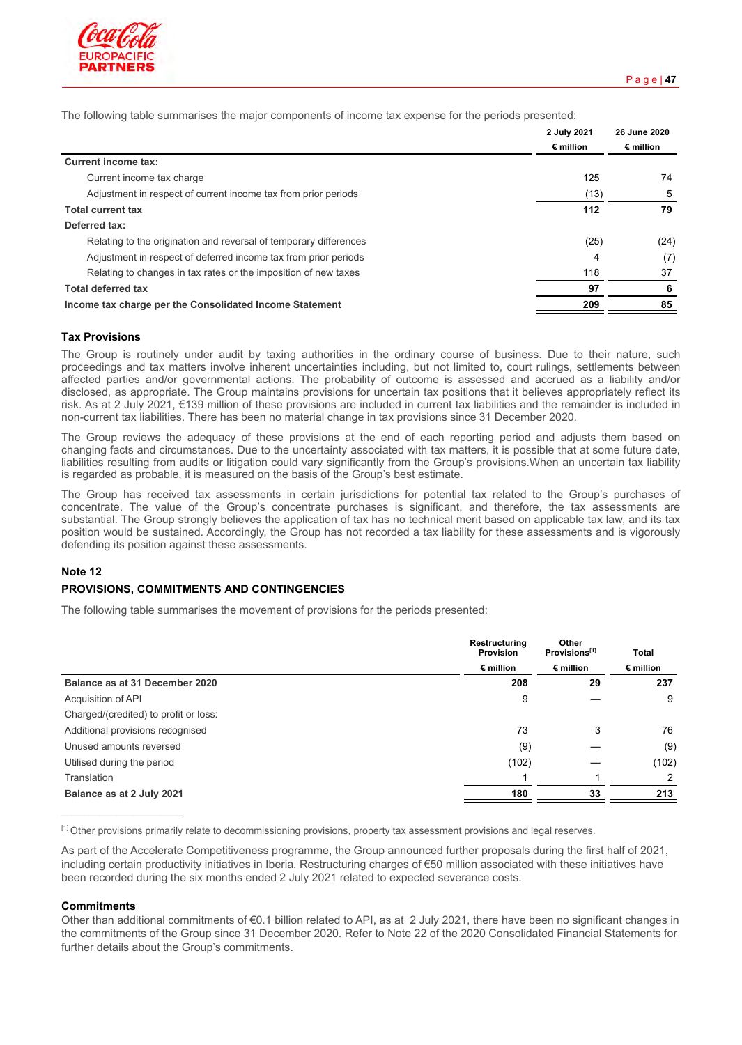The following table summarises the major components of income tax expense for the periods presented:

| | 2 July 2021 € million | 26 June 2020 € million |
|---|---|---|
| **Current income tax:** | | |
| Current income tax charge | 125 | 74 |
| Adjustment in respect of current income tax from prior periods | (13) | 5 |
| **Total current tax** | **112** | **79** |
| **Deferred tax:** | | |
| Relating to the origination and reversal of temporary differences | (25) | (24) |
| Adjustment in respect of deferred income tax from prior periods | 4 | (7) |
| Relating to changes in tax rates or the imposition of new taxes | 118 | 37 |
| **Total deferred tax** | **97** | **6** |
| **Income tax charge per the Consolidated Income Statement** | **209** | **85** |

### Tax Provisions

The Group is routinely under audit by taxing authorities in the ordinary course of business. Due to their nature, such proceedings and tax matters involve inherent uncertainties including, but not limited to, court rulings, settlements between affected parties and/or governmental actions. The probability of outcome is assessed and accrued as a liability and/or disclosed, as appropriate. The Group maintains provisions for uncertain tax positions that it believes appropriately reflect its risk. As at 2 July 2021, €139 million of these provisions are included in current tax liabilities and the remainder is included in non-current tax liabilities. There has been no material change in tax provisions since 31 December 2020.

The Group reviews the adequacy of these provisions at the end of each reporting period and adjusts them based on changing facts and circumstances. Due to the uncertainty associated with tax matters, it is possible that at some future date, liabilities resulting from audits or litigation could vary significantly from the Group's provisions.When an uncertain tax liability is regarded as probable, it is measured on the basis of the Group's best estimate.

The Group has received tax assessments in certain jurisdictions for potential tax related to the Group's purchases of concentrate. The value of the Group's concentrate purchases is significant, and therefore, the tax assessments are substantial. The Group strongly believes the application of tax has no technical merit based on applicable tax law, and its tax position would be sustained. Accordingly, the Group has not recorded a tax liability for these assessments and is vigorously defending its position against these assessments.

### Note 12

### PROVISIONS, COMMITMENTS AND CONTINGENCIES

The following table summarises the movement of provisions for the periods presented:

| | Restructuring Provision € million | Other Provisions[1] € million | Total € million |
|---|---|---|---|
| **Balance as at 31 December 2020** | **208** | **29** | **237** |
| Acquisition of API | 9 | — | 9 |
| Charged/(credited) to profit or loss: | | | |
| Additional provisions recognised | 73 | 3 | 76 |
| Unused amounts reversed | (9) | — | (9) |
| Utilised during the period | (102) | — | (102) |
| Translation | 1 | 1 | 2 |
| **Balance as at 2 July 2021** | **180** | **33** | **213** |

[1] Other provisions primarily relate to decommissioning provisions, property tax assessment provisions and legal reserves.

As part of the Accelerate Competitiveness programme, the Group announced further proposals during the first half of 2021, including certain productivity initiatives in Iberia. Restructuring charges of €50 million associated with these initiatives have been recorded during the six months ended 2 July 2021 related to expected severance costs.

### Commitments

Other than additional commitments of €0.1 billion related to API, as at 2 July 2021, there have been no significant changes in the commitments of the Group since 31 December 2020. Refer to Note 22 of the 2020 Consolidated Financial Statements for further details about the Group's commitments.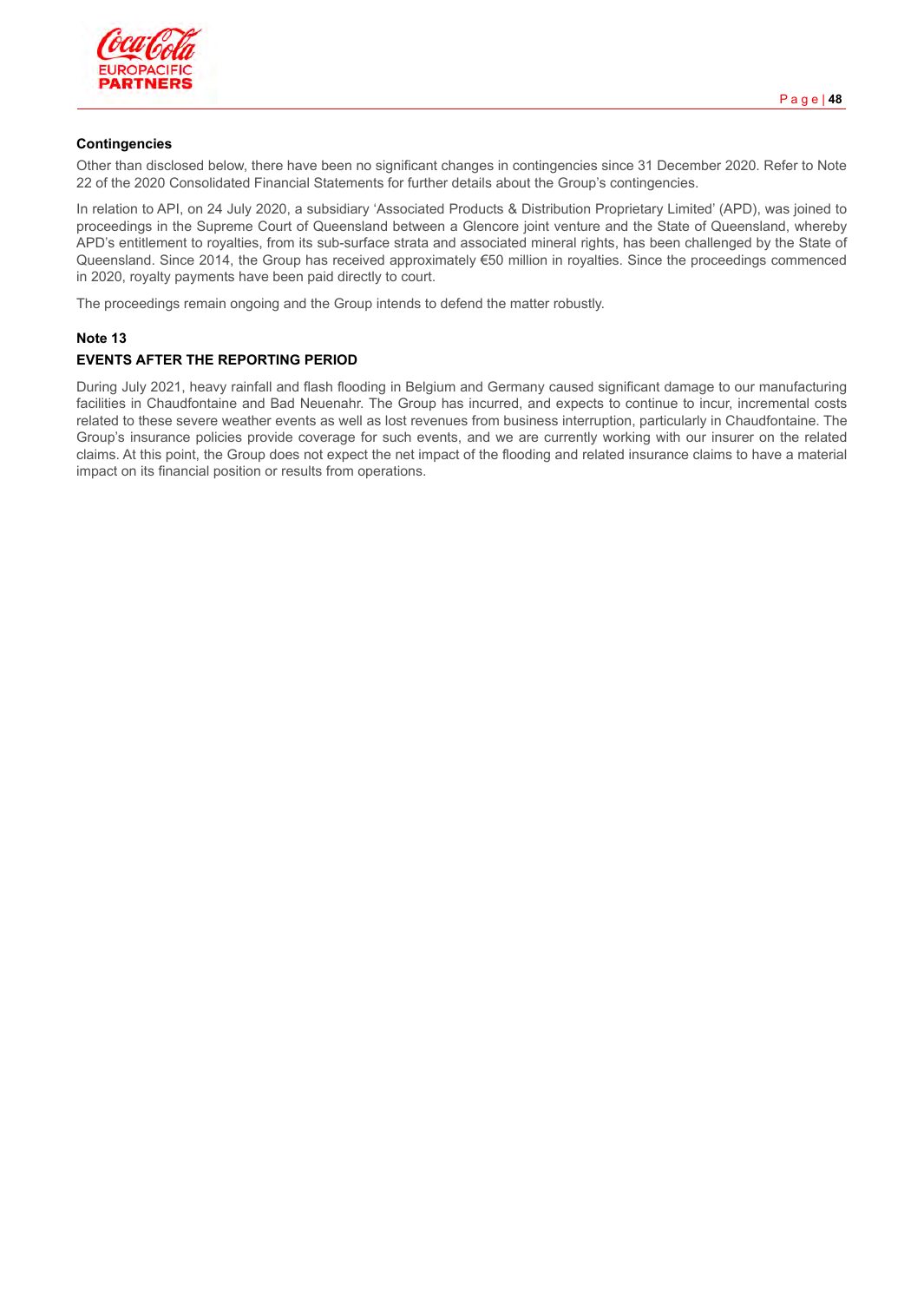**Contingencies**

Other than disclosed below, there have been no significant changes in contingencies since 31 December 2020. Refer to Note 22 of the 2020 Consolidated Financial Statements for further details about the Group's contingencies.

In relation to API, on 24 July 2020, a subsidiary 'Associated Products & Distribution Proprietary Limited' (APD), was joined to proceedings in the Supreme Court of Queensland between a Glencore joint venture and the State of Queensland, whereby APD's entitlement to royalties, from its sub-surface strata and associated mineral rights, has been challenged by the State of Queensland. Since 2014, the Group has received approximately €50 million in royalties. Since the proceedings commenced in 2020, royalty payments have been paid directly to court.

The proceedings remain ongoing and the Group intends to defend the matter robustly.

## Note 13

## EVENTS AFTER THE REPORTING PERIOD

During July 2021, heavy rainfall and flash flooding in Belgium and Germany caused significant damage to our manufacturing facilities in Chaudfontaine and Bad Neuenahr. The Group has incurred, and expects to continue to incur, incremental costs related to these severe weather events as well as lost revenues from business interruption, particularly in Chaudfontaine. The Group's insurance policies provide coverage for such events, and we are currently working with our insurer on the related claims. At this point, the Group does not expect the net impact of the flooding and related insurance claims to have a material impact on its financial position or results from operations.